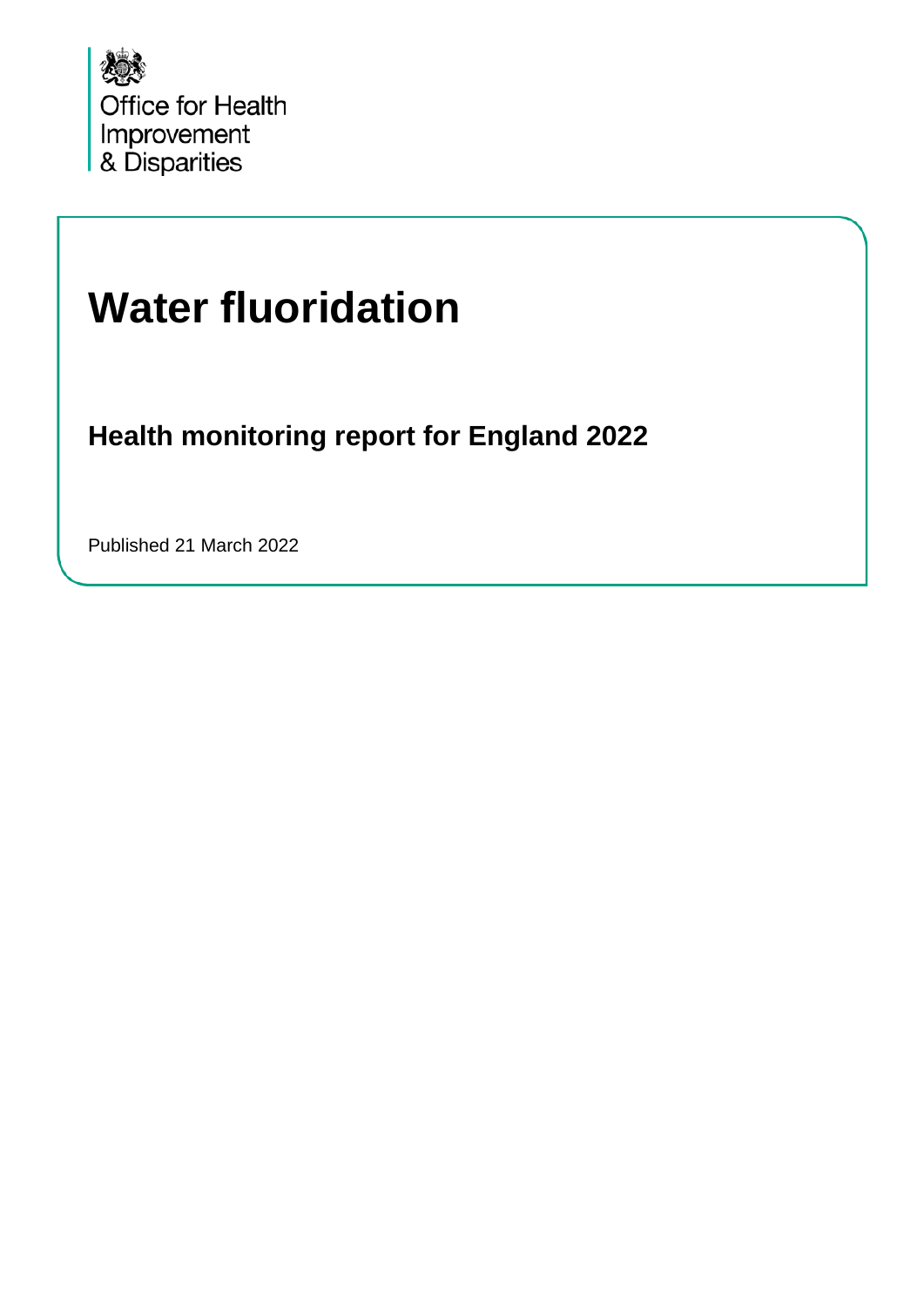Office for Health Improvement & Disparities

# Water fluoridation

## Health monitoring report for England 2022

Published 21 March 2022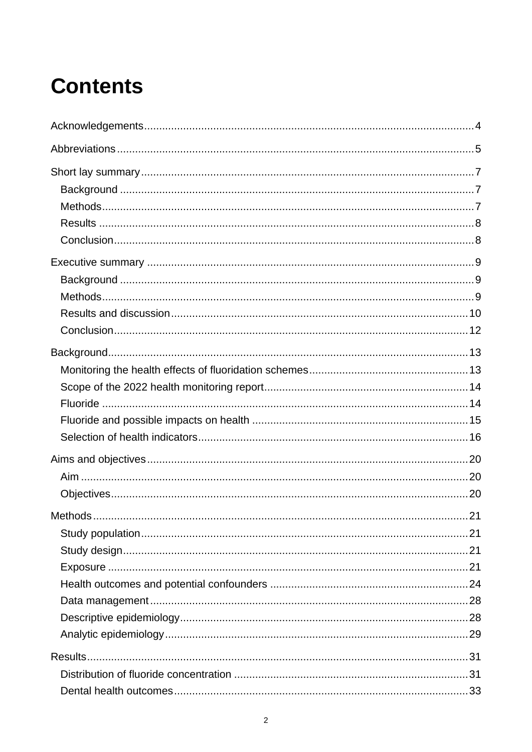# Contents

Acknowledgements....4

Abbreviations....5

Short lay summary....7

- Background....7
- Methods....7
- Results....8
- Conclusion....8

Executive summary....9

- Background....9
- Methods....9
- Results and discussion....10
- Conclusion....12

Background....13

- Monitoring the health effects of fluoridation schemes....13
- Scope of the 2022 health monitoring report....14
- Fluoride....14
- Fluoride and possible impacts on health....15
- Selection of health indicators....16

Aims and objectives....20

- Aim....20
- Objectives....20

Methods....21

- Study population....21
- Study design....21
- Exposure....21
- Health outcomes and potential confounders....24
- Data management....28
- Descriptive epidemiology....28
- Analytic epidemiology....29

Results....31

- Distribution of fluoride concentration....31
- Dental health outcomes....33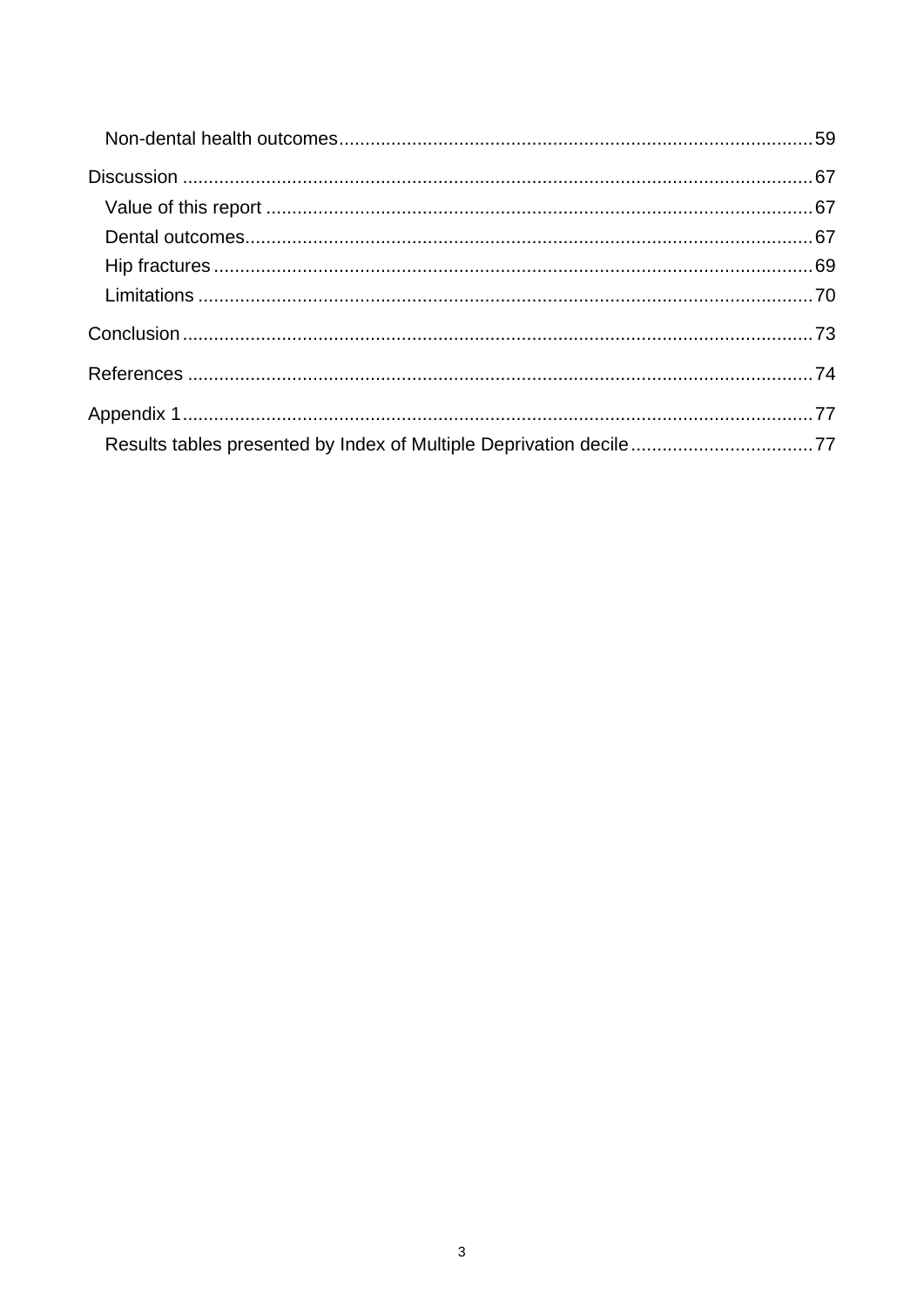- Non-dental health outcomes .......... 59

Discussion .......... 67

- Value of this report .......... 67
- Dental outcomes .......... 67
- Hip fractures .......... 69
- Limitations .......... 70

Conclusion .......... 73

References .......... 74

Appendix 1 .......... 77

- Results tables presented by Index of Multiple Deprivation decile .......... 77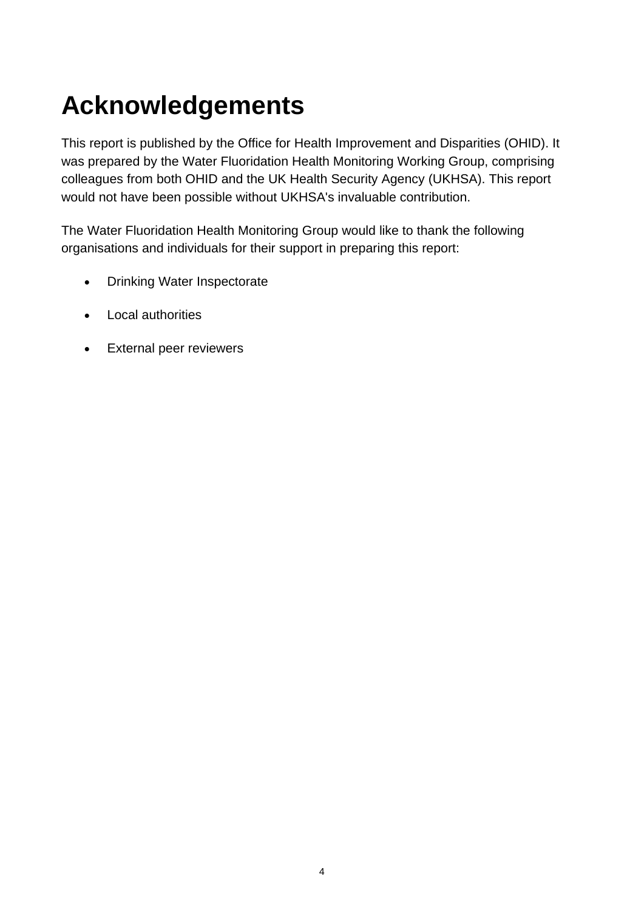# Acknowledgements

This report is published by the Office for Health Improvement and Disparities (OHID). It was prepared by the Water Fluoridation Health Monitoring Working Group, comprising colleagues from both OHID and the UK Health Security Agency (UKHSA). This report would not have been possible without UKHSA's invaluable contribution.

The Water Fluoridation Health Monitoring Group would like to thank the following organisations and individuals for their support in preparing this report:

- Drinking Water Inspectorate
- Local authorities
- External peer reviewers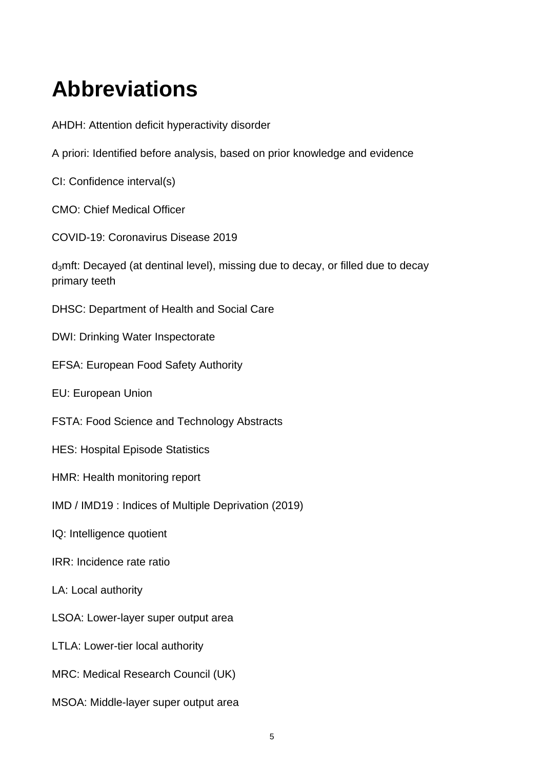# Abbreviations

AHDH: Attention deficit hyperactivity disorder

A priori: Identified before analysis, based on prior knowledge and evidence

CI: Confidence interval(s)

CMO: Chief Medical Officer

COVID-19: Coronavirus Disease 2019

$d_3$mft: Decayed (at dentinal level), missing due to decay, or filled due to decay primary teeth

DHSC: Department of Health and Social Care

DWI: Drinking Water Inspectorate

EFSA: European Food Safety Authority

EU: European Union

FSTA: Food Science and Technology Abstracts

HES: Hospital Episode Statistics

HMR: Health monitoring report

IMD / IMD19 : Indices of Multiple Deprivation (2019)

IQ: Intelligence quotient

IRR: Incidence rate ratio

LA: Local authority

LSOA: Lower-layer super output area

LTLA: Lower-tier local authority

MRC: Medical Research Council (UK)

MSOA: Middle-layer super output area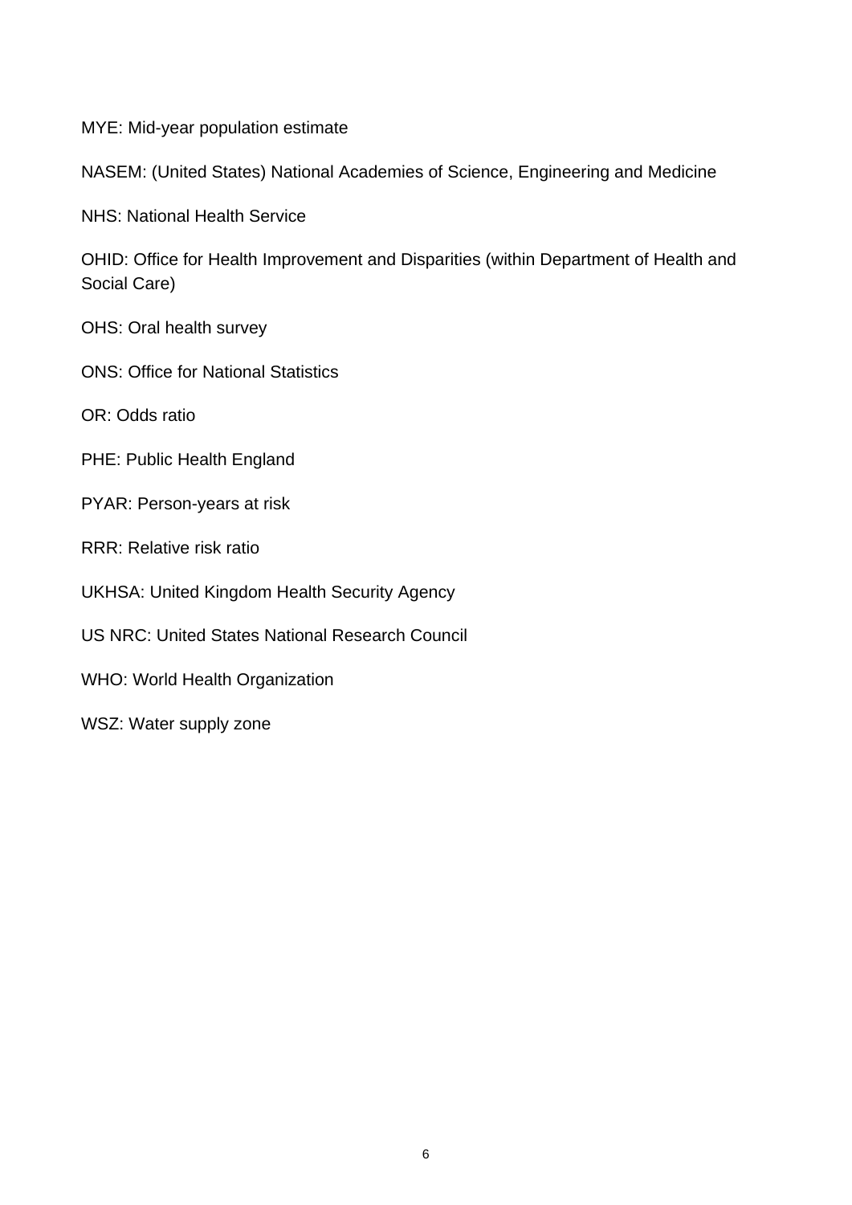MYE: Mid-year population estimate

NASEM: (United States) National Academies of Science, Engineering and Medicine

NHS: National Health Service

OHID: Office for Health Improvement and Disparities (within Department of Health and Social Care)

OHS: Oral health survey

ONS: Office for National Statistics

OR: Odds ratio

PHE: Public Health England

PYAR: Person-years at risk

RRR: Relative risk ratio

UKHSA: United Kingdom Health Security Agency

US NRC: United States National Research Council

WHO: World Health Organization

WSZ: Water supply zone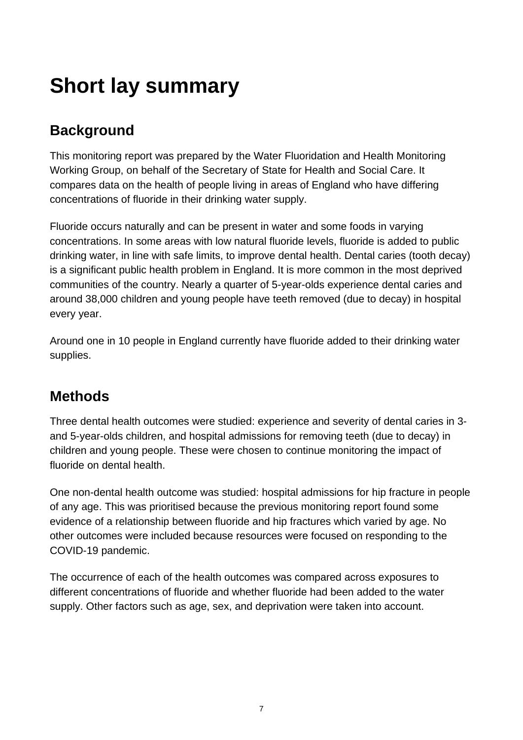# Short lay summary

## Background

This monitoring report was prepared by the Water Fluoridation and Health Monitoring Working Group, on behalf of the Secretary of State for Health and Social Care. It compares data on the health of people living in areas of England who have differing concentrations of fluoride in their drinking water supply.

Fluoride occurs naturally and can be present in water and some foods in varying concentrations. In some areas with low natural fluoride levels, fluoride is added to public drinking water, in line with safe limits, to improve dental health. Dental caries (tooth decay) is a significant public health problem in England. It is more common in the most deprived communities of the country. Nearly a quarter of 5-year-olds experience dental caries and around 38,000 children and young people have teeth removed (due to decay) in hospital every year.

Around one in 10 people in England currently have fluoride added to their drinking water supplies.

## Methods

Three dental health outcomes were studied: experience and severity of dental caries in 3- and 5-year-olds children, and hospital admissions for removing teeth (due to decay) in children and young people. These were chosen to continue monitoring the impact of fluoride on dental health.

One non-dental health outcome was studied: hospital admissions for hip fracture in people of any age. This was prioritised because the previous monitoring report found some evidence of a relationship between fluoride and hip fractures which varied by age. No other outcomes were included because resources were focused on responding to the COVID-19 pandemic.

The occurrence of each of the health outcomes was compared across exposures to different concentrations of fluoride and whether fluoride had been added to the water supply. Other factors such as age, sex, and deprivation were taken into account.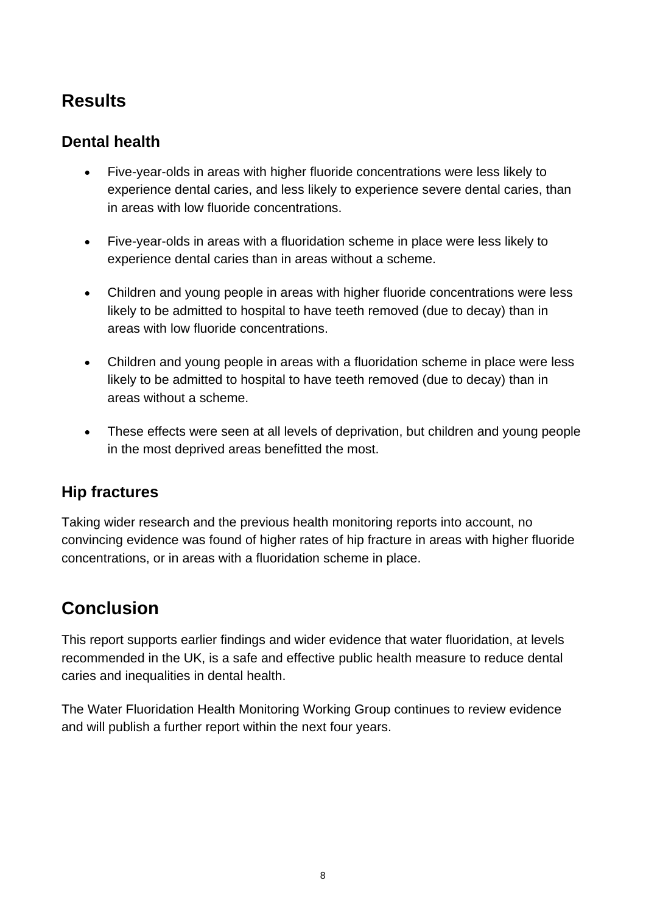## Results

### Dental health

- Five-year-olds in areas with higher fluoride concentrations were less likely to experience dental caries, and less likely to experience severe dental caries, than in areas with low fluoride concentrations.
- Five-year-olds in areas with a fluoridation scheme in place were less likely to experience dental caries than in areas without a scheme.
- Children and young people in areas with higher fluoride concentrations were less likely to be admitted to hospital to have teeth removed (due to decay) than in areas with low fluoride concentrations.
- Children and young people in areas with a fluoridation scheme in place were less likely to be admitted to hospital to have teeth removed (due to decay) than in areas without a scheme.
- These effects were seen at all levels of deprivation, but children and young people in the most deprived areas benefitted the most.

### Hip fractures

Taking wider research and the previous health monitoring reports into account, no convincing evidence was found of higher rates of hip fracture in areas with higher fluoride concentrations, or in areas with a fluoridation scheme in place.

## Conclusion

This report supports earlier findings and wider evidence that water fluoridation, at levels recommended in the UK, is a safe and effective public health measure to reduce dental caries and inequalities in dental health.

The Water Fluoridation Health Monitoring Working Group continues to review evidence and will publish a further report within the next four years.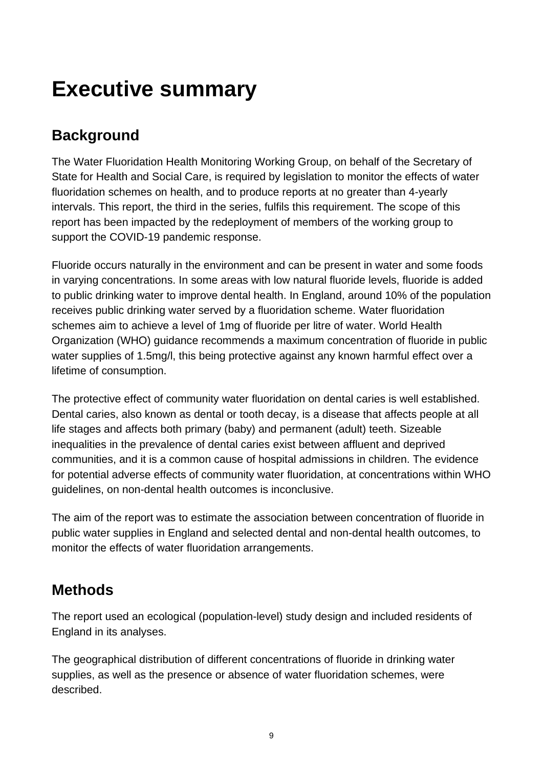# Executive summary

## Background

The Water Fluoridation Health Monitoring Working Group, on behalf of the Secretary of State for Health and Social Care, is required by legislation to monitor the effects of water fluoridation schemes on health, and to produce reports at no greater than 4-yearly intervals. This report, the third in the series, fulfils this requirement. The scope of this report has been impacted by the redeployment of members of the working group to support the COVID-19 pandemic response.

Fluoride occurs naturally in the environment and can be present in water and some foods in varying concentrations. In some areas with low natural fluoride levels, fluoride is added to public drinking water to improve dental health. In England, around 10% of the population receives public drinking water served by a fluoridation scheme. Water fluoridation schemes aim to achieve a level of 1mg of fluoride per litre of water. World Health Organization (WHO) guidance recommends a maximum concentration of fluoride in public water supplies of 1.5mg/l, this being protective against any known harmful effect over a lifetime of consumption.

The protective effect of community water fluoridation on dental caries is well established. Dental caries, also known as dental or tooth decay, is a disease that affects people at all life stages and affects both primary (baby) and permanent (adult) teeth. Sizeable inequalities in the prevalence of dental caries exist between affluent and deprived communities, and it is a common cause of hospital admissions in children. The evidence for potential adverse effects of community water fluoridation, at concentrations within WHO guidelines, on non-dental health outcomes is inconclusive.

The aim of the report was to estimate the association between concentration of fluoride in public water supplies in England and selected dental and non-dental health outcomes, to monitor the effects of water fluoridation arrangements.

## Methods

The report used an ecological (population-level) study design and included residents of England in its analyses.

The geographical distribution of different concentrations of fluoride in drinking water supplies, as well as the presence or absence of water fluoridation schemes, were described.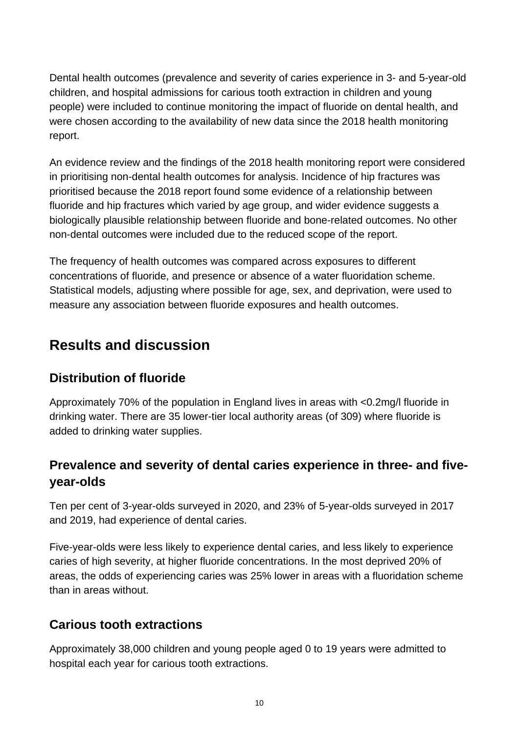Dental health outcomes (prevalence and severity of caries experience in 3- and 5-year-old children, and hospital admissions for carious tooth extraction in children and young people) were included to continue monitoring the impact of fluoride on dental health, and were chosen according to the availability of new data since the 2018 health monitoring report.

An evidence review and the findings of the 2018 health monitoring report were considered in prioritising non-dental health outcomes for analysis. Incidence of hip fractures was prioritised because the 2018 report found some evidence of a relationship between fluoride and hip fractures which varied by age group, and wider evidence suggests a biologically plausible relationship between fluoride and bone-related outcomes. No other non-dental outcomes were included due to the reduced scope of the report.

The frequency of health outcomes was compared across exposures to different concentrations of fluoride, and presence or absence of a water fluoridation scheme. Statistical models, adjusting where possible for age, sex, and deprivation, were used to measure any association between fluoride exposures and health outcomes.

## Results and discussion

### Distribution of fluoride

Approximately 70% of the population in England lives in areas with <0.2mg/l fluoride in drinking water. There are 35 lower-tier local authority areas (of 309) where fluoride is added to drinking water supplies.

### Prevalence and severity of dental caries experience in three- and five-year-olds

Ten per cent of 3-year-olds surveyed in 2020, and 23% of 5-year-olds surveyed in 2017 and 2019, had experience of dental caries.

Five-year-olds were less likely to experience dental caries, and less likely to experience caries of high severity, at higher fluoride concentrations. In the most deprived 20% of areas, the odds of experiencing caries was 25% lower in areas with a fluoridation scheme than in areas without.

### Carious tooth extractions

Approximately 38,000 children and young people aged 0 to 19 years were admitted to hospital each year for carious tooth extractions.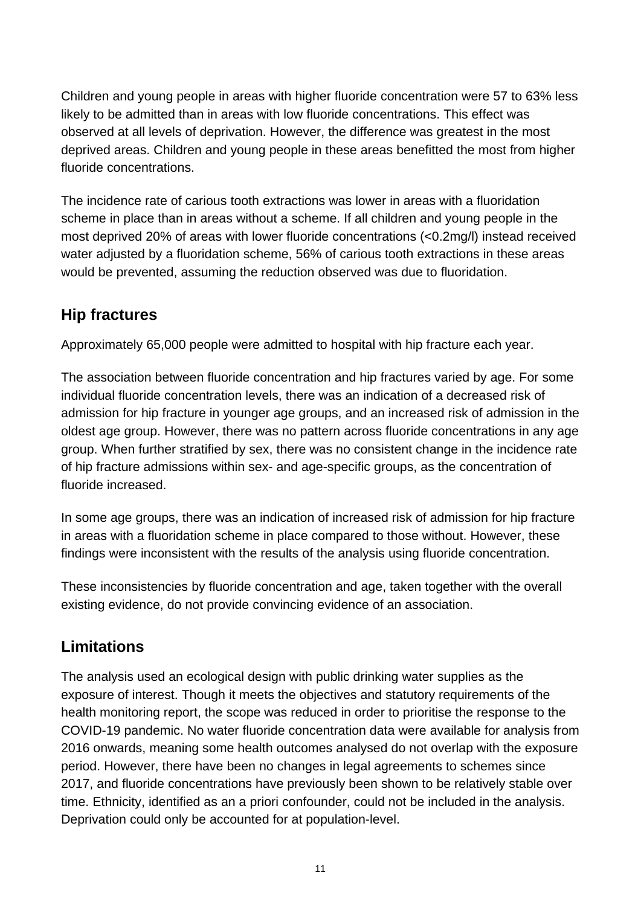Children and young people in areas with higher fluoride concentration were 57 to 63% less likely to be admitted than in areas with low fluoride concentrations. This effect was observed at all levels of deprivation. However, the difference was greatest in the most deprived areas. Children and young people in these areas benefitted the most from higher fluoride concentrations.

The incidence rate of carious tooth extractions was lower in areas with a fluoridation scheme in place than in areas without a scheme. If all children and young people in the most deprived 20% of areas with lower fluoride concentrations (<0.2mg/l) instead received water adjusted by a fluoridation scheme, 56% of carious tooth extractions in these areas would be prevented, assuming the reduction observed was due to fluoridation.

## Hip fractures

Approximately 65,000 people were admitted to hospital with hip fracture each year.

The association between fluoride concentration and hip fractures varied by age. For some individual fluoride concentration levels, there was an indication of a decreased risk of admission for hip fracture in younger age groups, and an increased risk of admission in the oldest age group. However, there was no pattern across fluoride concentrations in any age group. When further stratified by sex, there was no consistent change in the incidence rate of hip fracture admissions within sex- and age-specific groups, as the concentration of fluoride increased.

In some age groups, there was an indication of increased risk of admission for hip fracture in areas with a fluoridation scheme in place compared to those without. However, these findings were inconsistent with the results of the analysis using fluoride concentration.

These inconsistencies by fluoride concentration and age, taken together with the overall existing evidence, do not provide convincing evidence of an association.

## Limitations

The analysis used an ecological design with public drinking water supplies as the exposure of interest. Though it meets the objectives and statutory requirements of the health monitoring report, the scope was reduced in order to prioritise the response to the COVID-19 pandemic. No water fluoride concentration data were available for analysis from 2016 onwards, meaning some health outcomes analysed do not overlap with the exposure period. However, there have been no changes in legal agreements to schemes since 2017, and fluoride concentrations have previously been shown to be relatively stable over time. Ethnicity, identified as an a priori confounder, could not be included in the analysis. Deprivation could only be accounted for at population-level.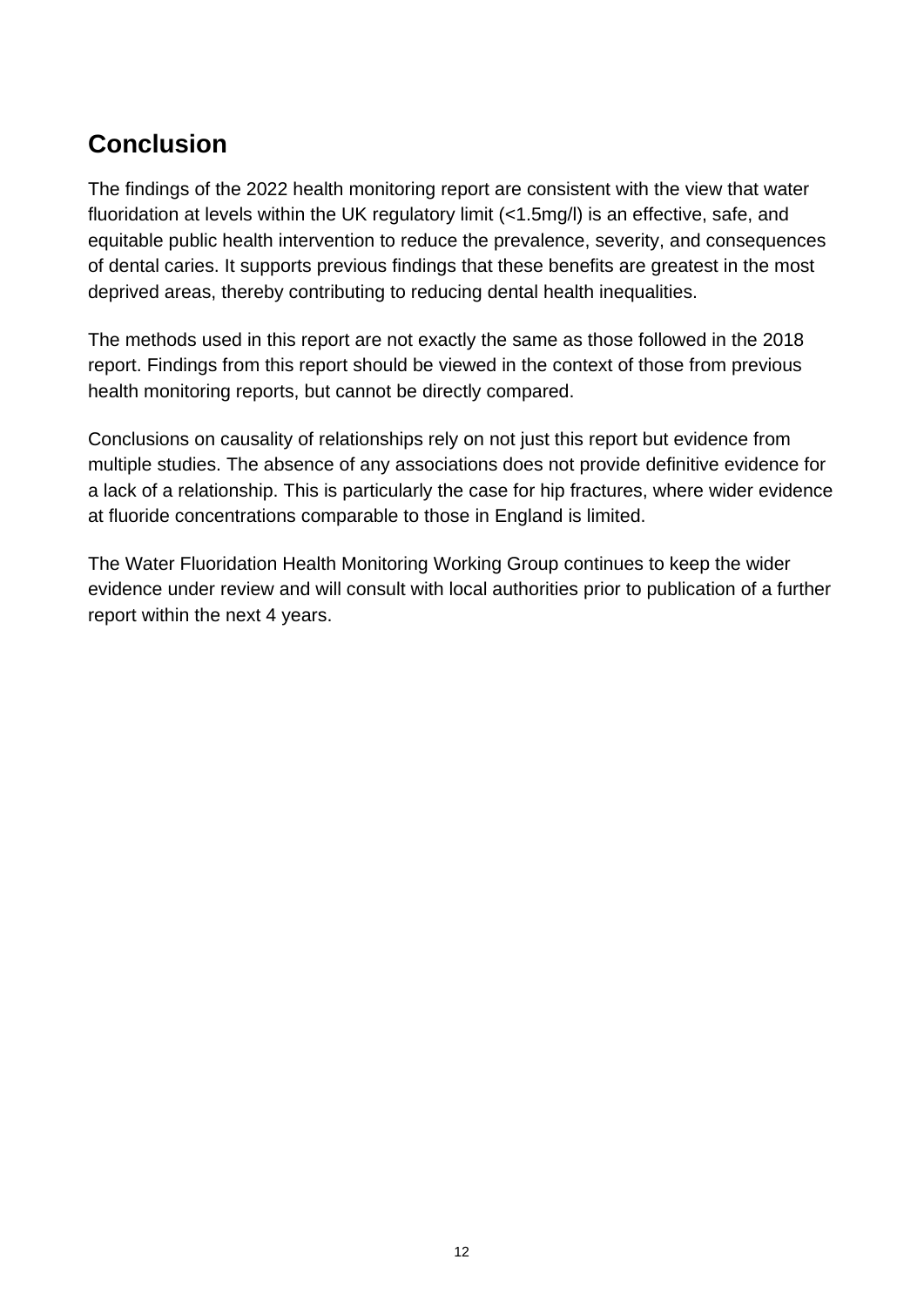## Conclusion

The findings of the 2022 health monitoring report are consistent with the view that water fluoridation at levels within the UK regulatory limit (<1.5mg/l) is an effective, safe, and equitable public health intervention to reduce the prevalence, severity, and consequences of dental caries. It supports previous findings that these benefits are greatest in the most deprived areas, thereby contributing to reducing dental health inequalities.

The methods used in this report are not exactly the same as those followed in the 2018 report. Findings from this report should be viewed in the context of those from previous health monitoring reports, but cannot be directly compared.

Conclusions on causality of relationships rely on not just this report but evidence from multiple studies. The absence of any associations does not provide definitive evidence for a lack of a relationship. This is particularly the case for hip fractures, where wider evidence at fluoride concentrations comparable to those in England is limited.

The Water Fluoridation Health Monitoring Working Group continues to keep the wider evidence under review and will consult with local authorities prior to publication of a further report within the next 4 years.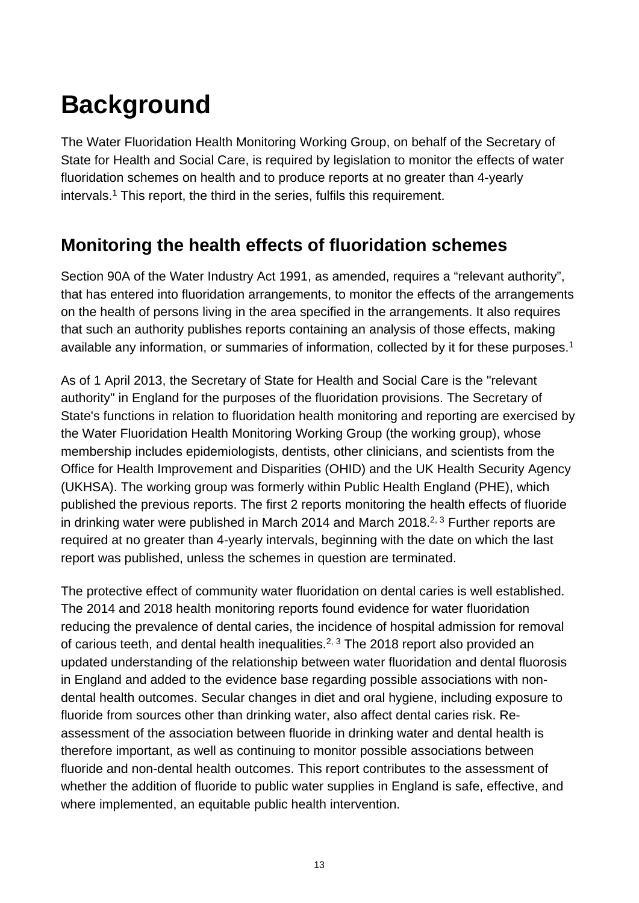# Background

The Water Fluoridation Health Monitoring Working Group, on behalf of the Secretary of State for Health and Social Care, is required by legislation to monitor the effects of water fluoridation schemes on health and to produce reports at no greater than 4-yearly intervals.[1] This report, the third in the series, fulfils this requirement.

## Monitoring the health effects of fluoridation schemes

Section 90A of the Water Industry Act 1991, as amended, requires a "relevant authority", that has entered into fluoridation arrangements, to monitor the effects of the arrangements on the health of persons living in the area specified in the arrangements. It also requires that such an authority publishes reports containing an analysis of those effects, making available any information, or summaries of information, collected by it for these purposes.[1]

As of 1 April 2013, the Secretary of State for Health and Social Care is the "relevant authority" in England for the purposes of the fluoridation provisions. The Secretary of State's functions in relation to fluoridation health monitoring and reporting are exercised by the Water Fluoridation Health Monitoring Working Group (the working group), whose membership includes epidemiologists, dentists, other clinicians, and scientists from the Office for Health Improvement and Disparities (OHID) and the UK Health Security Agency (UKHSA). The working group was formerly within Public Health England (PHE), which published the previous reports. The first 2 reports monitoring the health effects of fluoride in drinking water were published in March 2014 and March 2018.[2, 3] Further reports are required at no greater than 4-yearly intervals, beginning with the date on which the last report was published, unless the schemes in question are terminated.

The protective effect of community water fluoridation on dental caries is well established. The 2014 and 2018 health monitoring reports found evidence for water fluoridation reducing the prevalence of dental caries, the incidence of hospital admission for removal of carious teeth, and dental health inequalities.[2, 3] The 2018 report also provided an updated understanding of the relationship between water fluoridation and dental fluorosis in England and added to the evidence base regarding possible associations with non-dental health outcomes. Secular changes in diet and oral hygiene, including exposure to fluoride from sources other than drinking water, also affect dental caries risk. Re-assessment of the association between fluoride in drinking water and dental health is therefore important, as well as continuing to monitor possible associations between fluoride and non-dental health outcomes. This report contributes to the assessment of whether the addition of fluoride to public water supplies in England is safe, effective, and where implemented, an equitable public health intervention.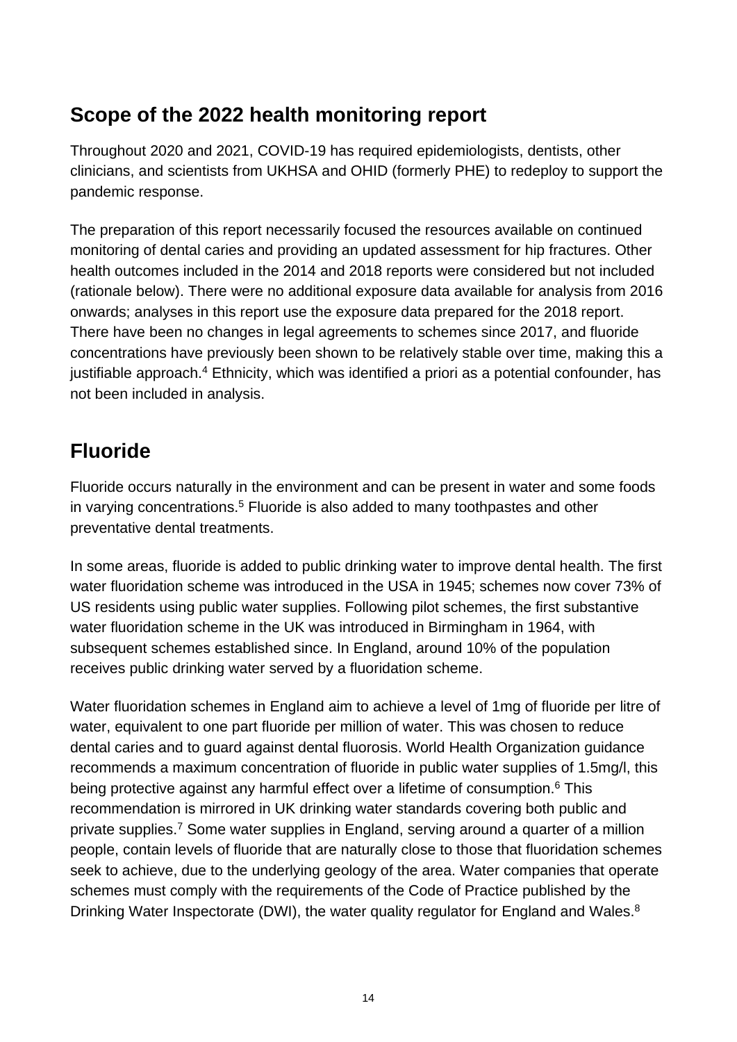## Scope of the 2022 health monitoring report

Throughout 2020 and 2021, COVID-19 has required epidemiologists, dentists, other clinicians, and scientists from UKHSA and OHID (formerly PHE) to redeploy to support the pandemic response.

The preparation of this report necessarily focused the resources available on continued monitoring of dental caries and providing an updated assessment for hip fractures. Other health outcomes included in the 2014 and 2018 reports were considered but not included (rationale below). There were no additional exposure data available for analysis from 2016 onwards; analyses in this report use the exposure data prepared for the 2018 report. There have been no changes in legal agreements to schemes since 2017, and fluoride concentrations have previously been shown to be relatively stable over time, making this a justifiable approach.[4] Ethnicity, which was identified a priori as a potential confounder, has not been included in analysis.

## Fluoride

Fluoride occurs naturally in the environment and can be present in water and some foods in varying concentrations.[5] Fluoride is also added to many toothpastes and other preventative dental treatments.

In some areas, fluoride is added to public drinking water to improve dental health. The first water fluoridation scheme was introduced in the USA in 1945; schemes now cover 73% of US residents using public water supplies. Following pilot schemes, the first substantive water fluoridation scheme in the UK was introduced in Birmingham in 1964, with subsequent schemes established since. In England, around 10% of the population receives public drinking water served by a fluoridation scheme.

Water fluoridation schemes in England aim to achieve a level of 1mg of fluoride per litre of water, equivalent to one part fluoride per million of water. This was chosen to reduce dental caries and to guard against dental fluorosis. World Health Organization guidance recommends a maximum concentration of fluoride in public water supplies of 1.5mg/l, this being protective against any harmful effect over a lifetime of consumption.[6] This recommendation is mirrored in UK drinking water standards covering both public and private supplies.[7] Some water supplies in England, serving around a quarter of a million people, contain levels of fluoride that are naturally close to those that fluoridation schemes seek to achieve, due to the underlying geology of the area. Water companies that operate schemes must comply with the requirements of the Code of Practice published by the Drinking Water Inspectorate (DWI), the water quality regulator for England and Wales.[8]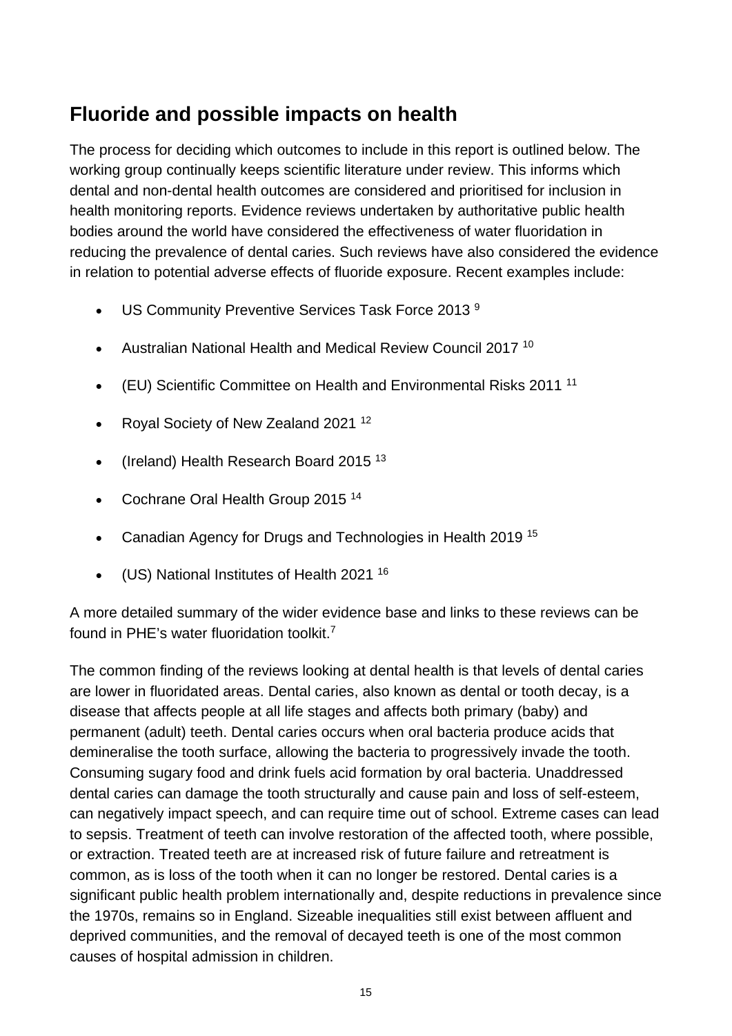## Fluoride and possible impacts on health

The process for deciding which outcomes to include in this report is outlined below. The working group continually keeps scientific literature under review. This informs which dental and non-dental health outcomes are considered and prioritised for inclusion in health monitoring reports. Evidence reviews undertaken by authoritative public health bodies around the world have considered the effectiveness of water fluoridation in reducing the prevalence of dental caries. Such reviews have also considered the evidence in relation to potential adverse effects of fluoride exposure. Recent examples include:

- US Community Preventive Services Task Force 2013 [9]
- Australian National Health and Medical Review Council 2017 [10]
- (EU) Scientific Committee on Health and Environmental Risks 2011 [11]
- Royal Society of New Zealand 2021 [12]
- (Ireland) Health Research Board 2015 [13]
- Cochrane Oral Health Group 2015 [14]
- Canadian Agency for Drugs and Technologies in Health 2019 [15]
- (US) National Institutes of Health 2021 [16]

A more detailed summary of the wider evidence base and links to these reviews can be found in PHE's water fluoridation toolkit.[7]

The common finding of the reviews looking at dental health is that levels of dental caries are lower in fluoridated areas. Dental caries, also known as dental or tooth decay, is a disease that affects people at all life stages and affects both primary (baby) and permanent (adult) teeth. Dental caries occurs when oral bacteria produce acids that demineralise the tooth surface, allowing the bacteria to progressively invade the tooth. Consuming sugary food and drink fuels acid formation by oral bacteria. Unaddressed dental caries can damage the tooth structurally and cause pain and loss of self-esteem, can negatively impact speech, and can require time out of school. Extreme cases can lead to sepsis. Treatment of teeth can involve restoration of the affected tooth, where possible, or extraction. Treated teeth are at increased risk of future failure and retreatment is common, as is loss of the tooth when it can no longer be restored. Dental caries is a significant public health problem internationally and, despite reductions in prevalence since the 1970s, remains so in England. Sizeable inequalities still exist between affluent and deprived communities, and the removal of decayed teeth is one of the most common causes of hospital admission in children.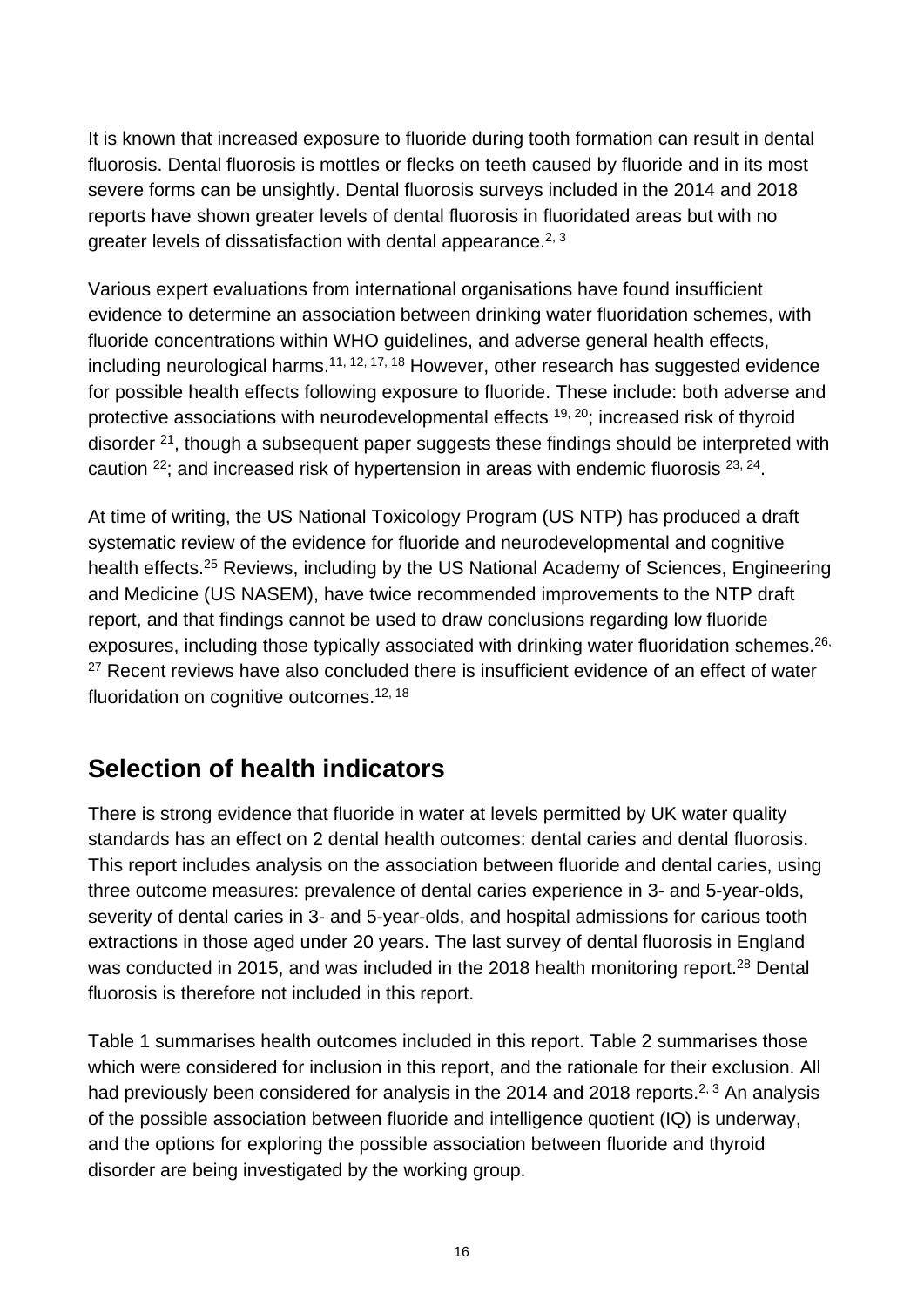It is known that increased exposure to fluoride during tooth formation can result in dental fluorosis. Dental fluorosis is mottles or flecks on teeth caused by fluoride and in its most severe forms can be unsightly. Dental fluorosis surveys included in the 2014 and 2018 reports have shown greater levels of dental fluorosis in fluoridated areas but with no greater levels of dissatisfaction with dental appearance.[2, 3]

Various expert evaluations from international organisations have found insufficient evidence to determine an association between drinking water fluoridation schemes, with fluoride concentrations within WHO guidelines, and adverse general health effects, including neurological harms.[11, 12, 17, 18] However, other research has suggested evidence for possible health effects following exposure to fluoride. These include: both adverse and protective associations with neurodevelopmental effects [19, 20]; increased risk of thyroid disorder [21], though a subsequent paper suggests these findings should be interpreted with caution [22]; and increased risk of hypertension in areas with endemic fluorosis [23, 24].

At time of writing, the US National Toxicology Program (US NTP) has produced a draft systematic review of the evidence for fluoride and neurodevelopmental and cognitive health effects.[25] Reviews, including by the US National Academy of Sciences, Engineering and Medicine (US NASEM), have twice recommended improvements to the NTP draft report, and that findings cannot be used to draw conclusions regarding low fluoride exposures, including those typically associated with drinking water fluoridation schemes.[26, 27] Recent reviews have also concluded there is insufficient evidence of an effect of water fluoridation on cognitive outcomes.[12, 18]

## Selection of health indicators

There is strong evidence that fluoride in water at levels permitted by UK water quality standards has an effect on 2 dental health outcomes: dental caries and dental fluorosis. This report includes analysis on the association between fluoride and dental caries, using three outcome measures: prevalence of dental caries experience in 3- and 5-year-olds, severity of dental caries in 3- and 5-year-olds, and hospital admissions for carious tooth extractions in those aged under 20 years. The last survey of dental fluorosis in England was conducted in 2015, and was included in the 2018 health monitoring report.[28] Dental fluorosis is therefore not included in this report.

Table 1 summarises health outcomes included in this report. Table 2 summarises those which were considered for inclusion in this report, and the rationale for their exclusion. All had previously been considered for analysis in the 2014 and 2018 reports.[2, 3] An analysis of the possible association between fluoride and intelligence quotient (IQ) is underway, and the options for exploring the possible association between fluoride and thyroid disorder are being investigated by the working group.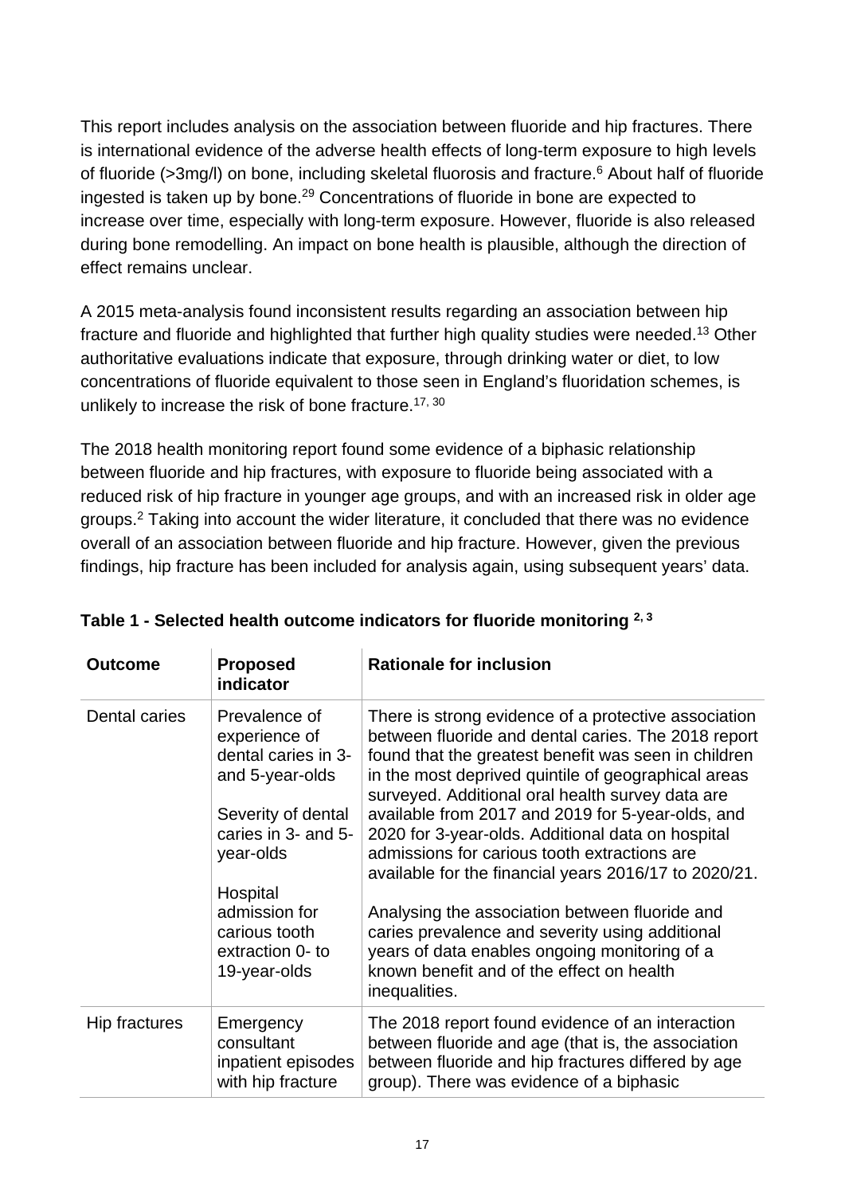This report includes analysis on the association between fluoride and hip fractures. There is international evidence of the adverse health effects of long-term exposure to high levels of fluoride (>3mg/l) on bone, including skeletal fluorosis and fracture.[6] About half of fluoride ingested is taken up by bone.[29] Concentrations of fluoride in bone are expected to increase over time, especially with long-term exposure. However, fluoride is also released during bone remodelling. An impact on bone health is plausible, although the direction of effect remains unclear.

A 2015 meta-analysis found inconsistent results regarding an association between hip fracture and fluoride and highlighted that further high quality studies were needed.[13] Other authoritative evaluations indicate that exposure, through drinking water or diet, to low concentrations of fluoride equivalent to those seen in England's fluoridation schemes, is unlikely to increase the risk of bone fracture.[17, 30]

The 2018 health monitoring report found some evidence of a biphasic relationship between fluoride and hip fractures, with exposure to fluoride being associated with a reduced risk of hip fracture in younger age groups, and with an increased risk in older age groups.[2] Taking into account the wider literature, it concluded that there was no evidence overall of an association between fluoride and hip fracture. However, given the previous findings, hip fracture has been included for analysis again, using subsequent years' data.

**Table 1 - Selected health outcome indicators for fluoride monitoring [2, 3]**

| Outcome | Proposed indicator | Rationale for inclusion |
|---|---|---|
| Dental caries | Prevalence of experience of dental caries in 3- and 5-year-olds<br><br>Severity of dental caries in 3- and 5-year-olds<br><br>Hospital admission for carious tooth extraction 0- to 19-year-olds | There is strong evidence of a protective association between fluoride and dental caries. The 2018 report found that the greatest benefit was seen in children in the most deprived quintile of geographical areas surveyed. Additional oral health survey data are available from 2017 and 2019 for 5-year-olds, and 2020 for 3-year-olds. Additional data on hospital admissions for carious tooth extractions are available for the financial years 2016/17 to 2020/21.<br><br>Analysing the association between fluoride and caries prevalence and severity using additional years of data enables ongoing monitoring of a known benefit and of the effect on health inequalities. |
| Hip fractures | Emergency consultant inpatient episodes with hip fracture | The 2018 report found evidence of an interaction between fluoride and age (that is, the association between fluoride and hip fractures differed by age group). There was evidence of a biphasic |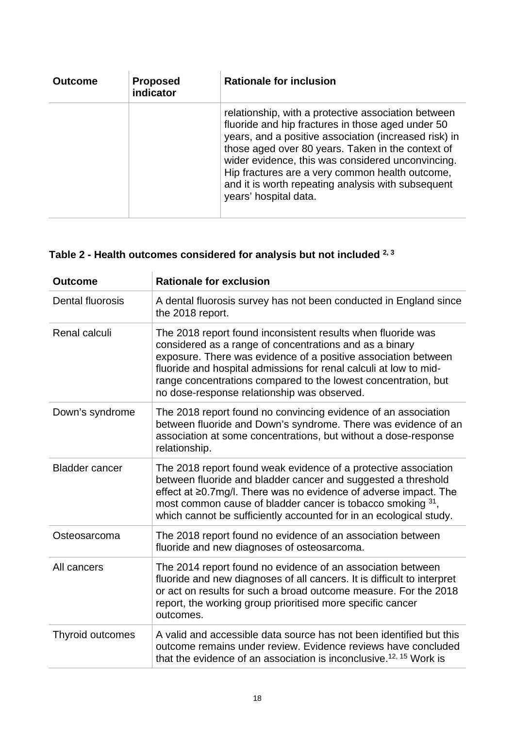| Outcome | Proposed indicator | Rationale for inclusion |
|---|---|---|
| | | relationship, with a protective association between fluoride and hip fractures in those aged under 50 years, and a positive association (increased risk) in those aged over 80 years. Taken in the context of wider evidence, this was considered unconvincing. Hip fractures are a very common health outcome, and it is worth repeating analysis with subsequent years' hospital data. |

**Table 2 - Health outcomes considered for analysis but not included [2, 3]**

| Outcome | Rationale for exclusion |
|---|---|
| Dental fluorosis | A dental fluorosis survey has not been conducted in England since the 2018 report. |
| Renal calculi | The 2018 report found inconsistent results when fluoride was considered as a range of concentrations and as a binary exposure. There was evidence of a positive association between fluoride and hospital admissions for renal calculi at low to mid-range concentrations compared to the lowest concentration, but no dose-response relationship was observed. |
| Down's syndrome | The 2018 report found no convincing evidence of an association between fluoride and Down's syndrome. There was evidence of an association at some concentrations, but without a dose-response relationship. |
| Bladder cancer | The 2018 report found weak evidence of a protective association between fluoride and bladder cancer and suggested a threshold effect at ≥0.7mg/l. There was no evidence of adverse impact. The most common cause of bladder cancer is tobacco smoking [31], which cannot be sufficiently accounted for in an ecological study. |
| Osteosarcoma | The 2018 report found no evidence of an association between fluoride and new diagnoses of osteosarcoma. |
| All cancers | The 2014 report found no evidence of an association between fluoride and new diagnoses of all cancers. It is difficult to interpret or act on results for such a broad outcome measure. For the 2018 report, the working group prioritised more specific cancer outcomes. |
| Thyroid outcomes | A valid and accessible data source has not been identified but this outcome remains under review. Evidence reviews have concluded that the evidence of an association is inconclusive.[12, 15] Work is |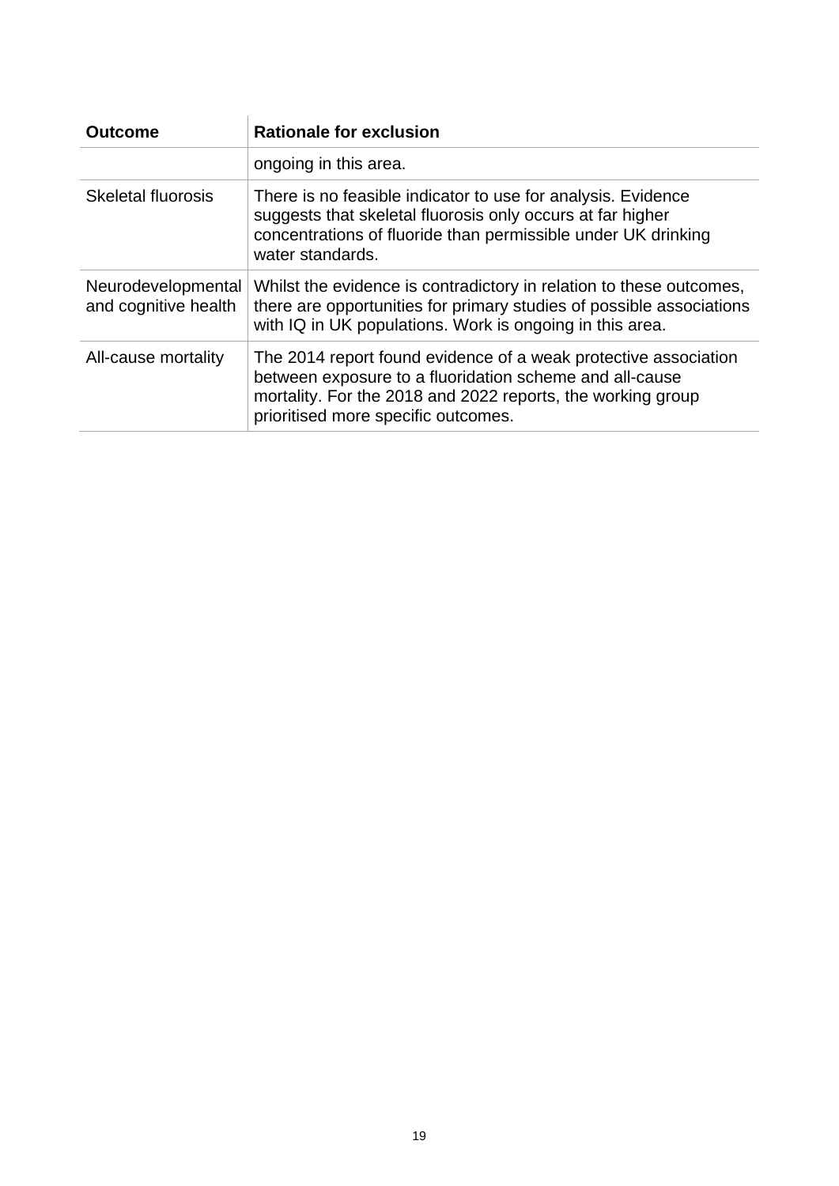| Outcome | Rationale for exclusion |
|---|---|
| | ongoing in this area. |
| Skeletal fluorosis | There is no feasible indicator to use for analysis. Evidence suggests that skeletal fluorosis only occurs at far higher concentrations of fluoride than permissible under UK drinking water standards. |
| Neurodevelopmental and cognitive health | Whilst the evidence is contradictory in relation to these outcomes, there are opportunities for primary studies of possible associations with IQ in UK populations. Work is ongoing in this area. |
| All-cause mortality | The 2014 report found evidence of a weak protective association between exposure to a fluoridation scheme and all-cause mortality. For the 2018 and 2022 reports, the working group prioritised more specific outcomes. |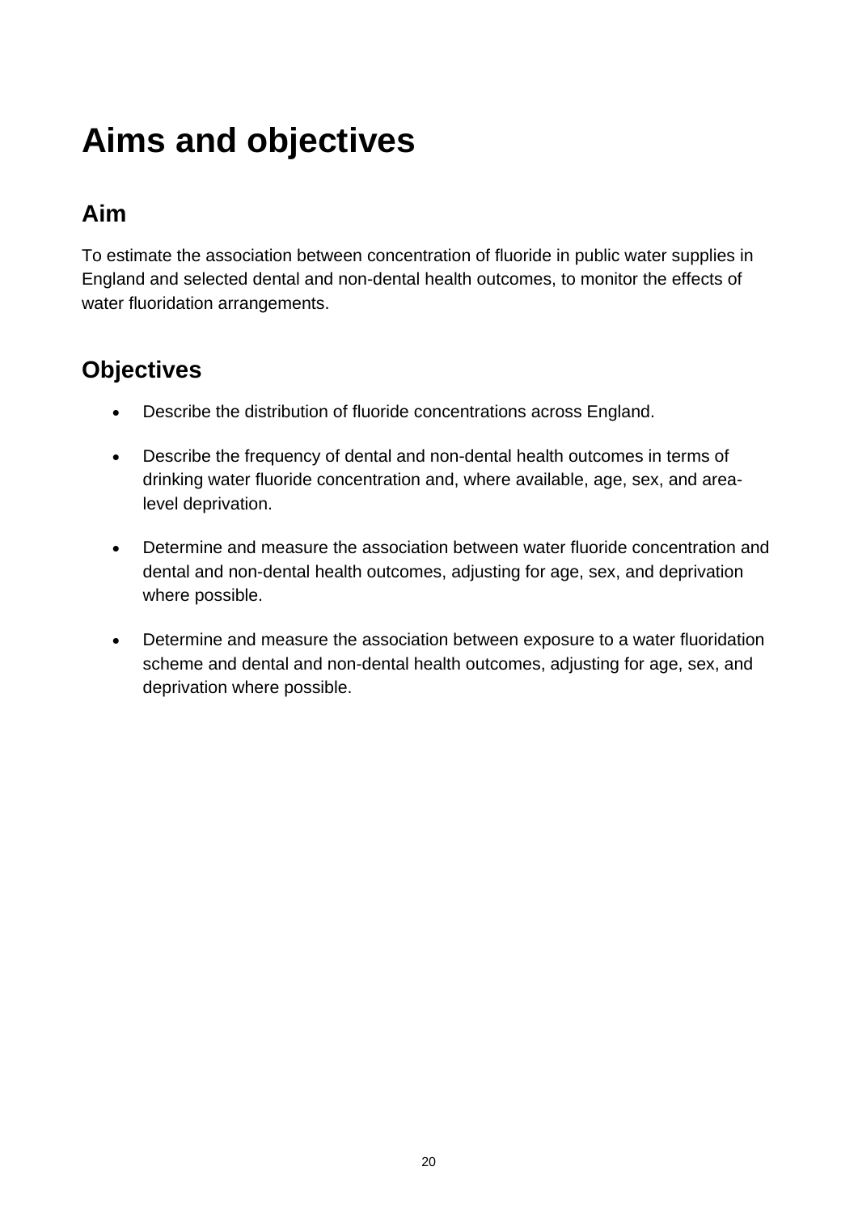# Aims and objectives

## Aim

To estimate the association between concentration of fluoride in public water supplies in England and selected dental and non-dental health outcomes, to monitor the effects of water fluoridation arrangements.

## Objectives

- Describe the distribution of fluoride concentrations across England.
- Describe the frequency of dental and non-dental health outcomes in terms of drinking water fluoride concentration and, where available, age, sex, and area-level deprivation.
- Determine and measure the association between water fluoride concentration and dental and non-dental health outcomes, adjusting for age, sex, and deprivation where possible.
- Determine and measure the association between exposure to a water fluoridation scheme and dental and non-dental health outcomes, adjusting for age, sex, and deprivation where possible.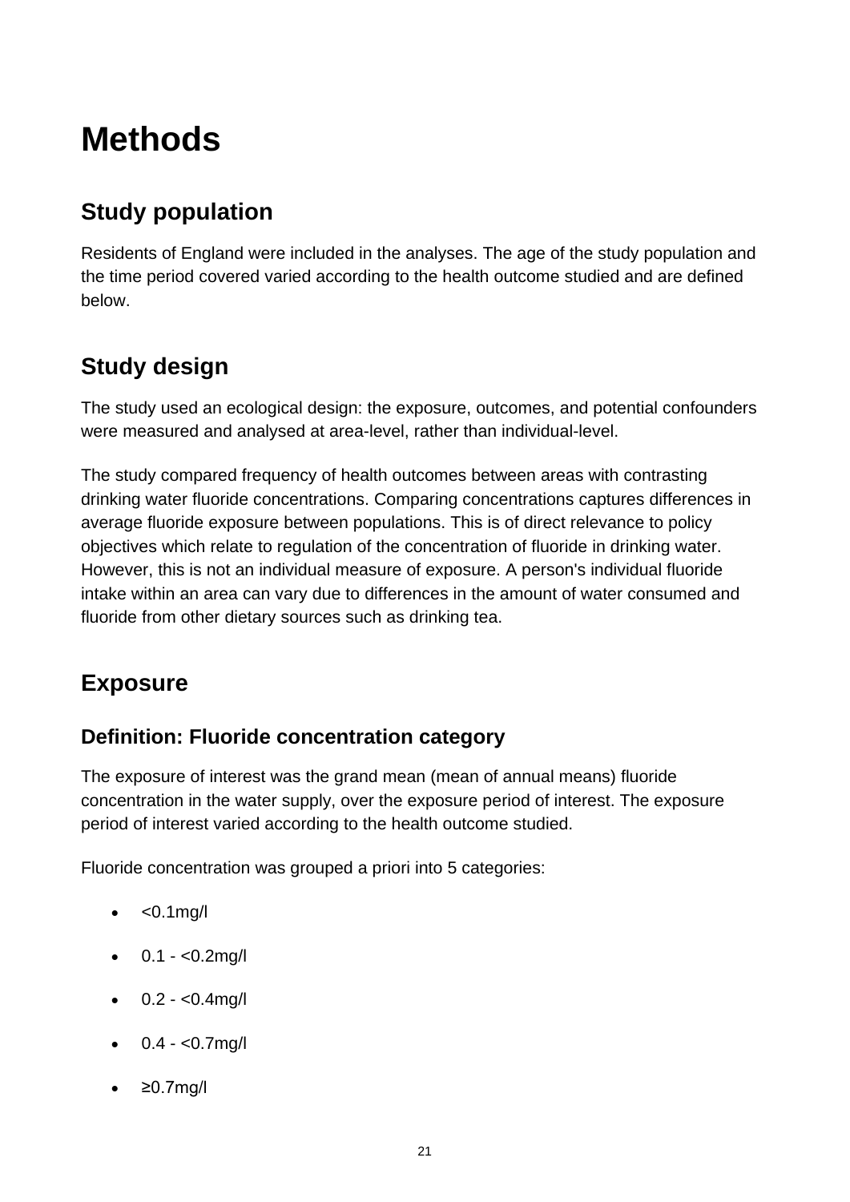# Methods

## Study population

Residents of England were included in the analyses. The age of the study population and the time period covered varied according to the health outcome studied and are defined below.

## Study design

The study used an ecological design: the exposure, outcomes, and potential confounders were measured and analysed at area-level, rather than individual-level.

The study compared frequency of health outcomes between areas with contrasting drinking water fluoride concentrations. Comparing concentrations captures differences in average fluoride exposure between populations. This is of direct relevance to policy objectives which relate to regulation of the concentration of fluoride in drinking water. However, this is not an individual measure of exposure. A person's individual fluoride intake within an area can vary due to differences in the amount of water consumed and fluoride from other dietary sources such as drinking tea.

## Exposure

### Definition: Fluoride concentration category

The exposure of interest was the grand mean (mean of annual means) fluoride concentration in the water supply, over the exposure period of interest. The exposure period of interest varied according to the health outcome studied.

Fluoride concentration was grouped a priori into 5 categories:

- <0.1mg/l
- 0.1 - <0.2mg/l
- 0.2 - <0.4mg/l
- 0.4 - <0.7mg/l
- ≥0.7mg/l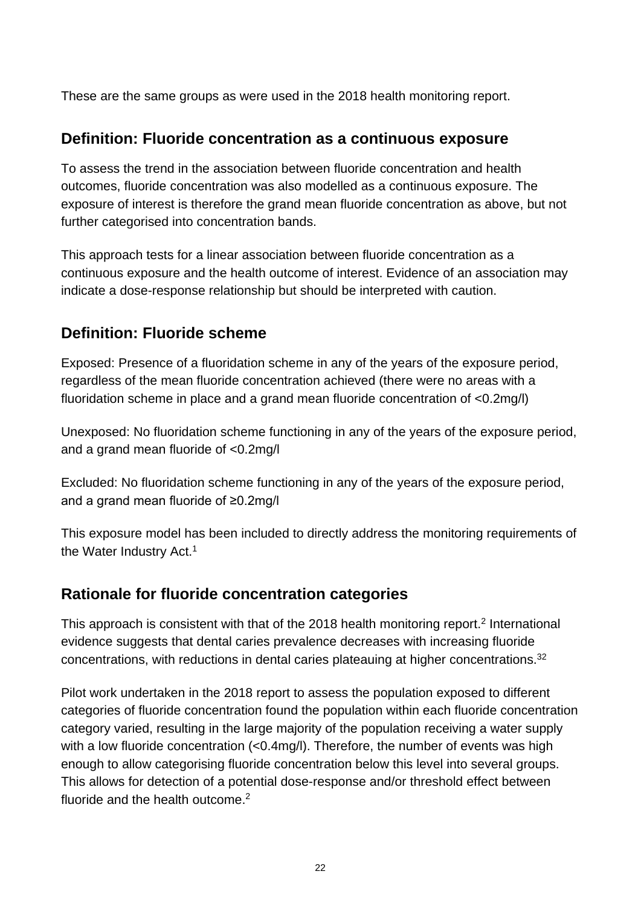These are the same groups as were used in the 2018 health monitoring report.

## Definition: Fluoride concentration as a continuous exposure

To assess the trend in the association between fluoride concentration and health outcomes, fluoride concentration was also modelled as a continuous exposure. The exposure of interest is therefore the grand mean fluoride concentration as above, but not further categorised into concentration bands.

This approach tests for a linear association between fluoride concentration as a continuous exposure and the health outcome of interest. Evidence of an association may indicate a dose-response relationship but should be interpreted with caution.

## Definition: Fluoride scheme

Exposed: Presence of a fluoridation scheme in any of the years of the exposure period, regardless of the mean fluoride concentration achieved (there were no areas with a fluoridation scheme in place and a grand mean fluoride concentration of <0.2mg/l)

Unexposed: No fluoridation scheme functioning in any of the years of the exposure period, and a grand mean fluoride of <0.2mg/l

Excluded: No fluoridation scheme functioning in any of the years of the exposure period, and a grand mean fluoride of ≥0.2mg/l

This exposure model has been included to directly address the monitoring requirements of the Water Industry Act.[1]

## Rationale for fluoride concentration categories

This approach is consistent with that of the 2018 health monitoring report.[2] International evidence suggests that dental caries prevalence decreases with increasing fluoride concentrations, with reductions in dental caries plateauing at higher concentrations.[32]

Pilot work undertaken in the 2018 report to assess the population exposed to different categories of fluoride concentration found the population within each fluoride concentration category varied, resulting in the large majority of the population receiving a water supply with a low fluoride concentration (<0.4mg/l). Therefore, the number of events was high enough to allow categorising fluoride concentration below this level into several groups. This allows for detection of a potential dose-response and/or threshold effect between fluoride and the health outcome.[2]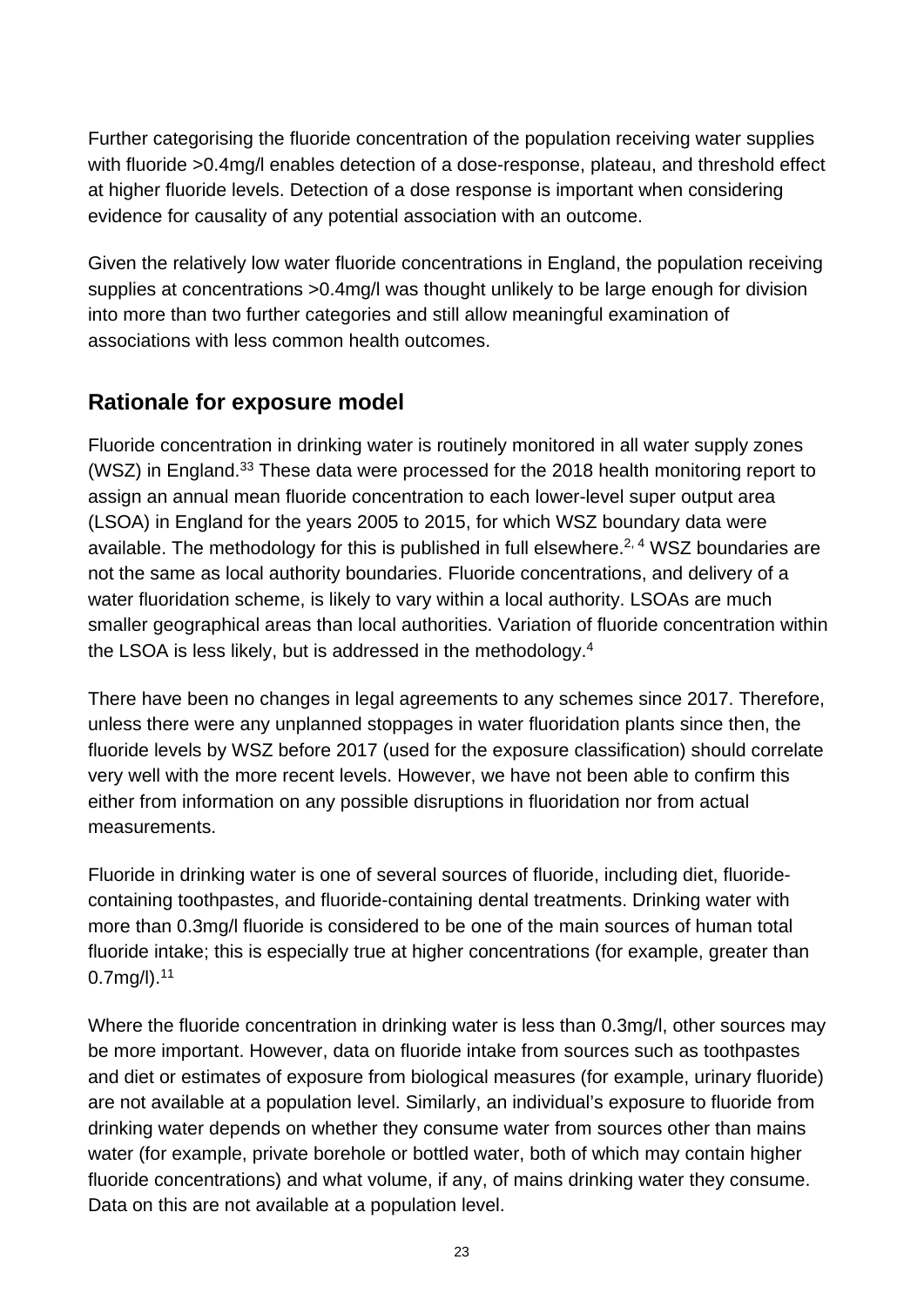Further categorising the fluoride concentration of the population receiving water supplies with fluoride >0.4mg/l enables detection of a dose-response, plateau, and threshold effect at higher fluoride levels. Detection of a dose response is important when considering evidence for causality of any potential association with an outcome.

Given the relatively low water fluoride concentrations in England, the population receiving supplies at concentrations >0.4mg/l was thought unlikely to be large enough for division into more than two further categories and still allow meaningful examination of associations with less common health outcomes.

## Rationale for exposure model

Fluoride concentration in drinking water is routinely monitored in all water supply zones (WSZ) in England.[33] These data were processed for the 2018 health monitoring report to assign an annual mean fluoride concentration to each lower-level super output area (LSOA) in England for the years 2005 to 2015, for which WSZ boundary data were available. The methodology for this is published in full elsewhere.[2, 4] WSZ boundaries are not the same as local authority boundaries. Fluoride concentrations, and delivery of a water fluoridation scheme, is likely to vary within a local authority. LSOAs are much smaller geographical areas than local authorities. Variation of fluoride concentration within the LSOA is less likely, but is addressed in the methodology.[4]

There have been no changes in legal agreements to any schemes since 2017. Therefore, unless there were any unplanned stoppages in water fluoridation plants since then, the fluoride levels by WSZ before 2017 (used for the exposure classification) should correlate very well with the more recent levels. However, we have not been able to confirm this either from information on any possible disruptions in fluoridation nor from actual measurements.

Fluoride in drinking water is one of several sources of fluoride, including diet, fluoride-containing toothpastes, and fluoride-containing dental treatments. Drinking water with more than 0.3mg/l fluoride is considered to be one of the main sources of human total fluoride intake; this is especially true at higher concentrations (for example, greater than 0.7mg/l).[11]

Where the fluoride concentration in drinking water is less than 0.3mg/l, other sources may be more important. However, data on fluoride intake from sources such as toothpastes and diet or estimates of exposure from biological measures (for example, urinary fluoride) are not available at a population level. Similarly, an individual's exposure to fluoride from drinking water depends on whether they consume water from sources other than mains water (for example, private borehole or bottled water, both of which may contain higher fluoride concentrations) and what volume, if any, of mains drinking water they consume. Data on this are not available at a population level.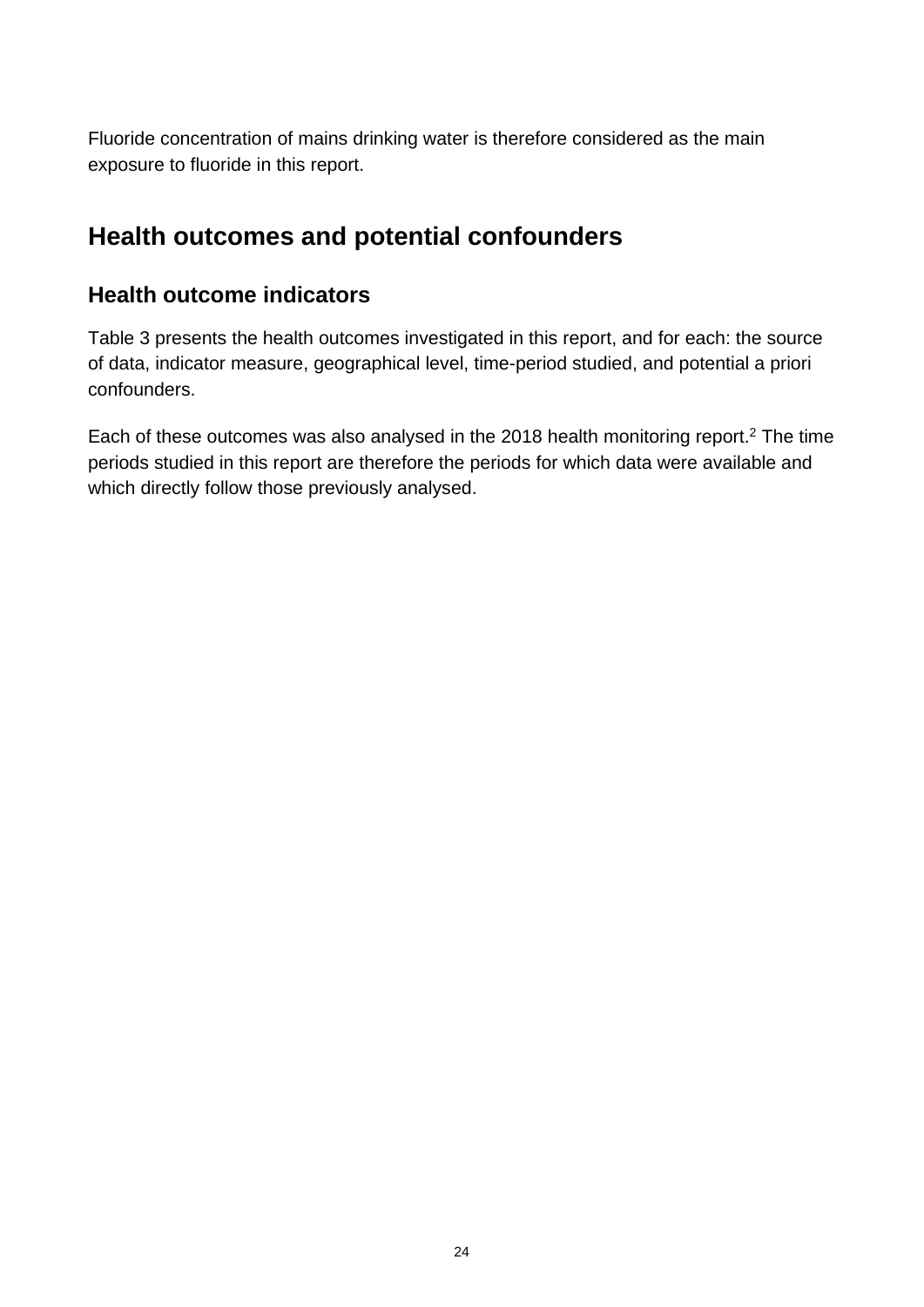Fluoride concentration of mains drinking water is therefore considered as the main exposure to fluoride in this report.

## Health outcomes and potential confounders

### Health outcome indicators

Table 3 presents the health outcomes investigated in this report, and for each: the source of data, indicator measure, geographical level, time-period studied, and potential a priori confounders.

Each of these outcomes was also analysed in the 2018 health monitoring report.[2] The time periods studied in this report are therefore the periods for which data were available and which directly follow those previously analysed.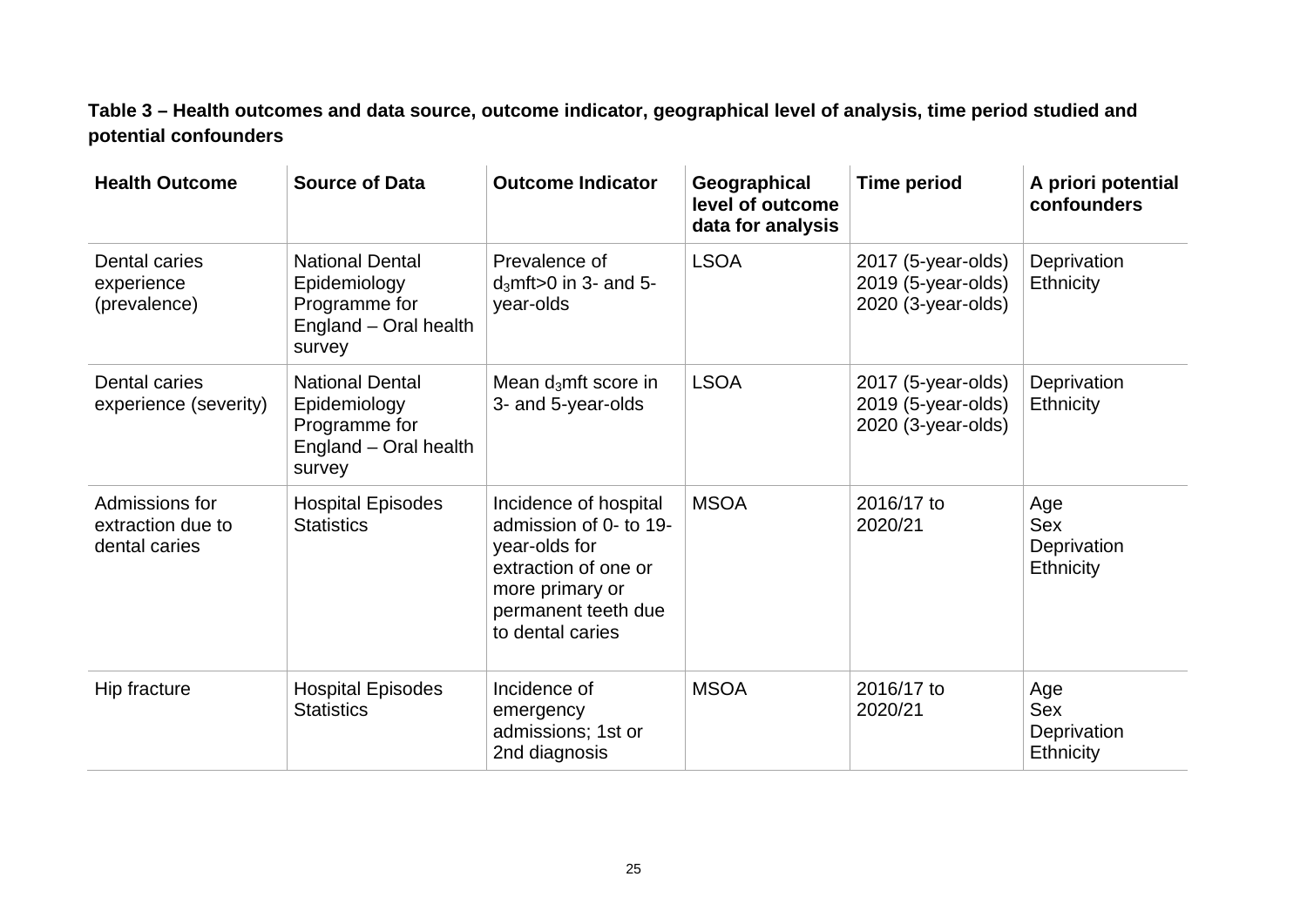**Table 3 – Health outcomes and data source, outcome indicator, geographical level of analysis, time period studied and potential confounders**

| Health Outcome | Source of Data | Outcome Indicator | Geographical level of outcome data for analysis | Time period | A priori potential confounders |
|---|---|---|---|---|---|
| Dental caries experience (prevalence) | National Dental Epidemiology Programme for England – Oral health survey | Prevalence of $d_3$mft>0 in 3- and 5-year-olds | LSOA | 2017 (5-year-olds)<br>2019 (5-year-olds)<br>2020 (3-year-olds) | Deprivation<br>Ethnicity |
| Dental caries experience (severity) | National Dental Epidemiology Programme for England – Oral health survey | Mean $d_3$mft score in 3- and 5-year-olds | LSOA | 2017 (5-year-olds)<br>2019 (5-year-olds)<br>2020 (3-year-olds) | Deprivation<br>Ethnicity |
| Admissions for extraction due to dental caries | Hospital Episodes Statistics | Incidence of hospital admission of 0- to 19-year-olds for extraction of one or more primary or permanent teeth due to dental caries | MSOA | 2016/17 to 2020/21 | Age<br>Sex<br>Deprivation<br>Ethnicity |
| Hip fracture | Hospital Episodes Statistics | Incidence of emergency admissions; 1st or 2nd diagnosis | MSOA | 2016/17 to 2020/21 | Age<br>Sex<br>Deprivation<br>Ethnicity |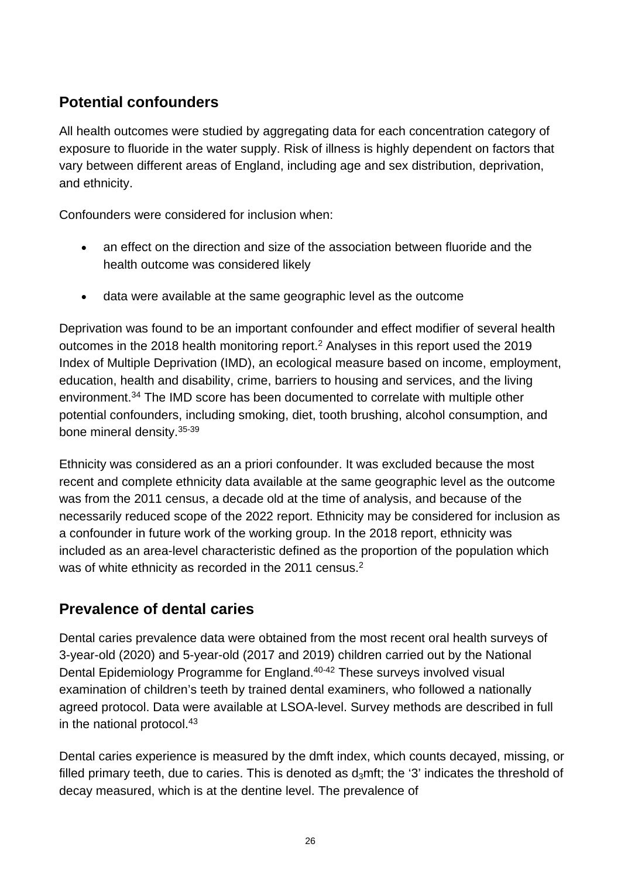## Potential confounders

All health outcomes were studied by aggregating data for each concentration category of exposure to fluoride in the water supply. Risk of illness is highly dependent on factors that vary between different areas of England, including age and sex distribution, deprivation, and ethnicity.

Confounders were considered for inclusion when:

- an effect on the direction and size of the association between fluoride and the health outcome was considered likely
- data were available at the same geographic level as the outcome

Deprivation was found to be an important confounder and effect modifier of several health outcomes in the 2018 health monitoring report.[2] Analyses in this report used the 2019 Index of Multiple Deprivation (IMD), an ecological measure based on income, employment, education, health and disability, crime, barriers to housing and services, and the living environment.[34] The IMD score has been documented to correlate with multiple other potential confounders, including smoking, diet, tooth brushing, alcohol consumption, and bone mineral density.[35-39]

Ethnicity was considered as an a priori confounder. It was excluded because the most recent and complete ethnicity data available at the same geographic level as the outcome was from the 2011 census, a decade old at the time of analysis, and because of the necessarily reduced scope of the 2022 report. Ethnicity may be considered for inclusion as a confounder in future work of the working group. In the 2018 report, ethnicity was included as an area-level characteristic defined as the proportion of the population which was of white ethnicity as recorded in the 2011 census.[2]

## Prevalence of dental caries

Dental caries prevalence data were obtained from the most recent oral health surveys of 3-year-old (2020) and 5-year-old (2017 and 2019) children carried out by the National Dental Epidemiology Programme for England.[40-42] These surveys involved visual examination of children's teeth by trained dental examiners, who followed a nationally agreed protocol. Data were available at LSOA-level. Survey methods are described in full in the national protocol.[43]

Dental caries experience is measured by the dmft index, which counts decayed, missing, or filled primary teeth, due to caries. This is denoted as $d_3$mft; the '3' indicates the threshold of decay measured, which is at the dentine level. The prevalence of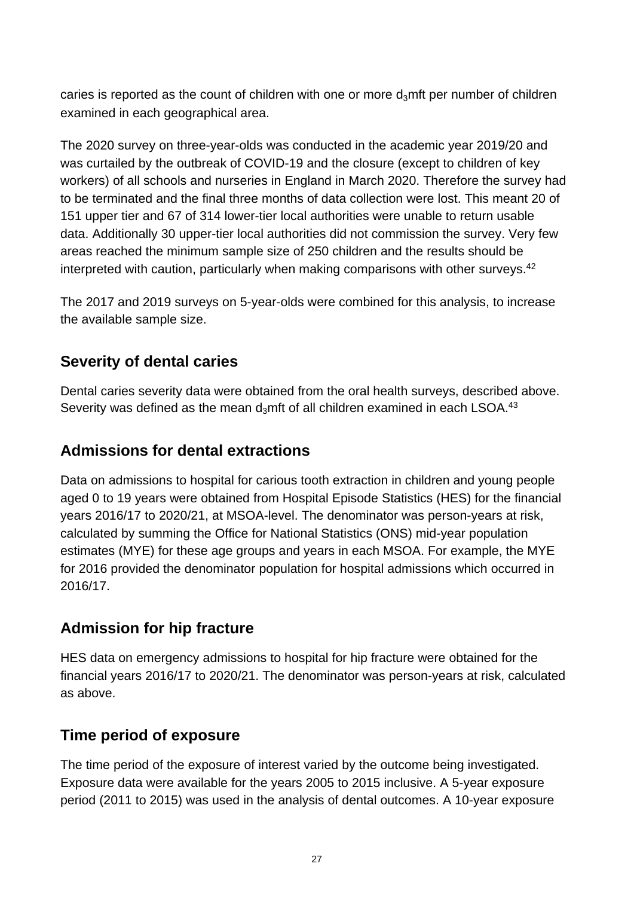caries is reported as the count of children with one or more $d_3$mft per number of children examined in each geographical area.

The 2020 survey on three-year-olds was conducted in the academic year 2019/20 and was curtailed by the outbreak of COVID-19 and the closure (except to children of key workers) of all schools and nurseries in England in March 2020. Therefore the survey had to be terminated and the final three months of data collection were lost. This meant 20 of 151 upper tier and 67 of 314 lower-tier local authorities were unable to return usable data. Additionally 30 upper-tier local authorities did not commission the survey. Very few areas reached the minimum sample size of 250 children and the results should be interpreted with caution, particularly when making comparisons with other surveys.[42]

The 2017 and 2019 surveys on 5-year-olds were combined for this analysis, to increase the available sample size.

## Severity of dental caries

Dental caries severity data were obtained from the oral health surveys, described above. Severity was defined as the mean $d_3$mft of all children examined in each LSOA.[43]

## Admissions for dental extractions

Data on admissions to hospital for carious tooth extraction in children and young people aged 0 to 19 years were obtained from Hospital Episode Statistics (HES) for the financial years 2016/17 to 2020/21, at MSOA-level. The denominator was person-years at risk, calculated by summing the Office for National Statistics (ONS) mid-year population estimates (MYE) for these age groups and years in each MSOA. For example, the MYE for 2016 provided the denominator population for hospital admissions which occurred in 2016/17.

## Admission for hip fracture

HES data on emergency admissions to hospital for hip fracture were obtained for the financial years 2016/17 to 2020/21. The denominator was person-years at risk, calculated as above.

## Time period of exposure

The time period of the exposure of interest varied by the outcome being investigated. Exposure data were available for the years 2005 to 2015 inclusive. A 5-year exposure period (2011 to 2015) was used in the analysis of dental outcomes. A 10-year exposure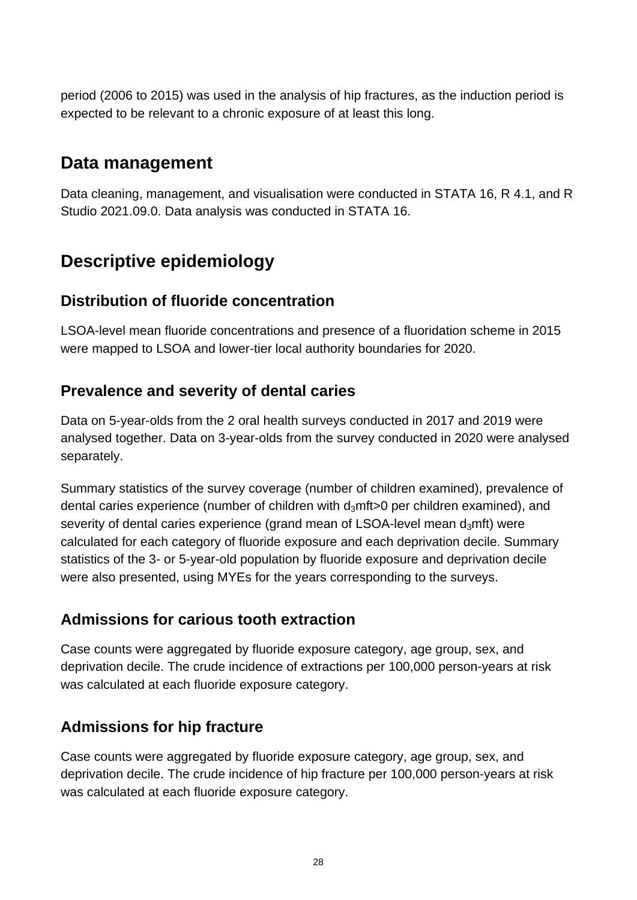period (2006 to 2015) was used in the analysis of hip fractures, as the induction period is expected to be relevant to a chronic exposure of at least this long.

## Data management

Data cleaning, management, and visualisation were conducted in STATA 16, R 4.1, and R Studio 2021.09.0. Data analysis was conducted in STATA 16.

## Descriptive epidemiology

### Distribution of fluoride concentration

LSOA-level mean fluoride concentrations and presence of a fluoridation scheme in 2015 were mapped to LSOA and lower-tier local authority boundaries for 2020.

### Prevalence and severity of dental caries

Data on 5-year-olds from the 2 oral health surveys conducted in 2017 and 2019 were analysed together. Data on 3-year-olds from the survey conducted in 2020 were analysed separately.

Summary statistics of the survey coverage (number of children examined), prevalence of dental caries experience (number of children with $d_3$mft>0 per children examined), and severity of dental caries experience (grand mean of LSOA-level mean $d_3$mft) were calculated for each category of fluoride exposure and each deprivation decile. Summary statistics of the 3- or 5-year-old population by fluoride exposure and deprivation decile were also presented, using MYEs for the years corresponding to the surveys.

### Admissions for carious tooth extraction

Case counts were aggregated by fluoride exposure category, age group, sex, and deprivation decile. The crude incidence of extractions per 100,000 person-years at risk was calculated at each fluoride exposure category.

### Admissions for hip fracture

Case counts were aggregated by fluoride exposure category, age group, sex, and deprivation decile. The crude incidence of hip fracture per 100,000 person-years at risk was calculated at each fluoride exposure category.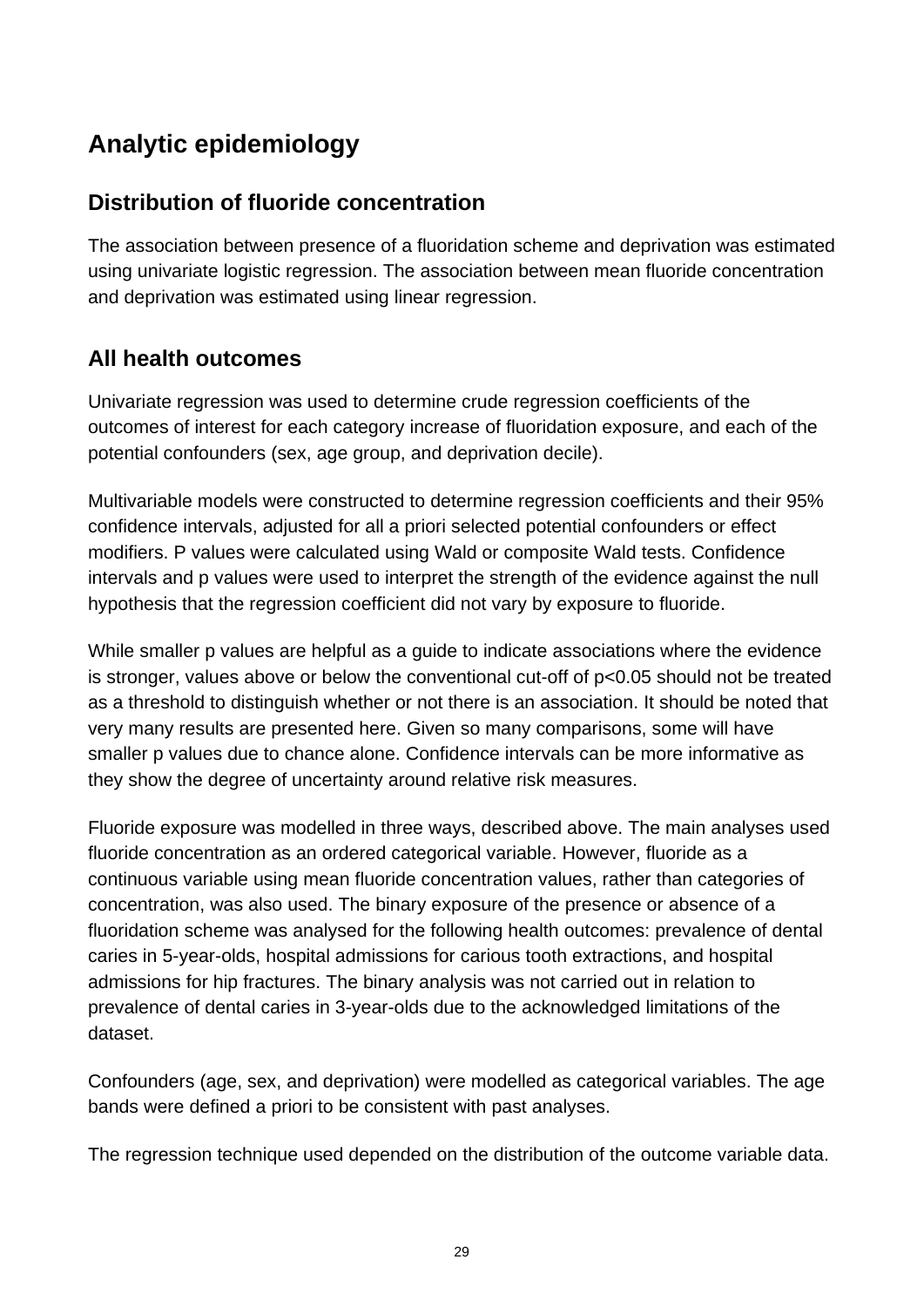## Analytic epidemiology

### Distribution of fluoride concentration

The association between presence of a fluoridation scheme and deprivation was estimated using univariate logistic regression. The association between mean fluoride concentration and deprivation was estimated using linear regression.

### All health outcomes

Univariate regression was used to determine crude regression coefficients of the outcomes of interest for each category increase of fluoridation exposure, and each of the potential confounders (sex, age group, and deprivation decile).

Multivariable models were constructed to determine regression coefficients and their 95% confidence intervals, adjusted for all a priori selected potential confounders or effect modifiers. P values were calculated using Wald or composite Wald tests. Confidence intervals and p values were used to interpret the strength of the evidence against the null hypothesis that the regression coefficient did not vary by exposure to fluoride.

While smaller p values are helpful as a guide to indicate associations where the evidence is stronger, values above or below the conventional cut-off of $p<0.05$ should not be treated as a threshold to distinguish whether or not there is an association. It should be noted that very many results are presented here. Given so many comparisons, some will have smaller p values due to chance alone. Confidence intervals can be more informative as they show the degree of uncertainty around relative risk measures.

Fluoride exposure was modelled in three ways, described above. The main analyses used fluoride concentration as an ordered categorical variable. However, fluoride as a continuous variable using mean fluoride concentration values, rather than categories of concentration, was also used. The binary exposure of the presence or absence of a fluoridation scheme was analysed for the following health outcomes: prevalence of dental caries in 5-year-olds, hospital admissions for carious tooth extractions, and hospital admissions for hip fractures. The binary analysis was not carried out in relation to prevalence of dental caries in 3-year-olds due to the acknowledged limitations of the dataset.

Confounders (age, sex, and deprivation) were modelled as categorical variables. The age bands were defined a priori to be consistent with past analyses.

The regression technique used depended on the distribution of the outcome variable data.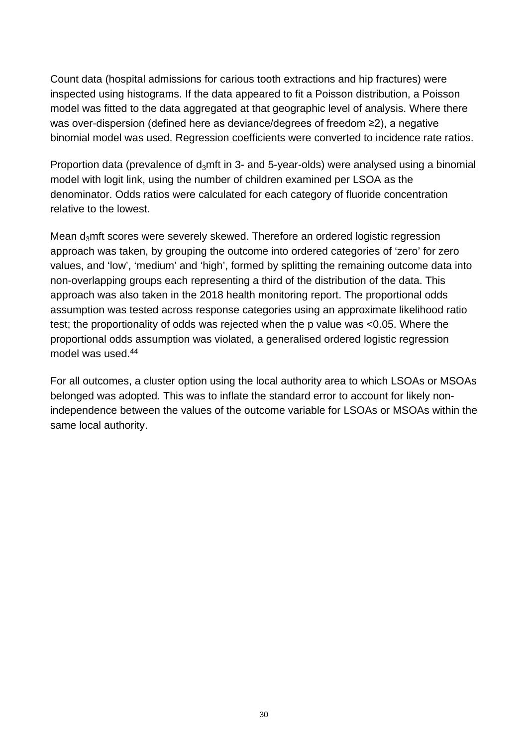Count data (hospital admissions for carious tooth extractions and hip fractures) were inspected using histograms. If the data appeared to fit a Poisson distribution, a Poisson model was fitted to the data aggregated at that geographic level of analysis. Where there was over-dispersion (defined here as deviance/degrees of freedom ≥2), a negative binomial model was used. Regression coefficients were converted to incidence rate ratios.

Proportion data (prevalence of $d_3$mft in 3- and 5-year-olds) were analysed using a binomial model with logit link, using the number of children examined per LSOA as the denominator. Odds ratios were calculated for each category of fluoride concentration relative to the lowest.

Mean $d_3$mft scores were severely skewed. Therefore an ordered logistic regression approach was taken, by grouping the outcome into ordered categories of 'zero' for zero values, and 'low', 'medium' and 'high', formed by splitting the remaining outcome data into non-overlapping groups each representing a third of the distribution of the data. This approach was also taken in the 2018 health monitoring report. The proportional odds assumption was tested across response categories using an approximate likelihood ratio test; the proportionality of odds was rejected when the p value was <0.05. Where the proportional odds assumption was violated, a generalised ordered logistic regression model was used.[44]

For all outcomes, a cluster option using the local authority area to which LSOAs or MSOAs belonged was adopted. This was to inflate the standard error to account for likely non-independence between the values of the outcome variable for LSOAs or MSOAs within the same local authority.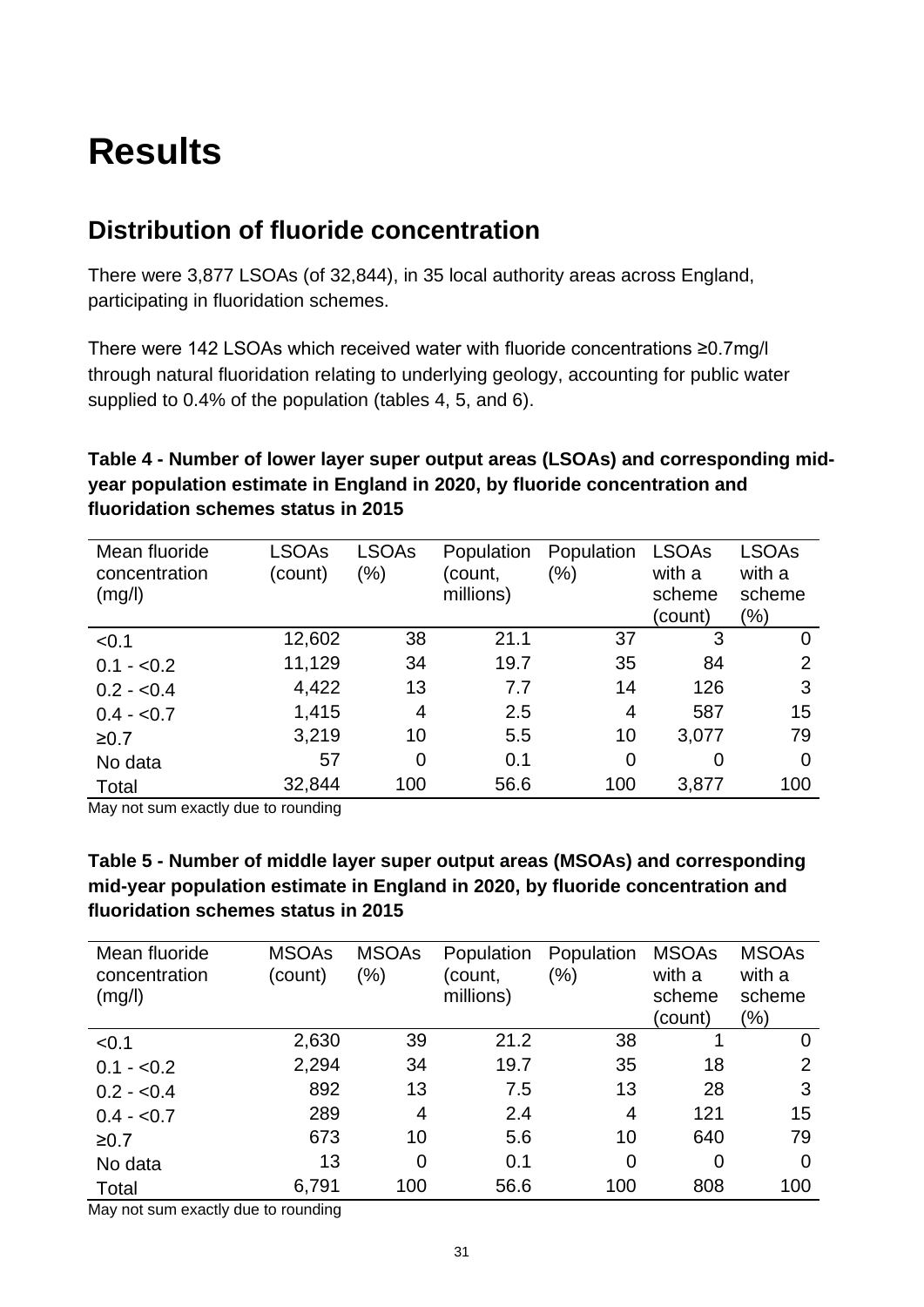# Results

## Distribution of fluoride concentration

There were 3,877 LSOAs (of 32,844), in 35 local authority areas across England, participating in fluoridation schemes.

There were 142 LSOAs which received water with fluoride concentrations ≥0.7mg/l through natural fluoridation relating to underlying geology, accounting for public water supplied to 0.4% of the population (tables 4, 5, and 6).

**Table 4 - Number of lower layer super output areas (LSOAs) and corresponding mid-year population estimate in England in 2020, by fluoride concentration and fluoridation schemes status in 2015**

| Mean fluoride concentration (mg/l) | LSOAs (count) | LSOAs (%) | Population (count, millions) | Population (%) | LSOAs with a scheme (count) | LSOAs with a scheme (%) |
|---|---|---|---|---|---|---|
| <0.1 | 12,602 | 38 | 21.1 | 37 | 3 | 0 |
| 0.1 - <0.2 | 11,129 | 34 | 19.7 | 35 | 84 | 2 |
| 0.2 - <0.4 | 4,422 | 13 | 7.7 | 14 | 126 | 3 |
| 0.4 - <0.7 | 1,415 | 4 | 2.5 | 4 | 587 | 15 |
| ≥0.7 | 3,219 | 10 | 5.5 | 10 | 3,077 | 79 |
| No data | 57 | 0 | 0.1 | 0 | 0 | 0 |
| Total | 32,844 | 100 | 56.6 | 100 | 3,877 | 100 |

May not sum exactly due to rounding

**Table 5 - Number of middle layer super output areas (MSOAs) and corresponding mid-year population estimate in England in 2020, by fluoride concentration and fluoridation schemes status in 2015**

| Mean fluoride concentration (mg/l) | MSOAs (count) | MSOAs (%) | Population (count, millions) | Population (%) | MSOAs with a scheme (count) | MSOAs with a scheme (%) |
|---|---|---|---|---|---|---|
| <0.1 | 2,630 | 39 | 21.2 | 38 | 1 | 0 |
| 0.1 - <0.2 | 2,294 | 34 | 19.7 | 35 | 18 | 2 |
| 0.2 - <0.4 | 892 | 13 | 7.5 | 13 | 28 | 3 |
| 0.4 - <0.7 | 289 | 4 | 2.4 | 4 | 121 | 15 |
| ≥0.7 | 673 | 10 | 5.6 | 10 | 640 | 79 |
| No data | 13 | 0 | 0.1 | 0 | 0 | 0 |
| Total | 6,791 | 100 | 56.6 | 100 | 808 | 100 |

May not sum exactly due to rounding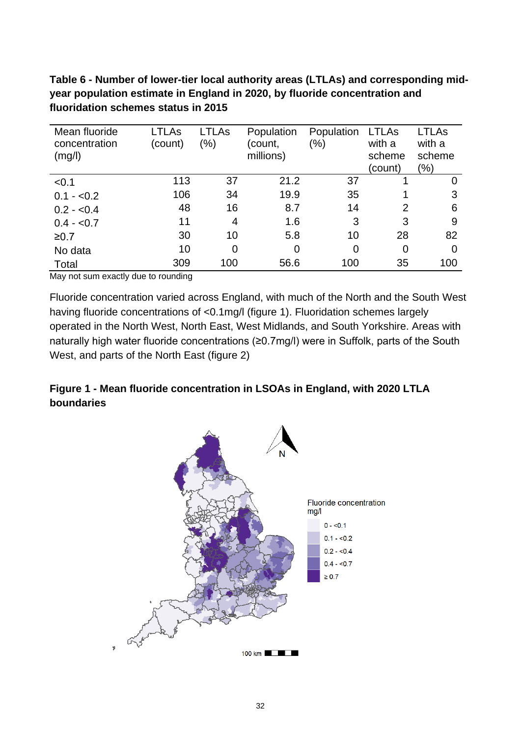**Table 6 - Number of lower-tier local authority areas (LTLAs) and corresponding mid-year population estimate in England in 2020, by fluoride concentration and fluoridation schemes status in 2015**

| Mean fluoride concentration (mg/l) | LTLAs (count) | LTLAs (%) | Population (count, millions) | Population (%) | LTLAs with a scheme (count) | LTLAs with a scheme (%) |
|---|---|---|---|---|---|---|
| <0.1 | 113 | 37 | 21.2 | 37 | 1 | 0 |
| 0.1 - <0.2 | 106 | 34 | 19.9 | 35 | 1 | 3 |
| 0.2 - <0.4 | 48 | 16 | 8.7 | 14 | 2 | 6 |
| 0.4 - <0.7 | 11 | 4 | 1.6 | 3 | 3 | 9 |
| ≥0.7 | 30 | 10 | 5.8 | 10 | 28 | 82 |
| No data | 10 | 0 | 0 | 0 | 0 | 0 |
| Total | 309 | 100 | 56.6 | 100 | 35 | 100 |

May not sum exactly due to rounding

Fluoride concentration varied across England, with much of the North and the South West having fluoride concentrations of <0.1mg/l (figure 1). Fluoridation schemes largely operated in the North West, North East, West Midlands, and South Yorkshire. Areas with naturally high water fluoride concentrations (≥0.7mg/l) were in Suffolk, parts of the South West, and parts of the North East (figure 2)

**Figure 1 - Mean fluoride concentration in LSOAs in England, with 2020 LTLA boundaries**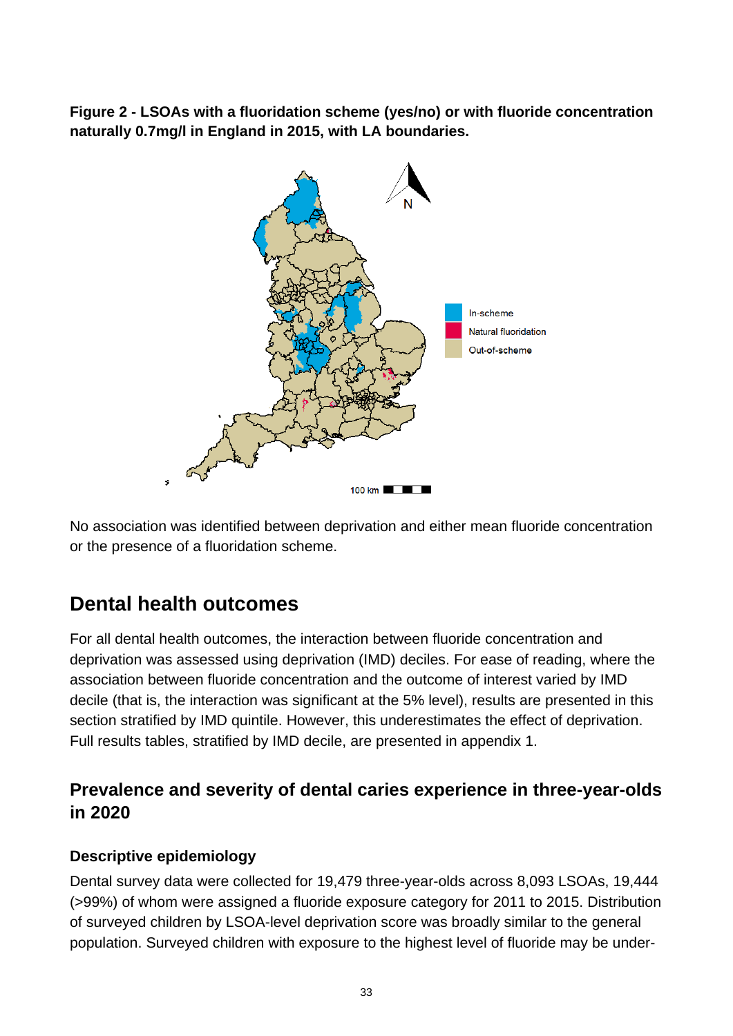**Figure 2 - LSOAs with a fluoridation scheme (yes/no) or with fluoride concentration naturally 0.7mg/l in England in 2015, with LA boundaries.**

No association was identified between deprivation and either mean fluoride concentration or the presence of a fluoridation scheme.

## Dental health outcomes

For all dental health outcomes, the interaction between fluoride concentration and deprivation was assessed using deprivation (IMD) deciles. For ease of reading, where the association between fluoride concentration and the outcome of interest varied by IMD decile (that is, the interaction was significant at the 5% level), results are presented in this section stratified by IMD quintile. However, this underestimates the effect of deprivation. Full results tables, stratified by IMD decile, are presented in appendix 1.

### Prevalence and severity of dental caries experience in three-year-olds in 2020

#### Descriptive epidemiology

Dental survey data were collected for 19,479 three-year-olds across 8,093 LSOAs, 19,444 (>99%) of whom were assigned a fluoride exposure category for 2011 to 2015. Distribution of surveyed children by LSOA-level deprivation score was broadly similar to the general population. Surveyed children with exposure to the highest level of fluoride may be under-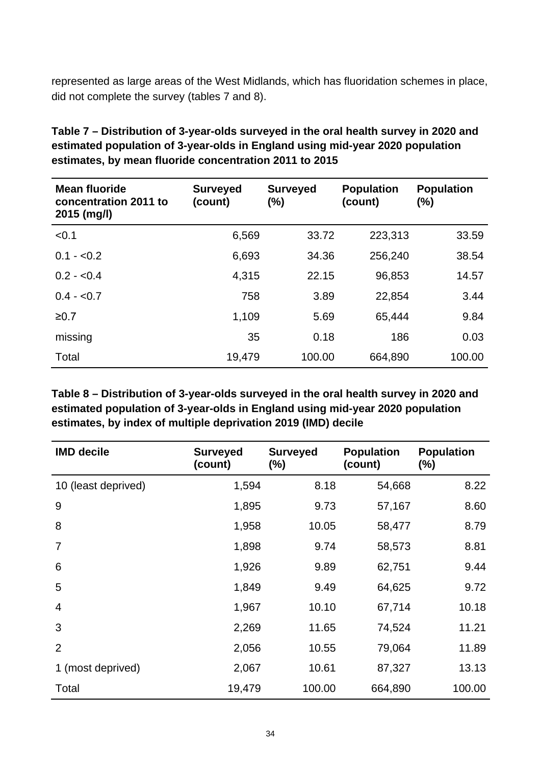represented as large areas of the West Midlands, which has fluoridation schemes in place, did not complete the survey (tables 7 and 8).

**Table 7 – Distribution of 3-year-olds surveyed in the oral health survey in 2020 and estimated population of 3-year-olds in England using mid-year 2020 population estimates, by mean fluoride concentration 2011 to 2015**

| Mean fluoride concentration 2011 to 2015 (mg/l) | Surveyed (count) | Surveyed (%) | Population (count) | Population (%) |
|---|---|---|---|---|
| <0.1 | 6,569 | 33.72 | 223,313 | 33.59 |
| 0.1 - <0.2 | 6,693 | 34.36 | 256,240 | 38.54 |
| 0.2 - <0.4 | 4,315 | 22.15 | 96,853 | 14.57 |
| 0.4 - <0.7 | 758 | 3.89 | 22,854 | 3.44 |
| ≥0.7 | 1,109 | 5.69 | 65,444 | 9.84 |
| missing | 35 | 0.18 | 186 | 0.03 |
| Total | 19,479 | 100.00 | 664,890 | 100.00 |

**Table 8 – Distribution of 3-year-olds surveyed in the oral health survey in 2020 and estimated population of 3-year-olds in England using mid-year 2020 population estimates, by index of multiple deprivation 2019 (IMD) decile**

| IMD decile | Surveyed (count) | Surveyed (%) | Population (count) | Population (%) |
|---|---|---|---|---|
| 10 (least deprived) | 1,594 | 8.18 | 54,668 | 8.22 |
| 9 | 1,895 | 9.73 | 57,167 | 8.60 |
| 8 | 1,958 | 10.05 | 58,477 | 8.79 |
| 7 | 1,898 | 9.74 | 58,573 | 8.81 |
| 6 | 1,926 | 9.89 | 62,751 | 9.44 |
| 5 | 1,849 | 9.49 | 64,625 | 9.72 |
| 4 | 1,967 | 10.10 | 67,714 | 10.18 |
| 3 | 2,269 | 11.65 | 74,524 | 11.21 |
| 2 | 2,056 | 10.55 | 79,064 | 11.89 |
| 1 (most deprived) | 2,067 | 10.61 | 87,327 | 13.13 |
| Total | 19,479 | 100.00 | 664,890 | 100.00 |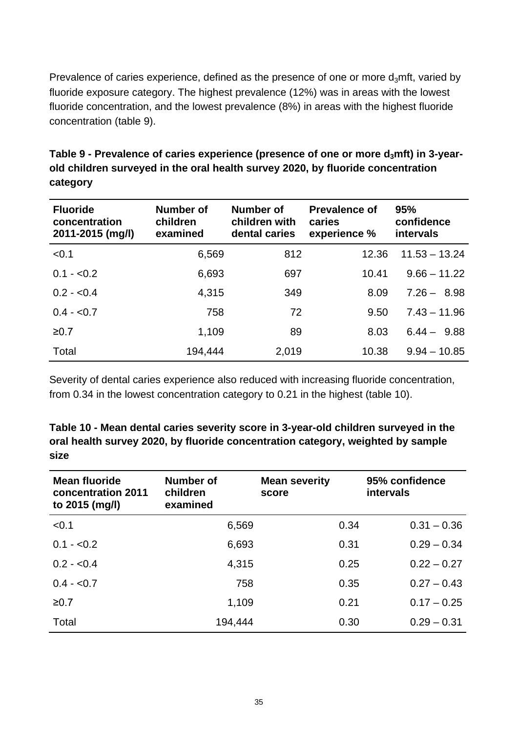Prevalence of caries experience, defined as the presence of one or more $d_3$mft, varied by fluoride exposure category. The highest prevalence (12%) was in areas with the lowest fluoride concentration, and the lowest prevalence (8%) in areas with the highest fluoride concentration (table 9).

**Table 9 - Prevalence of caries experience (presence of one or more $d_3$mft) in 3-year-old children surveyed in the oral health survey 2020, by fluoride concentration category**

| Fluoride concentration 2011-2015 (mg/l) | Number of children examined | Number of children with dental caries | Prevalence of caries experience % | 95% confidence intervals |
|---|---|---|---|---|
| <0.1 | 6,569 | 812 | 12.36 | 11.53 – 13.24 |
| 0.1 - <0.2 | 6,693 | 697 | 10.41 | 9.66 – 11.22 |
| 0.2 - <0.4 | 4,315 | 349 | 8.09 | 7.26 – 8.98 |
| 0.4 - <0.7 | 758 | 72 | 9.50 | 7.43 – 11.96 |
| ≥0.7 | 1,109 | 89 | 8.03 | 6.44 – 9.88 |
| Total | 194,444 | 2,019 | 10.38 | 9.94 – 10.85 |

Severity of dental caries experience also reduced with increasing fluoride concentration, from 0.34 in the lowest concentration category to 0.21 in the highest (table 10).

**Table 10 - Mean dental caries severity score in 3-year-old children surveyed in the oral health survey 2020, by fluoride concentration category, weighted by sample size**

| Mean fluoride concentration 2011 to 2015 (mg/l) | Number of children examined | Mean severity score | 95% confidence intervals |
|---|---|---|---|
| <0.1 | 6,569 | 0.34 | 0.31 – 0.36 |
| 0.1 - <0.2 | 6,693 | 0.31 | 0.29 – 0.34 |
| 0.2 - <0.4 | 4,315 | 0.25 | 0.22 – 0.27 |
| 0.4 - <0.7 | 758 | 0.35 | 0.27 – 0.43 |
| ≥0.7 | 1,109 | 0.21 | 0.17 – 0.25 |
| Total | 194,444 | 0.30 | 0.29 – 0.31 |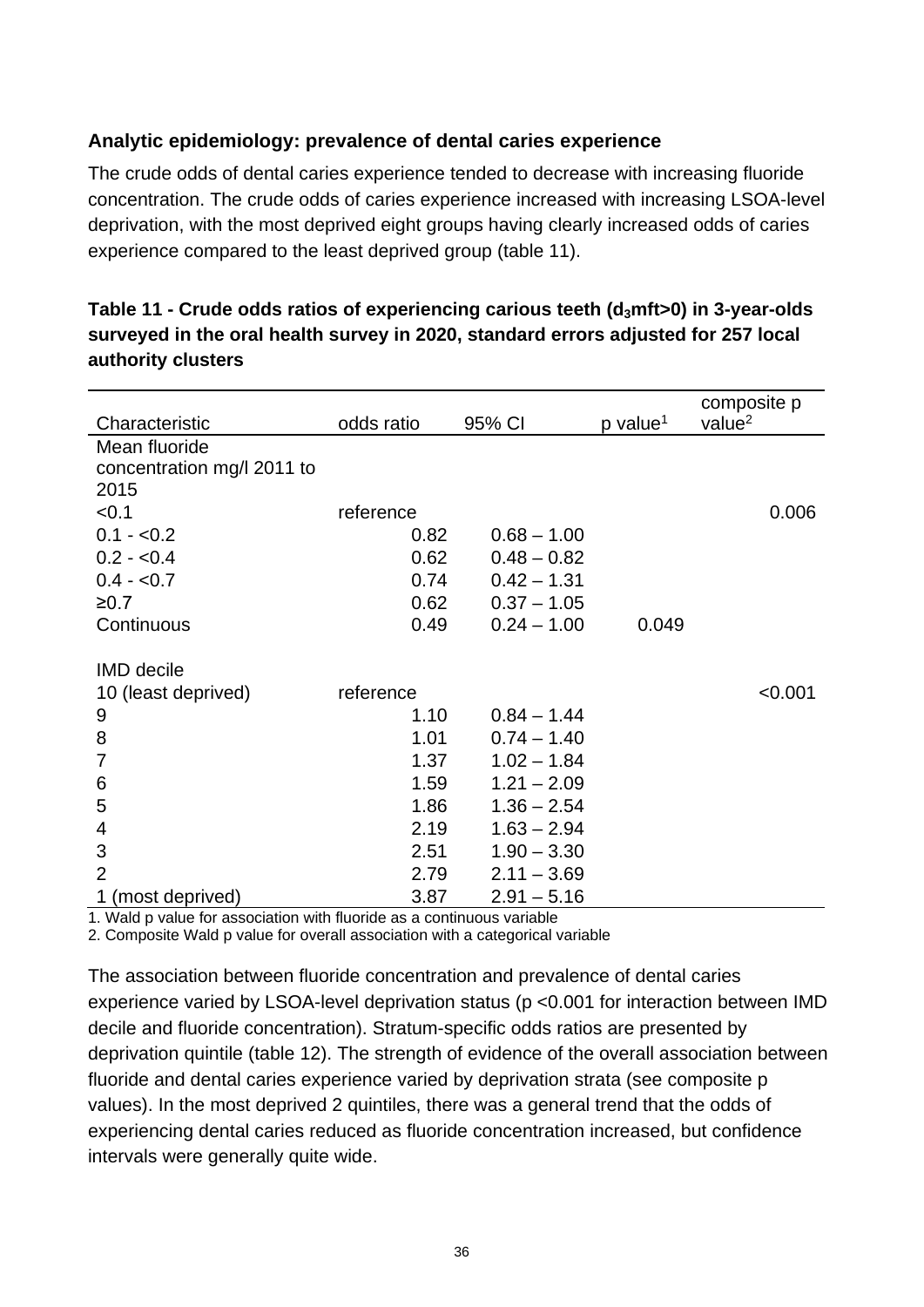### Analytic epidemiology: prevalence of dental caries experience

The crude odds of dental caries experience tended to decrease with increasing fluoride concentration. The crude odds of caries experience increased with increasing LSOA-level deprivation, with the most deprived eight groups having clearly increased odds of caries experience compared to the least deprived group (table 11).

**Table 11 - Crude odds ratios of experiencing carious teeth ($d_3$mft>0) in 3-year-olds surveyed in the oral health survey in 2020, standard errors adjusted for 257 local authority clusters**

| Characteristic | odds ratio | 95% CI | p value[1] | composite p value[2] |
|---|---|---|---|---|
| Mean fluoride concentration mg/l 2011 to 2015 | | | | |
| <0.1 | reference | | | 0.006 |
| 0.1 - <0.2 | 0.82 | 0.68 – 1.00 | | |
| 0.2 - <0.4 | 0.62 | 0.48 – 0.82 | | |
| 0.4 - <0.7 | 0.74 | 0.42 – 1.31 | | |
| ≥0.7 | 0.62 | 0.37 – 1.05 | | |
| Continuous | 0.49 | 0.24 – 1.00 | 0.049 | |
| | | | | |
| IMD decile | | | | |
| 10 (least deprived) | reference | | | <0.001 |
| 9 | 1.10 | 0.84 – 1.44 | | |
| 8 | 1.01 | 0.74 – 1.40 | | |
| 7 | 1.37 | 1.02 – 1.84 | | |
| 6 | 1.59 | 1.21 – 2.09 | | |
| 5 | 1.86 | 1.36 – 2.54 | | |
| 4 | 2.19 | 1.63 – 2.94 | | |
| 3 | 2.51 | 1.90 – 3.30 | | |
| 2 | 2.79 | 2.11 – 3.69 | | |
| 1 (most deprived) | 3.87 | 2.91 – 5.16 | | |

1. Wald p value for association with fluoride as a continuous variable
2. Composite Wald p value for overall association with a categorical variable

The association between fluoride concentration and prevalence of dental caries experience varied by LSOA-level deprivation status (p <0.001 for interaction between IMD decile and fluoride concentration). Stratum-specific odds ratios are presented by deprivation quintile (table 12). The strength of evidence of the overall association between fluoride and dental caries experience varied by deprivation strata (see composite p values). In the most deprived 2 quintiles, there was a general trend that the odds of experiencing dental caries reduced as fluoride concentration increased, but confidence intervals were generally quite wide.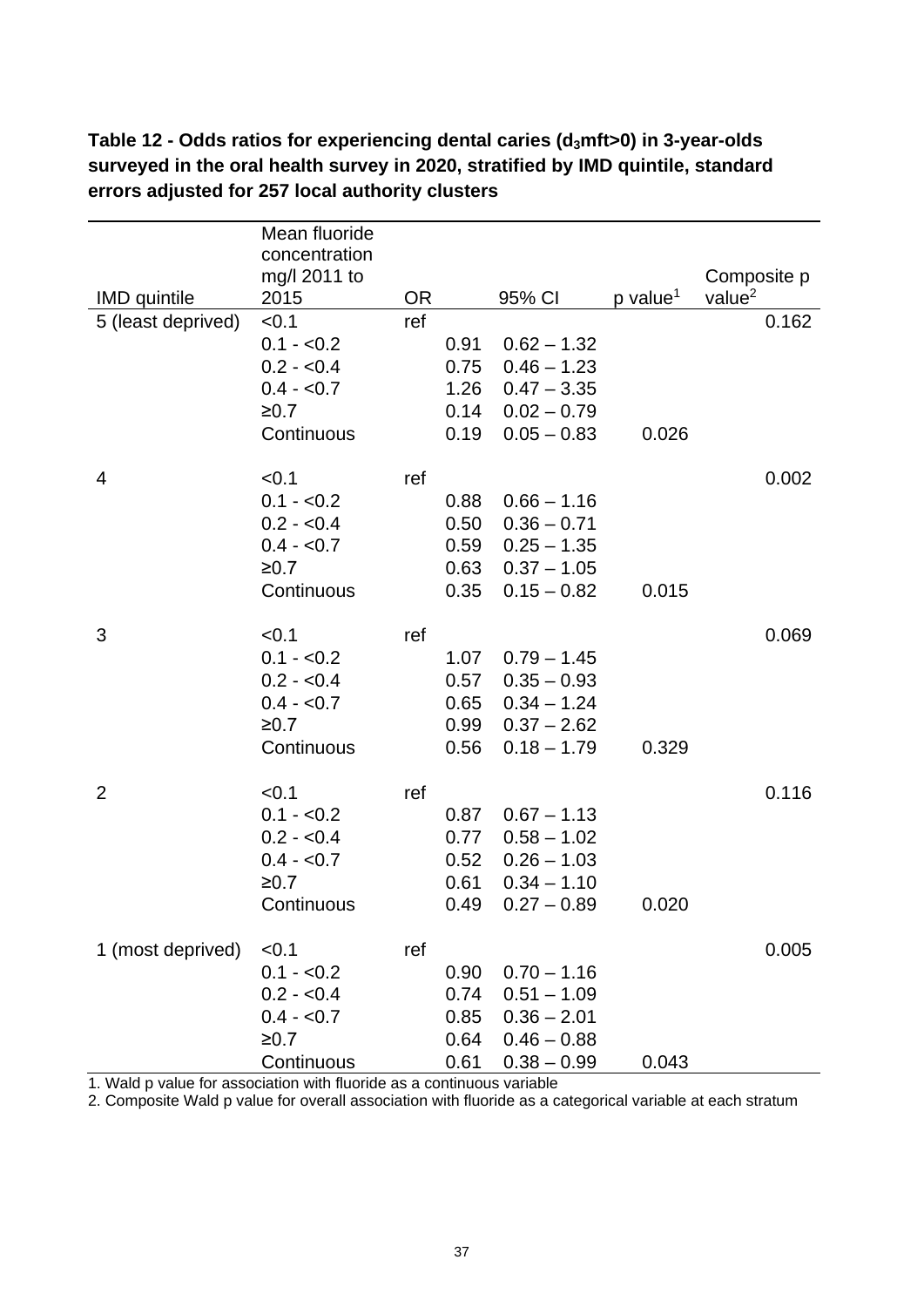**Table 12 - Odds ratios for experiencing dental caries ($d_3$mft>0) in 3-year-olds surveyed in the oral health survey in 2020, stratified by IMD quintile, standard errors adjusted for 257 local authority clusters**

| IMD quintile | Mean fluoride concentration mg/l 2011 to 2015 | OR | 95% CI | p value[1] | Composite p value[2] |
|---|---|---|---|---|---|
| 5 (least deprived) | <0.1 | ref | | | 0.162 |
| | 0.1 - <0.2 | 0.91 | 0.62 – 1.32 | | |
| | 0.2 - <0.4 | 0.75 | 0.46 – 1.23 | | |
| | 0.4 - <0.7 | 1.26 | 0.47 – 3.35 | | |
| | ≥0.7 | 0.14 | 0.02 – 0.79 | | |
| | Continuous | 0.19 | 0.05 – 0.83 | 0.026 | |
| 4 | <0.1 | ref | | | 0.002 |
| | 0.1 - <0.2 | 0.88 | 0.66 – 1.16 | | |
| | 0.2 - <0.4 | 0.50 | 0.36 – 0.71 | | |
| | 0.4 - <0.7 | 0.59 | 0.25 – 1.35 | | |
| | ≥0.7 | 0.63 | 0.37 – 1.05 | | |
| | Continuous | 0.35 | 0.15 – 0.82 | 0.015 | |
| 3 | <0.1 | ref | | | 0.069 |
| | 0.1 - <0.2 | 1.07 | 0.79 – 1.45 | | |
| | 0.2 - <0.4 | 0.57 | 0.35 – 0.93 | | |
| | 0.4 - <0.7 | 0.65 | 0.34 – 1.24 | | |
| | ≥0.7 | 0.99 | 0.37 – 2.62 | | |
| | Continuous | 0.56 | 0.18 – 1.79 | 0.329 | |
| 2 | <0.1 | ref | | | 0.116 |
| | 0.1 - <0.2 | 0.87 | 0.67 – 1.13 | | |
| | 0.2 - <0.4 | 0.77 | 0.58 – 1.02 | | |
| | 0.4 - <0.7 | 0.52 | 0.26 – 1.03 | | |
| | ≥0.7 | 0.61 | 0.34 – 1.10 | | |
| | Continuous | 0.49 | 0.27 – 0.89 | 0.020 | |
| 1 (most deprived) | <0.1 | ref | | | 0.005 |
| | 0.1 - <0.2 | 0.90 | 0.70 – 1.16 | | |
| | 0.2 - <0.4 | 0.74 | 0.51 – 1.09 | | |
| | 0.4 - <0.7 | 0.85 | 0.36 – 2.01 | | |
| | ≥0.7 | 0.64 | 0.46 – 0.88 | | |
| | Continuous | 0.61 | 0.38 – 0.99 | 0.043 | |

1. Wald p value for association with fluoride as a continuous variable
2. Composite Wald p value for overall association with fluoride as a categorical variable at each stratum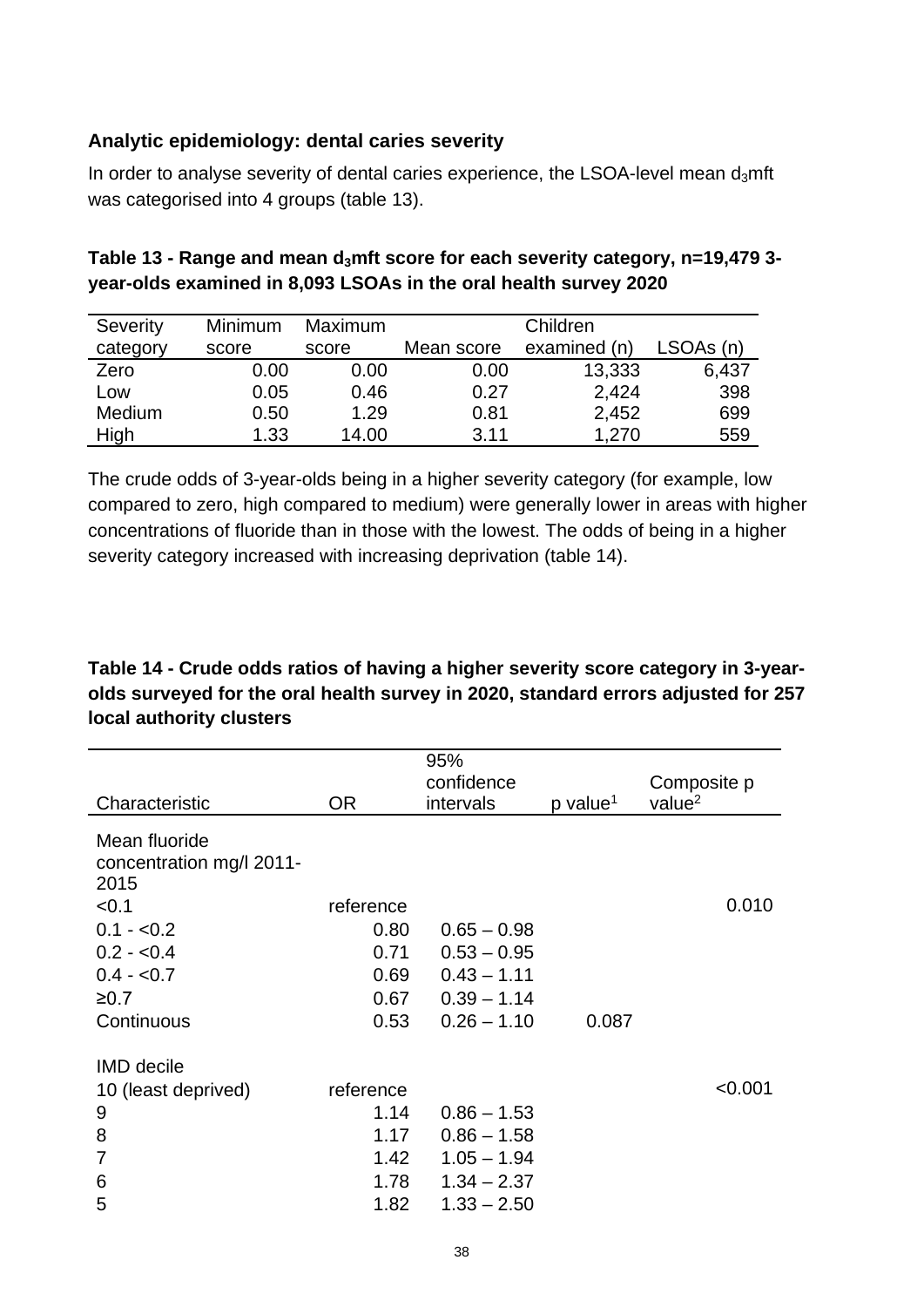### Analytic epidemiology: dental caries severity

In order to analyse severity of dental caries experience, the LSOA-level mean $d_3$mft was categorised into 4 groups (table 13).

**Table 13 - Range and mean $d_3$mft score for each severity category, n=19,479 3-year-olds examined in 8,093 LSOAs in the oral health survey 2020**

| Severity category | Minimum score | Maximum score | Mean score | Children examined (n) | LSOAs (n) |
|---|---|---|---|---|---|
| Zero | 0.00 | 0.00 | 0.00 | 13,333 | 6,437 |
| Low | 0.05 | 0.46 | 0.27 | 2,424 | 398 |
| Medium | 0.50 | 1.29 | 0.81 | 2,452 | 699 |
| High | 1.33 | 14.00 | 3.11 | 1,270 | 559 |

The crude odds of 3-year-olds being in a higher severity category (for example, low compared to zero, high compared to medium) were generally lower in areas with higher concentrations of fluoride than in those with the lowest. The odds of being in a higher severity category increased with increasing deprivation (table 14).

**Table 14 - Crude odds ratios of having a higher severity score category in 3-year-olds surveyed for the oral health survey in 2020, standard errors adjusted for 257 local authority clusters**

| Characteristic | OR | 95% confidence intervals | p value[1] | Composite p value[2] |
|---|---|---|---|---|
| Mean fluoride concentration mg/l 2011-2015 | | | | |
| <0.1 | reference | | | 0.010 |
| 0.1 - <0.2 | 0.80 | 0.65 – 0.98 | | |
| 0.2 - <0.4 | 0.71 | 0.53 – 0.95 | | |
| 0.4 - <0.7 | 0.69 | 0.43 – 1.11 | | |
| ≥0.7 | 0.67 | 0.39 – 1.14 | | |
| Continuous | 0.53 | 0.26 – 1.10 | 0.087 | |
| IMD decile | | | | |
| 10 (least deprived) | reference | | | <0.001 |
| 9 | 1.14 | 0.86 – 1.53 | | |
| 8 | 1.17 | 0.86 – 1.58 | | |
| 7 | 1.42 | 1.05 – 1.94 | | |
| 6 | 1.78 | 1.34 – 2.37 | | |
| 5 | 1.82 | 1.33 – 2.50 | | |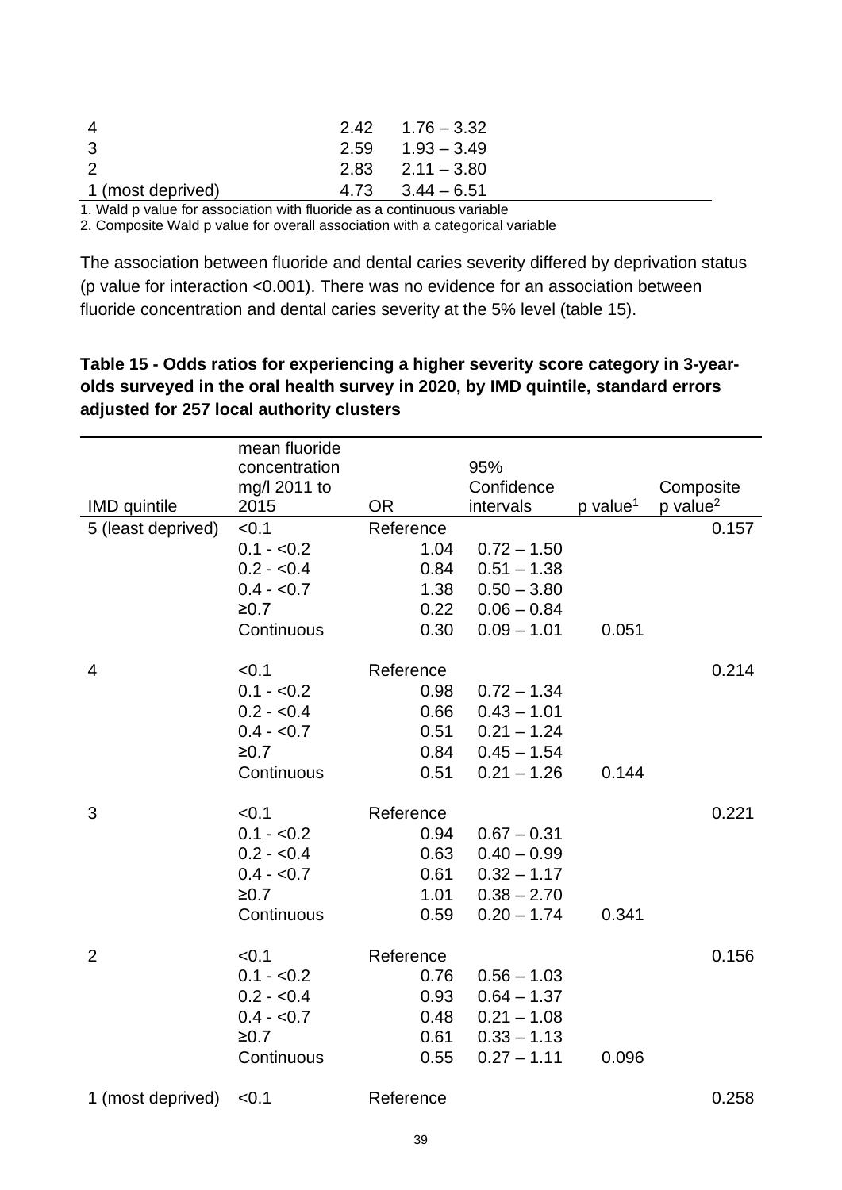| | | | |
|---|---|---|---|
| 4 | | 2.42 | 1.76 – 3.32 |
| 3 | | 2.59 | 1.93 – 3.49 |
| 2 | | 2.83 | 2.11 – 3.80 |
| 1 (most deprived) | | 4.73 | 3.44 – 6.51 |

1. Wald p value for association with fluoride as a continuous variable
2. Composite Wald p value for overall association with a categorical variable

The association between fluoride and dental caries severity differed by deprivation status (p value for interaction <0.001). There was no evidence for an association between fluoride concentration and dental caries severity at the 5% level (table 15).

**Table 15 - Odds ratios for experiencing a higher severity score category in 3-year-olds surveyed in the oral health survey in 2020, by IMD quintile, standard errors adjusted for 257 local authority clusters**

| IMD quintile | mean fluoride concentration mg/l 2011 to 2015 | OR | 95% Confidence intervals | p value[1] | Composite p value[2] |
|---|---|---|---|---|---|
| 5 (least deprived) | <0.1 | Reference | | | 0.157 |
| | 0.1 - <0.2 | 1.04 | 0.72 – 1.50 | | |
| | 0.2 - <0.4 | 0.84 | 0.51 – 1.38 | | |
| | 0.4 - <0.7 | 1.38 | 0.50 – 3.80 | | |
| | ≥0.7 | 0.22 | 0.06 – 0.84 | | |
| | Continuous | 0.30 | 0.09 – 1.01 | 0.051 | |
| 4 | <0.1 | Reference | | | 0.214 |
| | 0.1 - <0.2 | 0.98 | 0.72 – 1.34 | | |
| | 0.2 - <0.4 | 0.66 | 0.43 – 1.01 | | |
| | 0.4 - <0.7 | 0.51 | 0.21 – 1.24 | | |
| | ≥0.7 | 0.84 | 0.45 – 1.54 | | |
| | Continuous | 0.51 | 0.21 – 1.26 | 0.144 | |
| 3 | <0.1 | Reference | | | 0.221 |
| | 0.1 - <0.2 | 0.94 | 0.67 – 0.31 | | |
| | 0.2 - <0.4 | 0.63 | 0.40 – 0.99 | | |
| | 0.4 - <0.7 | 0.61 | 0.32 – 1.17 | | |
| | ≥0.7 | 1.01 | 0.38 – 2.70 | | |
| | Continuous | 0.59 | 0.20 – 1.74 | 0.341 | |
| 2 | <0.1 | Reference | | | 0.156 |
| | 0.1 - <0.2 | 0.76 | 0.56 – 1.03 | | |
| | 0.2 - <0.4 | 0.93 | 0.64 – 1.37 | | |
| | 0.4 - <0.7 | 0.48 | 0.21 – 1.08 | | |
| | ≥0.7 | 0.61 | 0.33 – 1.13 | | |
| | Continuous | 0.55 | 0.27 – 1.11 | 0.096 | |
| 1 (most deprived) | <0.1 | Reference | | | 0.258 |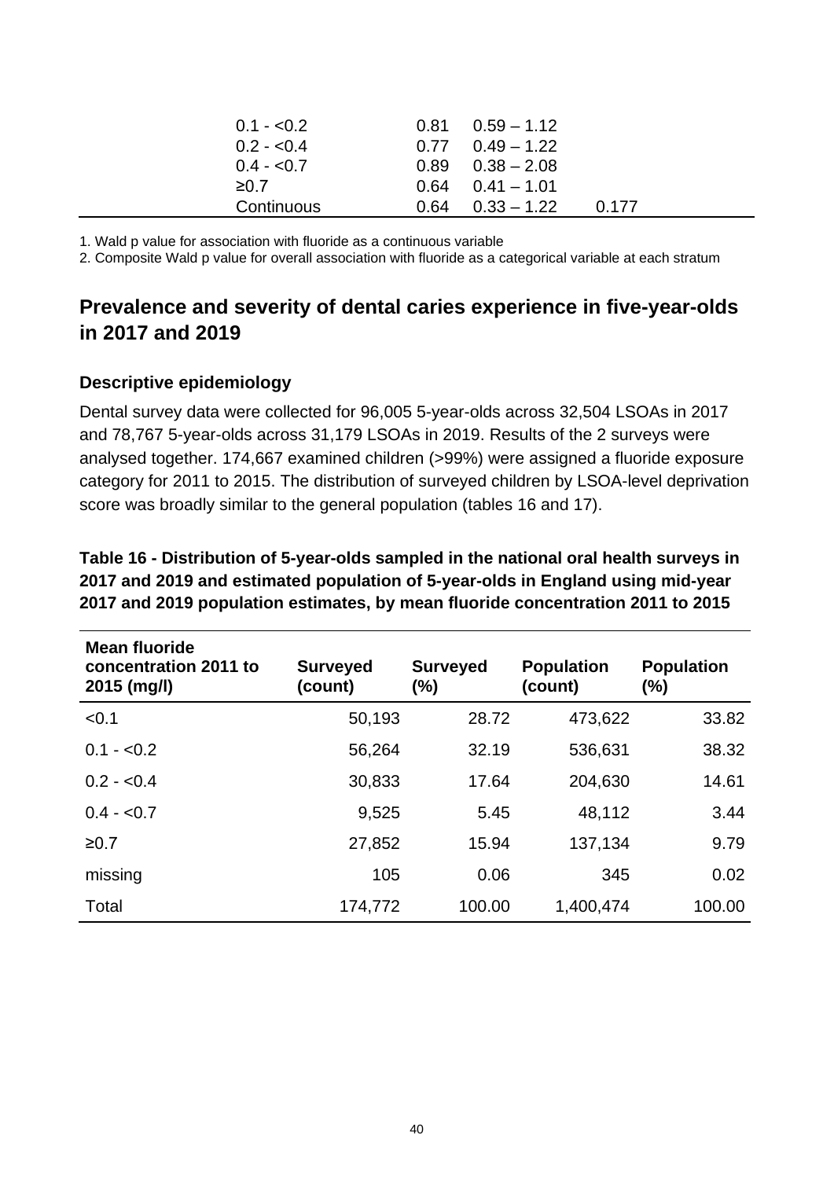| | | | |
|---|---|---|---|
| 0.1 - <0.2 | 0.81 | 0.59 – 1.12 | |
| 0.2 - <0.4 | 0.77 | 0.49 – 1.22 | |
| 0.4 - <0.7 | 0.89 | 0.38 – 2.08 | |
| ≥0.7 | 0.64 | 0.41 – 1.01 | |
| Continuous | 0.64 | 0.33 – 1.22 | 0.177 |

1. Wald p value for association with fluoride as a continuous variable
2. Composite Wald p value for overall association with fluoride as a categorical variable at each stratum

## Prevalence and severity of dental caries experience in five-year-olds in 2017 and 2019

### Descriptive epidemiology

Dental survey data were collected for 96,005 5-year-olds across 32,504 LSOAs in 2017 and 78,767 5-year-olds across 31,179 LSOAs in 2019. Results of the 2 surveys were analysed together. 174,667 examined children (>99%) were assigned a fluoride exposure category for 2011 to 2015. The distribution of surveyed children by LSOA-level deprivation score was broadly similar to the general population (tables 16 and 17).

**Table 16 - Distribution of 5-year-olds sampled in the national oral health surveys in 2017 and 2019 and estimated population of 5-year-olds in England using mid-year 2017 and 2019 population estimates, by mean fluoride concentration 2011 to 2015**

| Mean fluoride concentration 2011 to 2015 (mg/l) | Surveyed (count) | Surveyed (%) | Population (count) | Population (%) |
|---|---|---|---|---|
| <0.1 | 50,193 | 28.72 | 473,622 | 33.82 |
| 0.1 - <0.2 | 56,264 | 32.19 | 536,631 | 38.32 |
| 0.2 - <0.4 | 30,833 | 17.64 | 204,630 | 14.61 |
| 0.4 - <0.7 | 9,525 | 5.45 | 48,112 | 3.44 |
| ≥0.7 | 27,852 | 15.94 | 137,134 | 9.79 |
| missing | 105 | 0.06 | 345 | 0.02 |
| Total | 174,772 | 100.00 | 1,400,474 | 100.00 |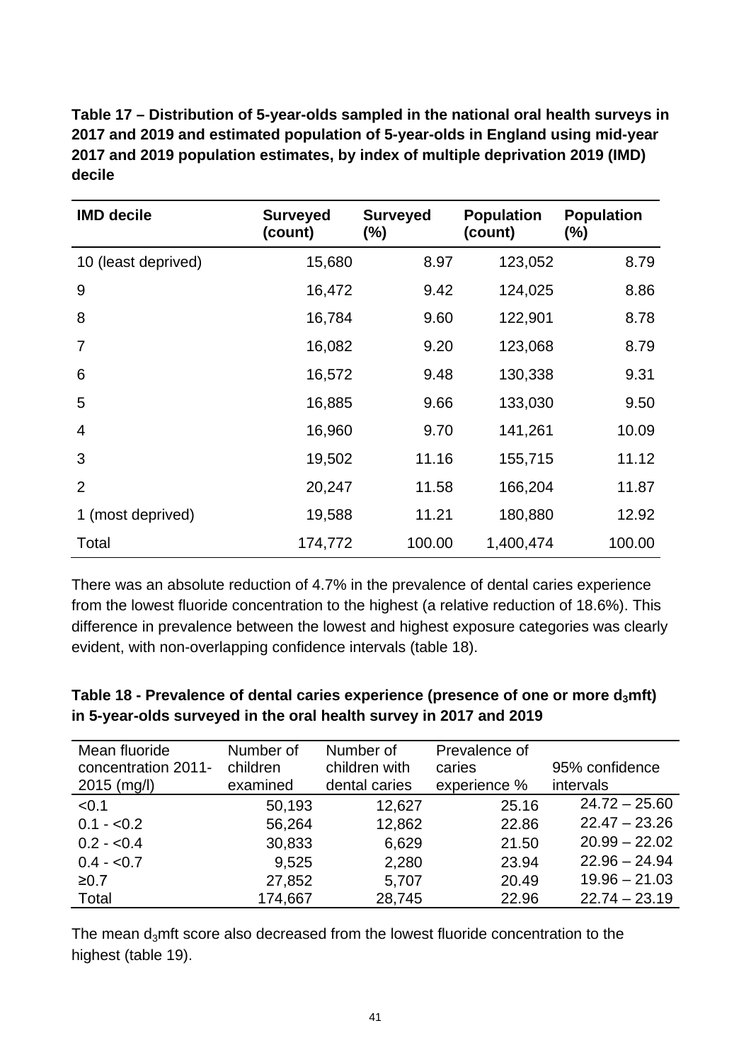**Table 17 – Distribution of 5-year-olds sampled in the national oral health surveys in 2017 and 2019 and estimated population of 5-year-olds in England using mid-year 2017 and 2019 population estimates, by index of multiple deprivation 2019 (IMD) decile**

| IMD decile | Surveyed (count) | Surveyed (%) | Population (count) | Population (%) |
|---|---|---|---|---|
| 10 (least deprived) | 15,680 | 8.97 | 123,052 | 8.79 |
| 9 | 16,472 | 9.42 | 124,025 | 8.86 |
| 8 | 16,784 | 9.60 | 122,901 | 8.78 |
| 7 | 16,082 | 9.20 | 123,068 | 8.79 |
| 6 | 16,572 | 9.48 | 130,338 | 9.31 |
| 5 | 16,885 | 9.66 | 133,030 | 9.50 |
| 4 | 16,960 | 9.70 | 141,261 | 10.09 |
| 3 | 19,502 | 11.16 | 155,715 | 11.12 |
| 2 | 20,247 | 11.58 | 166,204 | 11.87 |
| 1 (most deprived) | 19,588 | 11.21 | 180,880 | 12.92 |
| Total | 174,772 | 100.00 | 1,400,474 | 100.00 |

There was an absolute reduction of 4.7% in the prevalence of dental caries experience from the lowest fluoride concentration to the highest (a relative reduction of 18.6%). This difference in prevalence between the lowest and highest exposure categories was clearly evident, with non-overlapping confidence intervals (table 18).

**Table 18 - Prevalence of dental caries experience (presence of one or more $d_3$mft) in 5-year-olds surveyed in the oral health survey in 2017 and 2019**

| Mean fluoride concentration 2011-2015 (mg/l) | Number of children examined | Number of children with dental caries | Prevalence of caries experience % | 95% confidence intervals |
|---|---|---|---|---|
| <0.1 | 50,193 | 12,627 | 25.16 | 24.72 – 25.60 |
| 0.1 - <0.2 | 56,264 | 12,862 | 22.86 | 22.47 – 23.26 |
| 0.2 - <0.4 | 30,833 | 6,629 | 21.50 | 20.99 – 22.02 |
| 0.4 - <0.7 | 9,525 | 2,280 | 23.94 | 22.96 – 24.94 |
| ≥0.7 | 27,852 | 5,707 | 20.49 | 19.96 – 21.03 |
| Total | 174,667 | 28,745 | 22.96 | 22.74 – 23.19 |

The mean $d_3$mft score also decreased from the lowest fluoride concentration to the highest (table 19).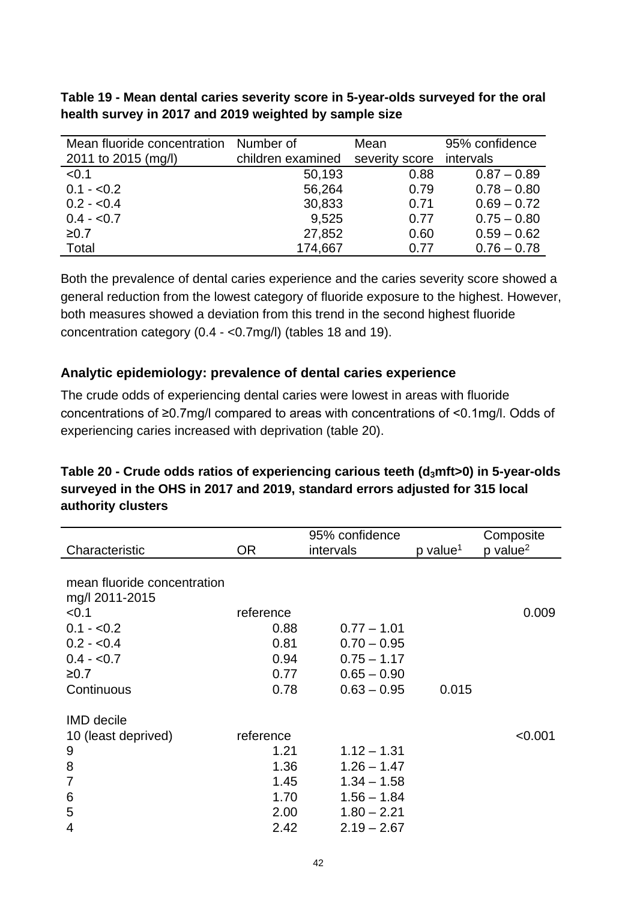**Table 19 - Mean dental caries severity score in 5-year-olds surveyed for the oral health survey in 2017 and 2019 weighted by sample size**

| Mean fluoride concentration 2011 to 2015 (mg/l) | Number of children examined | Mean severity score | 95% confidence intervals |
|---|---|---|---|
| <0.1 | 50,193 | 0.88 | 0.87 – 0.89 |
| 0.1 - <0.2 | 56,264 | 0.79 | 0.78 – 0.80 |
| 0.2 - <0.4 | 30,833 | 0.71 | 0.69 – 0.72 |
| 0.4 - <0.7 | 9,525 | 0.77 | 0.75 – 0.80 |
| ≥0.7 | 27,852 | 0.60 | 0.59 – 0.62 |
| Total | 174,667 | 0.77 | 0.76 – 0.78 |

Both the prevalence of dental caries experience and the caries severity score showed a general reduction from the lowest category of fluoride exposure to the highest. However, both measures showed a deviation from this trend in the second highest fluoride concentration category (0.4 - <0.7mg/l) (tables 18 and 19).

### Analytic epidemiology: prevalence of dental caries experience

The crude odds of experiencing dental caries were lowest in areas with fluoride concentrations of ≥0.7mg/l compared to areas with concentrations of <0.1mg/l. Odds of experiencing caries increased with deprivation (table 20).

**Table 20 - Crude odds ratios of experiencing carious teeth ($d_3mft>0$) in 5-year-olds surveyed in the OHS in 2017 and 2019, standard errors adjusted for 315 local authority clusters**

| Characteristic | OR | 95% confidence intervals | p value[1] | Composite p value[2] |
|---|---|---|---|---|
| mean fluoride concentration mg/l 2011-2015 | | | | |
| <0.1 | reference | | | 0.009 |
| 0.1 - <0.2 | 0.88 | 0.77 – 1.01 | | |
| 0.2 - <0.4 | 0.81 | 0.70 – 0.95 | | |
| 0.4 - <0.7 | 0.94 | 0.75 – 1.17 | | |
| ≥0.7 | 0.77 | 0.65 – 0.90 | | |
| Continuous | 0.78 | 0.63 – 0.95 | 0.015 | |
| IMD decile | | | | |
| 10 (least deprived) | reference | | | <0.001 |
| 9 | 1.21 | 1.12 – 1.31 | | |
| 8 | 1.36 | 1.26 – 1.47 | | |
| 7 | 1.45 | 1.34 – 1.58 | | |
| 6 | 1.70 | 1.56 – 1.84 | | |
| 5 | 2.00 | 1.80 – 2.21 | | |
| 4 | 2.42 | 2.19 – 2.67 | | |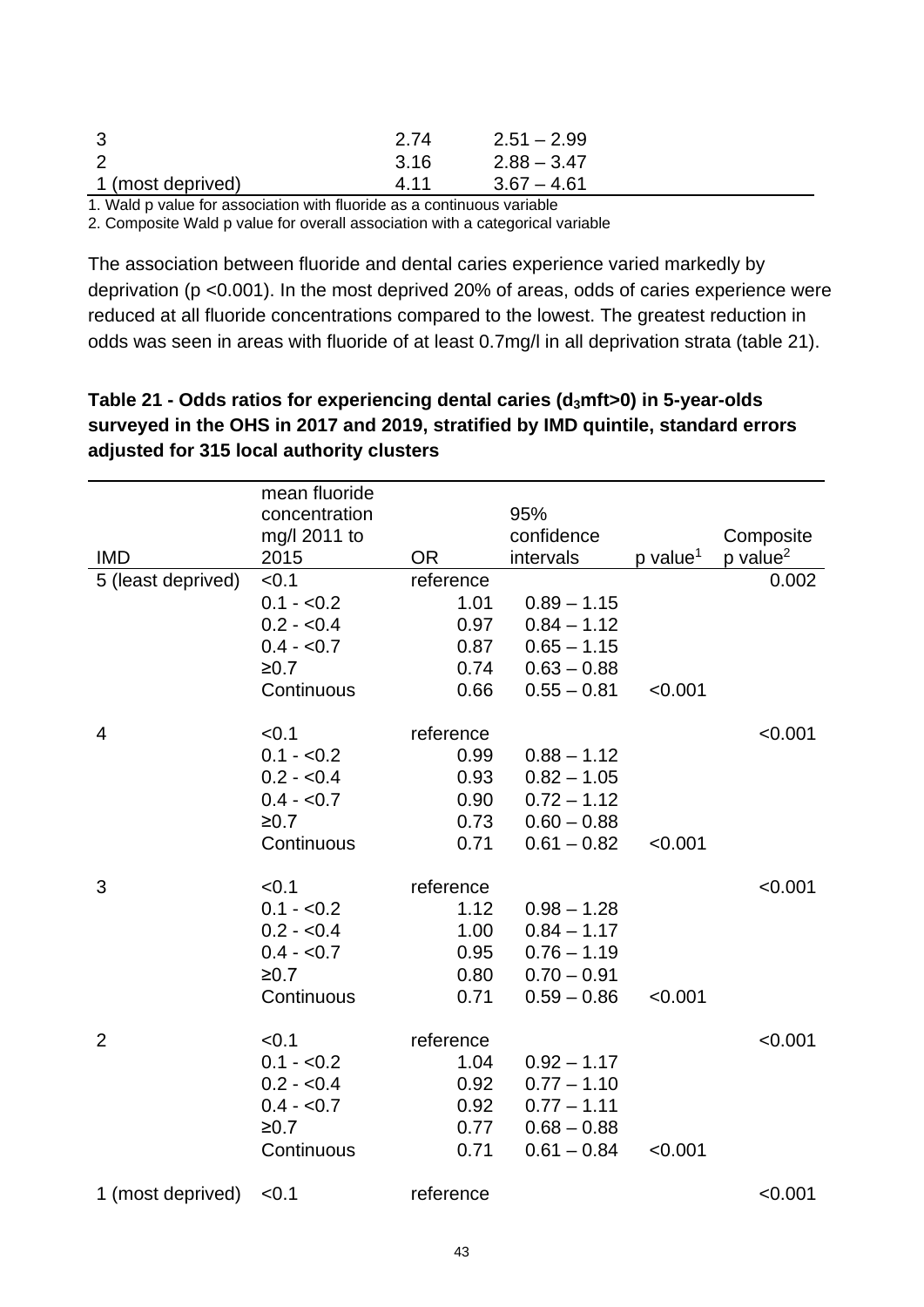| | | |
|---|---|---|
| 3 | 2.74 | 2.51 – 2.99 |
| 2 | 3.16 | 2.88 – 3.47 |
| 1 (most deprived) | 4.11 | 3.67 – 4.61 |

1. Wald p value for association with fluoride as a continuous variable
2. Composite Wald p value for overall association with a categorical variable

The association between fluoride and dental caries experience varied markedly by deprivation (p <0.001). In the most deprived 20% of areas, odds of caries experience were reduced at all fluoride concentrations compared to the lowest. The greatest reduction in odds was seen in areas with fluoride of at least 0.7mg/l in all deprivation strata (table 21).

**Table 21 - Odds ratios for experiencing dental caries ($d_3$mft>0) in 5-year-olds surveyed in the OHS in 2017 and 2019, stratified by IMD quintile, standard errors adjusted for 315 local authority clusters**

| IMD | mean fluoride concentration mg/l 2011 to 2015 | OR | 95% confidence intervals | p value[1] | Composite p value[2] |
|---|---|---|---|---|---|
| 5 (least deprived) | <0.1 | reference | | | 0.002 |
| | 0.1 - <0.2 | 1.01 | 0.89 – 1.15 | | |
| | 0.2 - <0.4 | 0.97 | 0.84 – 1.12 | | |
| | 0.4 - <0.7 | 0.87 | 0.65 – 1.15 | | |
| | ≥0.7 | 0.74 | 0.63 – 0.88 | | |
| | Continuous | 0.66 | 0.55 – 0.81 | <0.001 | |
| 4 | <0.1 | reference | | | <0.001 |
| | 0.1 - <0.2 | 0.99 | 0.88 – 1.12 | | |
| | 0.2 - <0.4 | 0.93 | 0.82 – 1.05 | | |
| | 0.4 - <0.7 | 0.90 | 0.72 – 1.12 | | |
| | ≥0.7 | 0.73 | 0.60 – 0.88 | | |
| | Continuous | 0.71 | 0.61 – 0.82 | <0.001 | |
| 3 | <0.1 | reference | | | <0.001 |
| | 0.1 - <0.2 | 1.12 | 0.98 – 1.28 | | |
| | 0.2 - <0.4 | 1.00 | 0.84 – 1.17 | | |
| | 0.4 - <0.7 | 0.95 | 0.76 – 1.19 | | |
| | ≥0.7 | 0.80 | 0.70 – 0.91 | | |
| | Continuous | 0.71 | 0.59 – 0.86 | <0.001 | |
| 2 | <0.1 | reference | | | <0.001 |
| | 0.1 - <0.2 | 1.04 | 0.92 – 1.17 | | |
| | 0.2 - <0.4 | 0.92 | 0.77 – 1.10 | | |
| | 0.4 - <0.7 | 0.92 | 0.77 – 1.11 | | |
| | ≥0.7 | 0.77 | 0.68 – 0.88 | | |
| | Continuous | 0.71 | 0.61 – 0.84 | <0.001 | |
| 1 (most deprived) | <0.1 | reference | | | <0.001 |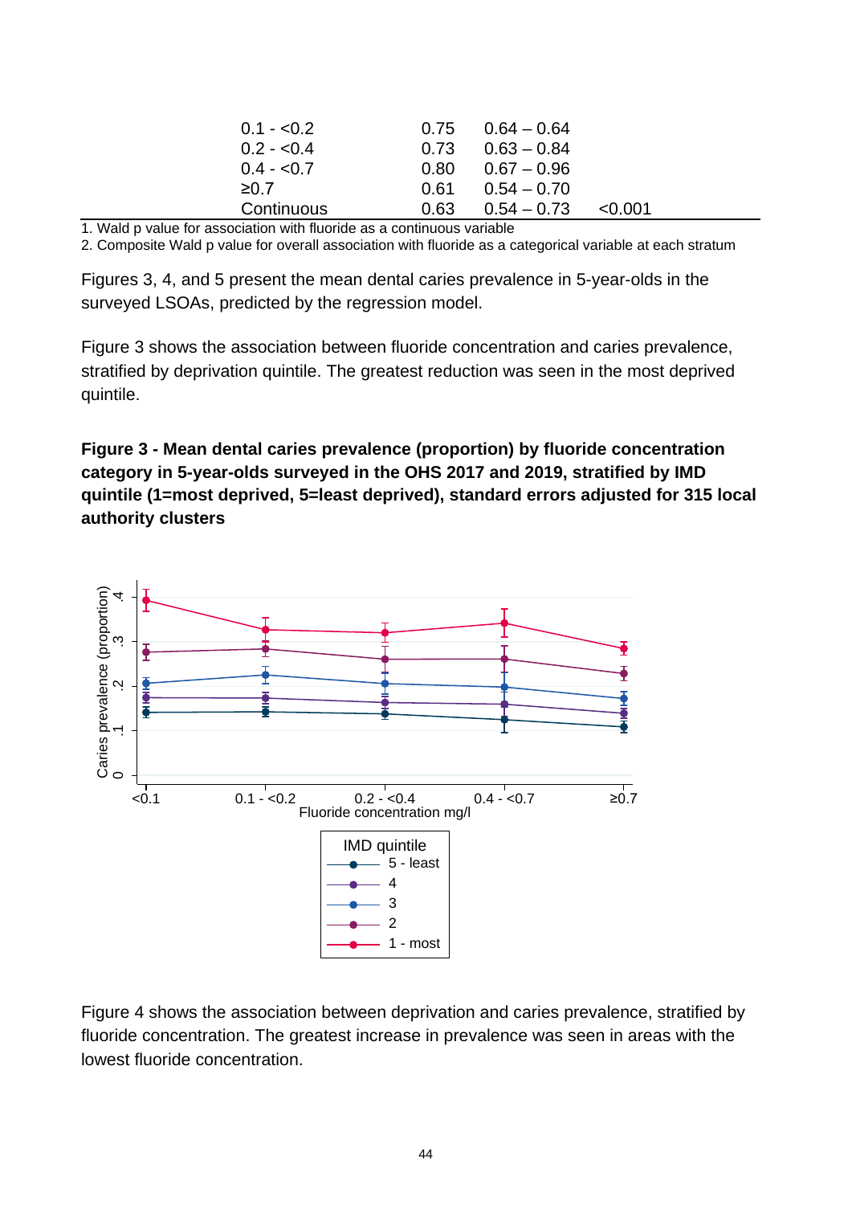| | | | |
|---|---|---|---|
| 0.1 - <0.2 | 0.75 | 0.64 – 0.64 | |
| 0.2 - <0.4 | 0.73 | 0.63 – 0.84 | |
| 0.4 - <0.7 | 0.80 | 0.67 – 0.96 | |
| ≥0.7 | 0.61 | 0.54 – 0.70 | |
| Continuous | 0.63 | 0.54 – 0.73 | <0.001 |

1. Wald p value for association with fluoride as a continuous variable
2. Composite Wald p value for overall association with fluoride as a categorical variable at each stratum

Figures 3, 4, and 5 present the mean dental caries prevalence in 5-year-olds in the surveyed LSOAs, predicted by the regression model.

Figure 3 shows the association between fluoride concentration and caries prevalence, stratified by deprivation quintile. The greatest reduction was seen in the most deprived quintile.

**Figure 3 - Mean dental caries prevalence (proportion) by fluoride concentration category in 5-year-olds surveyed in the OHS 2017 and 2019, stratified by IMD quintile (1=most deprived, 5=least deprived), standard errors adjusted for 315 local authority clusters**

Figure 4 shows the association between deprivation and caries prevalence, stratified by fluoride concentration. The greatest increase in prevalence was seen in areas with the lowest fluoride concentration.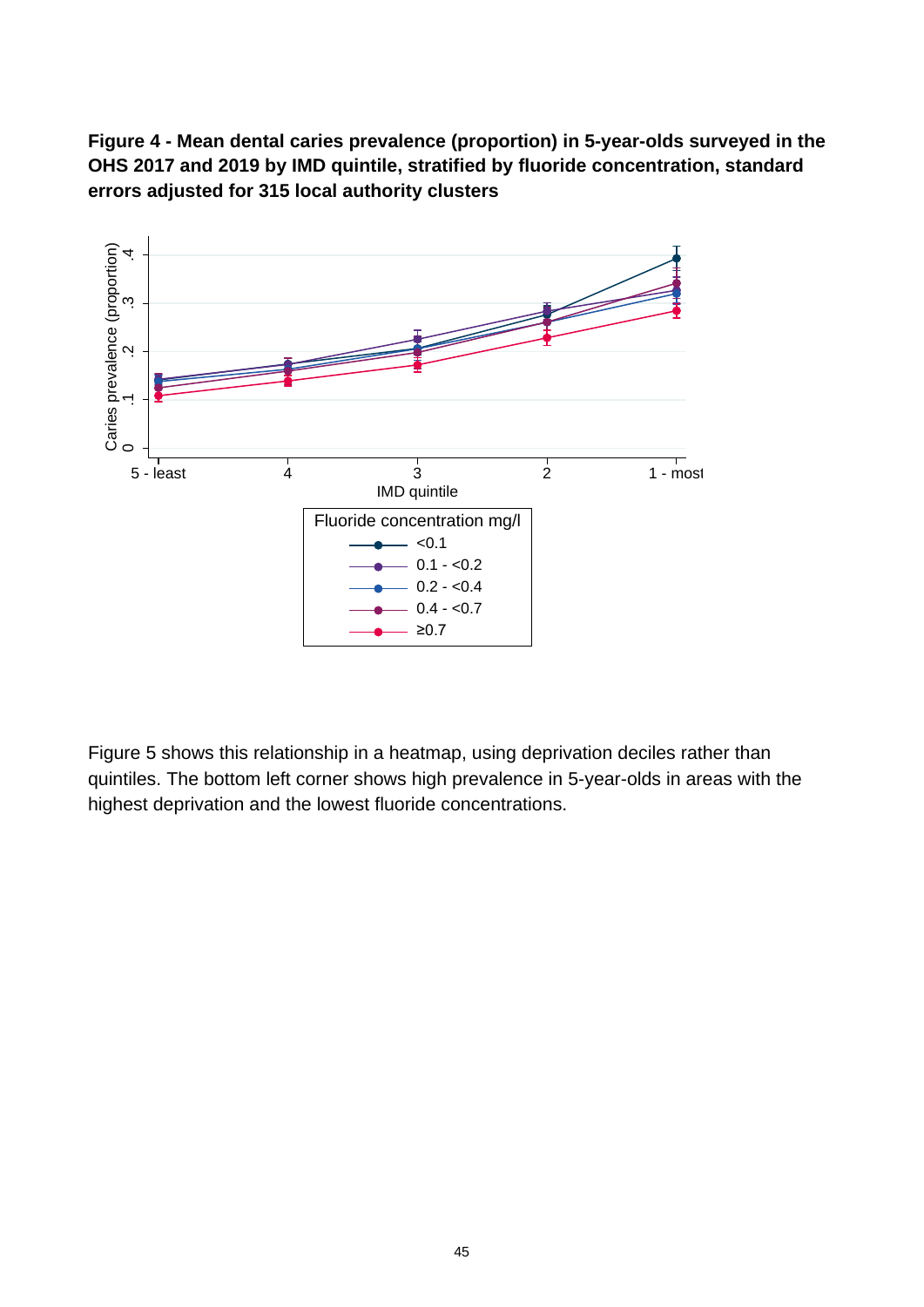**Figure 4 - Mean dental caries prevalence (proportion) in 5-year-olds surveyed in the OHS 2017 and 2019 by IMD quintile, stratified by fluoride concentration, standard errors adjusted for 315 local authority clusters**

Figure 5 shows this relationship in a heatmap, using deprivation deciles rather than quintiles. The bottom left corner shows high prevalence in 5-year-olds in areas with the highest deprivation and the lowest fluoride concentrations.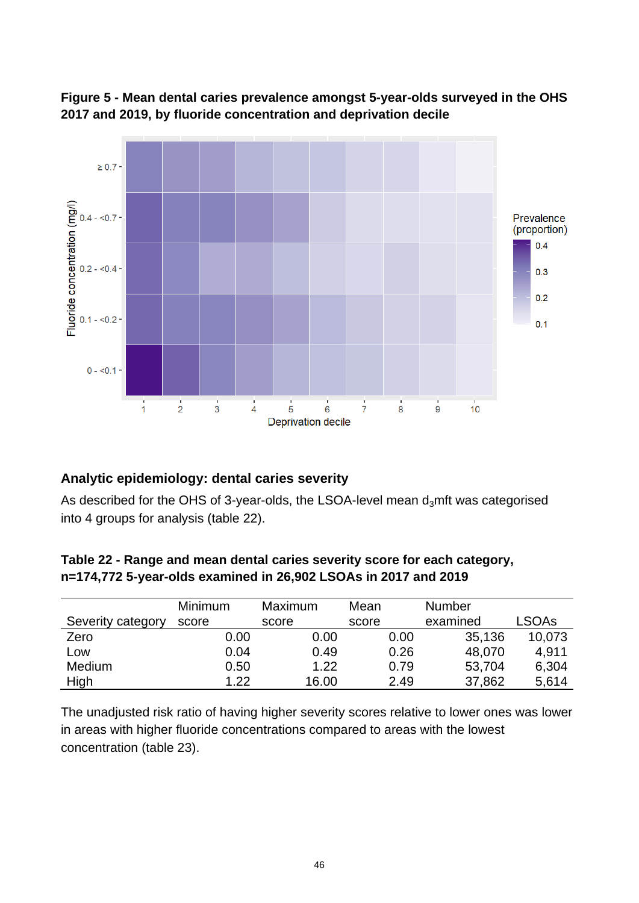**Figure 5 - Mean dental caries prevalence amongst 5-year-olds surveyed in the OHS 2017 and 2019, by fluoride concentration and deprivation decile**

### Analytic epidemiology: dental caries severity

As described for the OHS of 3-year-olds, the LSOA-level mean $d_3$mft was categorised into 4 groups for analysis (table 22).

**Table 22 - Range and mean dental caries severity score for each category, n=174,772 5-year-olds examined in 26,902 LSOAs in 2017 and 2019**

| Severity category | Minimum score | Maximum score | Mean score | Number examined | LSOAs |
|---|---|---|---|---|---|
| Zero | 0.00 | 0.00 | 0.00 | 35,136 | 10,073 |
| Low | 0.04 | 0.49 | 0.26 | 48,070 | 4,911 |
| Medium | 0.50 | 1.22 | 0.79 | 53,704 | 6,304 |
| High | 1.22 | 16.00 | 2.49 | 37,862 | 5,614 |

The unadjusted risk ratio of having higher severity scores relative to lower ones was lower in areas with higher fluoride concentrations compared to areas with the lowest concentration (table 23).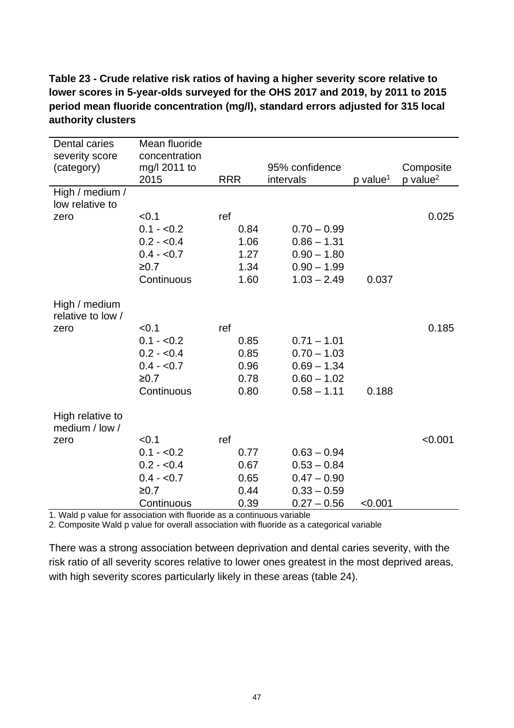**Table 23 - Crude relative risk ratios of having a higher severity score relative to lower scores in 5-year-olds surveyed for the OHS 2017 and 2019, by 2011 to 2015 period mean fluoride concentration (mg/l), standard errors adjusted for 315 local authority clusters**

| Dental caries severity score (category) | Mean fluoride concentration mg/l 2011 to 2015 | RRR | 95% confidence intervals | p value[1] | Composite p value[2] |
|---|---|---|---|---|---|
| High / medium / low relative to zero | <0.1 | ref | | | 0.025 |
| | 0.1 - <0.2 | 0.84 | 0.70 – 0.99 | | |
| | 0.2 - <0.4 | 1.06 | 0.86 – 1.31 | | |
| | 0.4 - <0.7 | 1.27 | 0.90 – 1.80 | | |
| | ≥0.7 | 1.34 | 0.90 – 1.99 | | |
| | Continuous | 1.60 | 1.03 – 2.49 | 0.037 | |
| High / medium relative to low / zero | <0.1 | ref | | | 0.185 |
| | 0.1 - <0.2 | 0.85 | 0.71 – 1.01 | | |
| | 0.2 - <0.4 | 0.85 | 0.70 – 1.03 | | |
| | 0.4 - <0.7 | 0.96 | 0.69 – 1.34 | | |
| | ≥0.7 | 0.78 | 0.60 – 1.02 | | |
| | Continuous | 0.80 | 0.58 – 1.11 | 0.188 | |
| High relative to medium / low / zero | <0.1 | ref | | | <0.001 |
| | 0.1 - <0.2 | 0.77 | 0.63 – 0.94 | | |
| | 0.2 - <0.4 | 0.67 | 0.53 – 0.84 | | |
| | 0.4 - <0.7 | 0.65 | 0.47 – 0.90 | | |
| | ≥0.7 | 0.44 | 0.33 – 0.59 | | |
| | Continuous | 0.39 | 0.27 – 0.56 | <0.001 | |

1. Wald p value for association with fluoride as a continuous variable
2. Composite Wald p value for overall association with fluoride as a categorical variable

There was a strong association between deprivation and dental caries severity, with the risk ratio of all severity scores relative to lower ones greatest in the most deprived areas, with high severity scores particularly likely in these areas (table 24).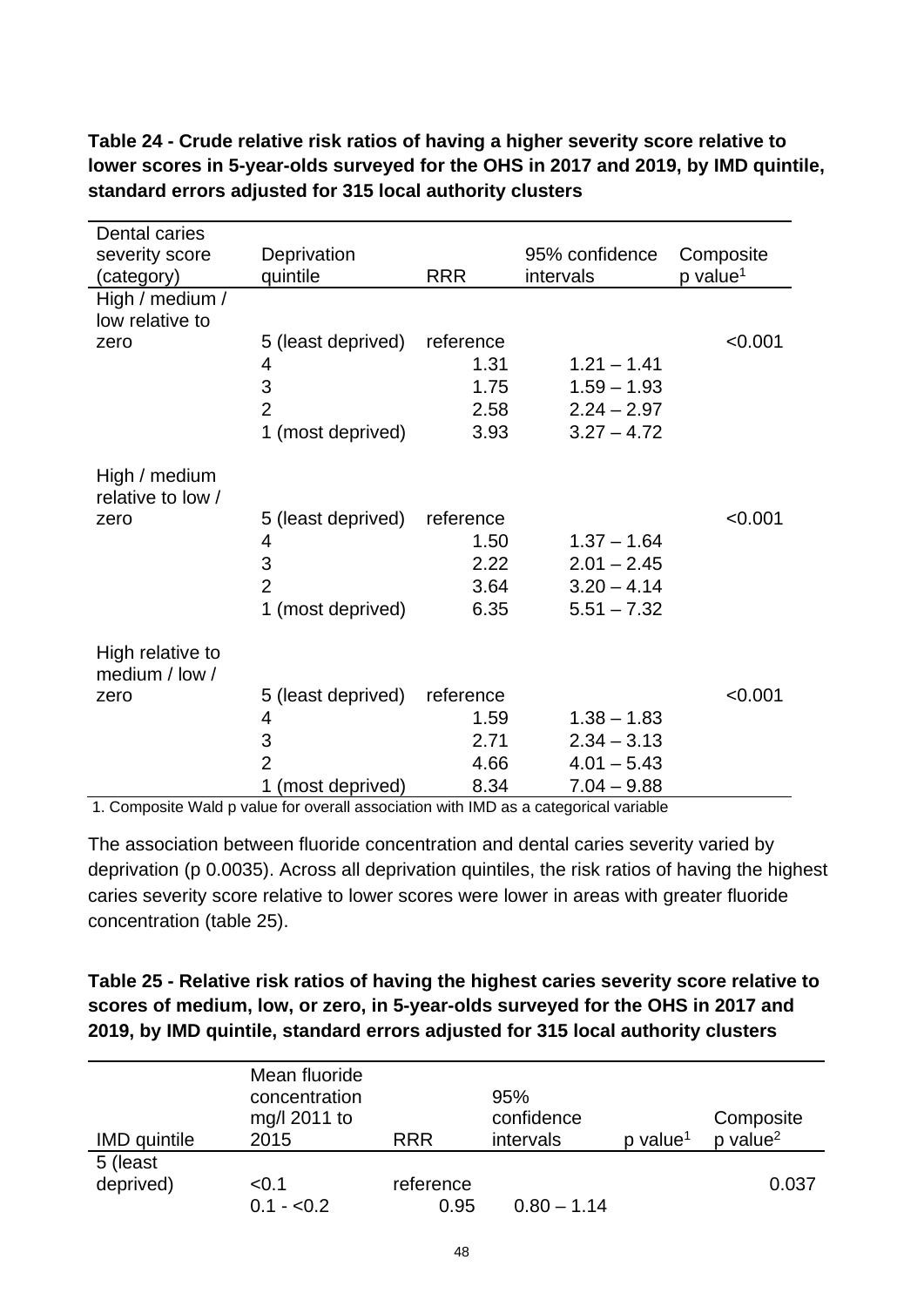**Table 24 - Crude relative risk ratios of having a higher severity score relative to lower scores in 5-year-olds surveyed for the OHS in 2017 and 2019, by IMD quintile, standard errors adjusted for 315 local authority clusters**

| Dental caries severity score (category) | Deprivation quintile | RRR | 95% confidence intervals | Composite p value[1] |
|---|---|---|---|---|
| High / medium / low relative to zero | 5 (least deprived) | reference | | <0.001 |
| | 4 | 1.31 | 1.21 – 1.41 | |
| | 3 | 1.75 | 1.59 – 1.93 | |
| | 2 | 2.58 | 2.24 – 2.97 | |
| | 1 (most deprived) | 3.93 | 3.27 – 4.72 | |
| High / medium relative to low / zero | 5 (least deprived) | reference | | <0.001 |
| | 4 | 1.50 | 1.37 – 1.64 | |
| | 3 | 2.22 | 2.01 – 2.45 | |
| | 2 | 3.64 | 3.20 – 4.14 | |
| | 1 (most deprived) | 6.35 | 5.51 – 7.32 | |
| High relative to medium / low / zero | 5 (least deprived) | reference | | <0.001 |
| | 4 | 1.59 | 1.38 – 1.83 | |
| | 3 | 2.71 | 2.34 – 3.13 | |
| | 2 | 4.66 | 4.01 – 5.43 | |
| | 1 (most deprived) | 8.34 | 7.04 – 9.88 | |

1. Composite Wald p value for overall association with IMD as a categorical variable

The association between fluoride concentration and dental caries severity varied by deprivation (p 0.0035). Across all deprivation quintiles, the risk ratios of having the highest caries severity score relative to lower scores were lower in areas with greater fluoride concentration (table 25).

**Table 25 - Relative risk ratios of having the highest caries severity score relative to scores of medium, low, or zero, in 5-year-olds surveyed for the OHS in 2017 and 2019, by IMD quintile, standard errors adjusted for 315 local authority clusters**

| IMD quintile | Mean fluoride concentration mg/l 2011 to 2015 | RRR | 95% confidence intervals | p value[1] | Composite p value[2] |
|---|---|---|---|---|---|
| 5 (least deprived) | <0.1 | reference | | | 0.037 |
| | 0.1 - <0.2 | 0.95 | 0.80 – 1.14 | | |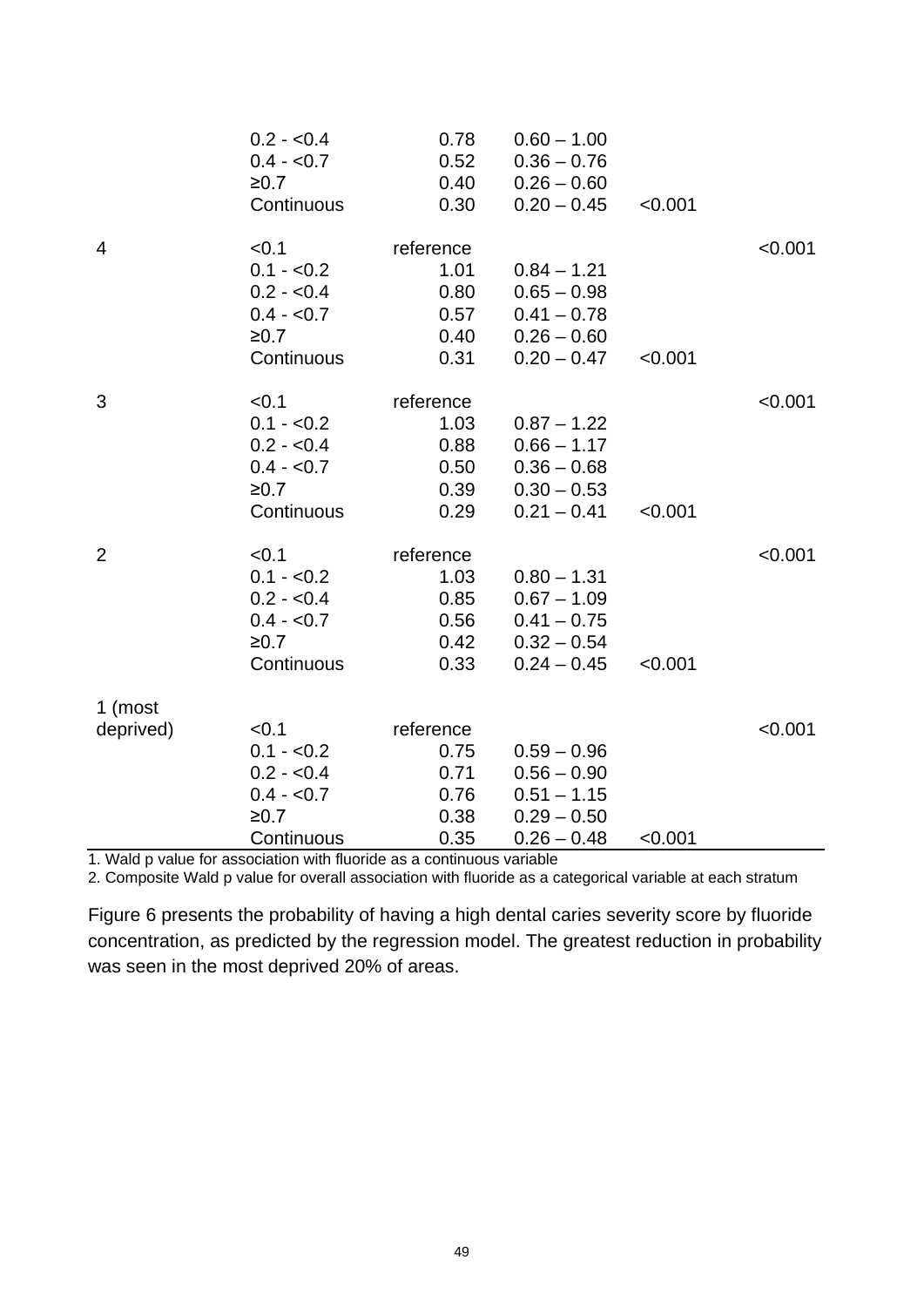| | | | | | |
|---|---|---|---|---|---|
| | 0.2 - <0.4 | 0.78 | 0.60 – 1.00 | | |
| | 0.4 - <0.7 | 0.52 | 0.36 – 0.76 | | |
| | ≥0.7 | 0.40 | 0.26 – 0.60 | | |
| | Continuous | 0.30 | 0.20 – 0.45 | <0.001 | |
| 4 | <0.1 | reference | | | <0.001 |
| | 0.1 - <0.2 | 1.01 | 0.84 – 1.21 | | |
| | 0.2 - <0.4 | 0.80 | 0.65 – 0.98 | | |
| | 0.4 - <0.7 | 0.57 | 0.41 – 0.78 | | |
| | ≥0.7 | 0.40 | 0.26 – 0.60 | | |
| | Continuous | 0.31 | 0.20 – 0.47 | <0.001 | |
| 3 | <0.1 | reference | | | <0.001 |
| | 0.1 - <0.2 | 1.03 | 0.87 – 1.22 | | |
| | 0.2 - <0.4 | 0.88 | 0.66 – 1.17 | | |
| | 0.4 - <0.7 | 0.50 | 0.36 – 0.68 | | |
| | ≥0.7 | 0.39 | 0.30 – 0.53 | | |
| | Continuous | 0.29 | 0.21 – 0.41 | <0.001 | |
| 2 | <0.1 | reference | | | <0.001 |
| | 0.1 - <0.2 | 1.03 | 0.80 – 1.31 | | |
| | 0.2 - <0.4 | 0.85 | 0.67 – 1.09 | | |
| | 0.4 - <0.7 | 0.56 | 0.41 – 0.75 | | |
| | ≥0.7 | 0.42 | 0.32 – 0.54 | | |
| | Continuous | 0.33 | 0.24 – 0.45 | <0.001 | |
| 1 (most deprived) | <0.1 | reference | | | <0.001 |
| | 0.1 - <0.2 | 0.75 | 0.59 – 0.96 | | |
| | 0.2 - <0.4 | 0.71 | 0.56 – 0.90 | | |
| | 0.4 - <0.7 | 0.76 | 0.51 – 1.15 | | |
| | ≥0.7 | 0.38 | 0.29 – 0.50 | | |
| | Continuous | 0.35 | 0.26 – 0.48 | <0.001 | |

1. Wald p value for association with fluoride as a continuous variable
2. Composite Wald p value for overall association with fluoride as a categorical variable at each stratum

Figure 6 presents the probability of having a high dental caries severity score by fluoride concentration, as predicted by the regression model. The greatest reduction in probability was seen in the most deprived 20% of areas.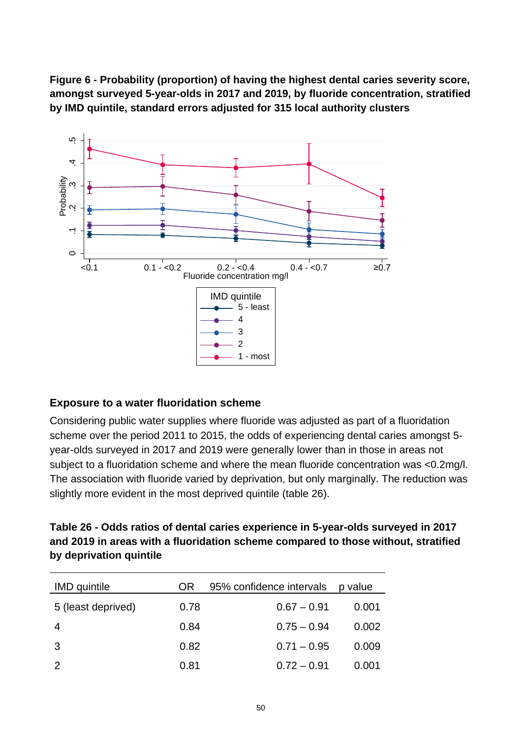**Figure 6 - Probability (proportion) of having the highest dental caries severity score, amongst surveyed 5-year-olds in 2017 and 2019, by fluoride concentration, stratified by IMD quintile, standard errors adjusted for 315 local authority clusters**

### Exposure to a water fluoridation scheme

Considering public water supplies where fluoride was adjusted as part of a fluoridation scheme over the period 2011 to 2015, the odds of experiencing dental caries amongst 5-year-olds surveyed in 2017 and 2019 were generally lower than in those in areas not subject to a fluoridation scheme and where the mean fluoride concentration was <0.2mg/l. The association with fluoride varied by deprivation, but only marginally. The reduction was slightly more evident in the most deprived quintile (table 26).

**Table 26 - Odds ratios of dental caries experience in 5-year-olds surveyed in 2017 and 2019 in areas with a fluoridation scheme compared to those without, stratified by deprivation quintile**

| IMD quintile | OR | 95% confidence intervals | p value |
|---|---|---|---|
| 5 (least deprived) | 0.78 | 0.67 – 0.91 | 0.001 |
| 4 | 0.84 | 0.75 – 0.94 | 0.002 |
| 3 | 0.82 | 0.71 – 0.95 | 0.009 |
| 2 | 0.81 | 0.72 – 0.91 | 0.001 |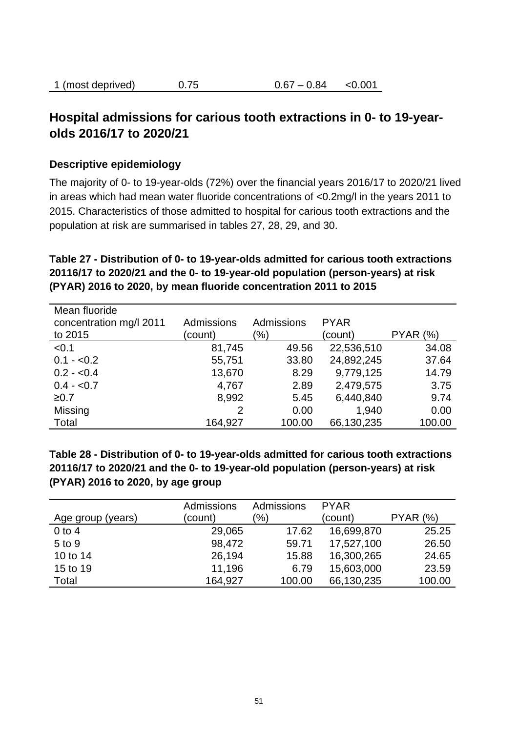| 1 (most deprived) | 0.75 | 0.67 – 0.84 | <0.001 |
|---|---|---|---|

## Hospital admissions for carious tooth extractions in 0- to 19-year-olds 2016/17 to 2020/21

### Descriptive epidemiology

The majority of 0- to 19-year-olds (72%) over the financial years 2016/17 to 2020/21 lived in areas which had mean water fluoride concentrations of <0.2mg/l in the years 2011 to 2015. Characteristics of those admitted to hospital for carious tooth extractions and the population at risk are summarised in tables 27, 28, 29, and 30.

**Table 27 - Distribution of 0- to 19-year-olds admitted for carious tooth extractions 20116/17 to 2020/21 and the 0- to 19-year-old population (person-years) at risk (PYAR) 2016 to 2020, by mean fluoride concentration 2011 to 2015**

| Mean fluoride concentration mg/l 2011 to 2015 | Admissions (count) | Admissions (%) | PYAR (count) | PYAR (%) |
|---|---|---|---|---|
| <0.1 | 81,745 | 49.56 | 22,536,510 | 34.08 |
| 0.1 - <0.2 | 55,751 | 33.80 | 24,892,245 | 37.64 |
| 0.2 - <0.4 | 13,670 | 8.29 | 9,779,125 | 14.79 |
| 0.4 - <0.7 | 4,767 | 2.89 | 2,479,575 | 3.75 |
| ≥0.7 | 8,992 | 5.45 | 6,440,840 | 9.74 |
| Missing | 2 | 0.00 | 1,940 | 0.00 |
| Total | 164,927 | 100.00 | 66,130,235 | 100.00 |

**Table 28 - Distribution of 0- to 19-year-olds admitted for carious tooth extractions 20116/17 to 2020/21 and the 0- to 19-year-old population (person-years) at risk (PYAR) 2016 to 2020, by age group**

| Age group (years) | Admissions (count) | Admissions (%) | PYAR (count) | PYAR (%) |
|---|---|---|---|---|
| 0 to 4 | 29,065 | 17.62 | 16,699,870 | 25.25 |
| 5 to 9 | 98,472 | 59.71 | 17,527,100 | 26.50 |
| 10 to 14 | 26,194 | 15.88 | 16,300,265 | 24.65 |
| 15 to 19 | 11,196 | 6.79 | 15,603,000 | 23.59 |
| Total | 164,927 | 100.00 | 66,130,235 | 100.00 |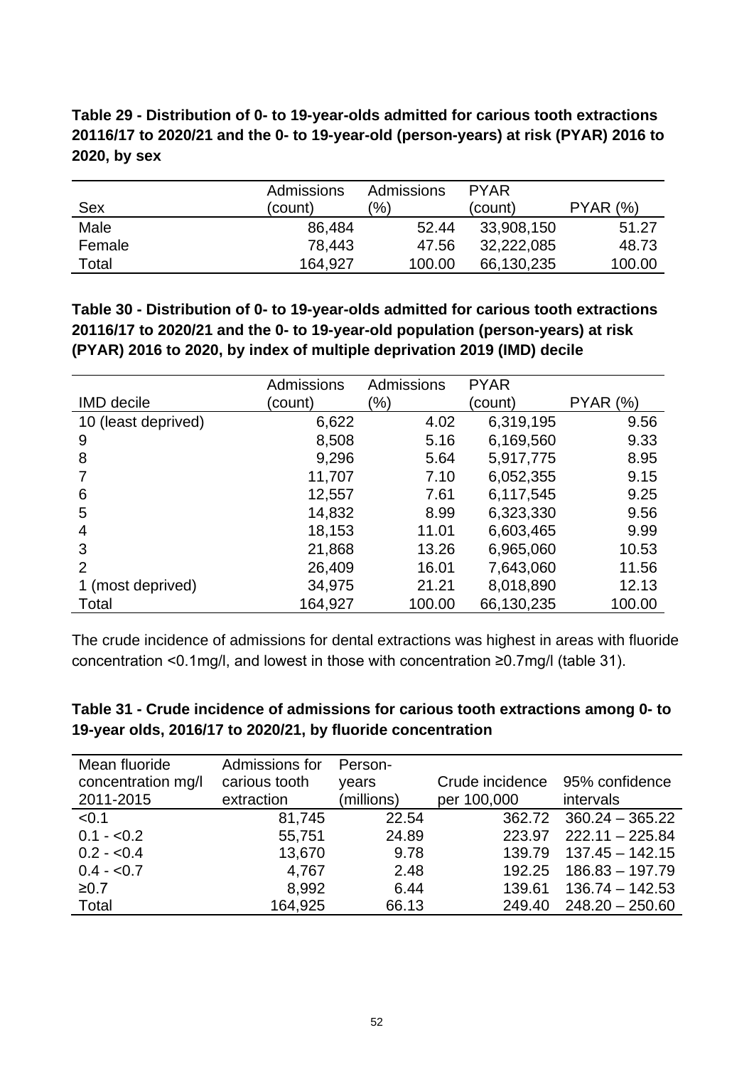**Table 29 - Distribution of 0- to 19-year-olds admitted for carious tooth extractions 20116/17 to 2020/21 and the 0- to 19-year-old (person-years) at risk (PYAR) 2016 to 2020, by sex**

| Sex | Admissions (count) | Admissions (%) | PYAR (count) | PYAR (%) |
|---|---|---|---|---|
| Male | 86,484 | 52.44 | 33,908,150 | 51.27 |
| Female | 78,443 | 47.56 | 32,222,085 | 48.73 |
| Total | 164,927 | 100.00 | 66,130,235 | 100.00 |

**Table 30 - Distribution of 0- to 19-year-olds admitted for carious tooth extractions 20116/17 to 2020/21 and the 0- to 19-year-old population (person-years) at risk (PYAR) 2016 to 2020, by index of multiple deprivation 2019 (IMD) decile**

| IMD decile | Admissions (count) | Admissions (%) | PYAR (count) | PYAR (%) |
|---|---|---|---|---|
| 10 (least deprived) | 6,622 | 4.02 | 6,319,195 | 9.56 |
| 9 | 8,508 | 5.16 | 6,169,560 | 9.33 |
| 8 | 9,296 | 5.64 | 5,917,775 | 8.95 |
| 7 | 11,707 | 7.10 | 6,052,355 | 9.15 |
| 6 | 12,557 | 7.61 | 6,117,545 | 9.25 |
| 5 | 14,832 | 8.99 | 6,323,330 | 9.56 |
| 4 | 18,153 | 11.01 | 6,603,465 | 9.99 |
| 3 | 21,868 | 13.26 | 6,965,060 | 10.53 |
| 2 | 26,409 | 16.01 | 7,643,060 | 11.56 |
| 1 (most deprived) | 34,975 | 21.21 | 8,018,890 | 12.13 |
| Total | 164,927 | 100.00 | 66,130,235 | 100.00 |

The crude incidence of admissions for dental extractions was highest in areas with fluoride concentration <0.1mg/l, and lowest in those with concentration ≥0.7mg/l (table 31).

**Table 31 - Crude incidence of admissions for carious tooth extractions among 0- to 19-year olds, 2016/17 to 2020/21, by fluoride concentration**

| Mean fluoride concentration mg/l 2011-2015 | Admissions for carious tooth extraction | Person-years (millions) | Crude incidence per 100,000 | 95% confidence intervals |
|---|---|---|---|---|
| <0.1 | 81,745 | 22.54 | 362.72 | 360.24 – 365.22 |
| 0.1 - <0.2 | 55,751 | 24.89 | 223.97 | 222.11 – 225.84 |
| 0.2 - <0.4 | 13,670 | 9.78 | 139.79 | 137.45 – 142.15 |
| 0.4 - <0.7 | 4,767 | 2.48 | 192.25 | 186.83 – 197.79 |
| ≥0.7 | 8,992 | 6.44 | 139.61 | 136.74 – 142.53 |
| Total | 164,925 | 66.13 | 249.40 | 248.20 – 250.60 |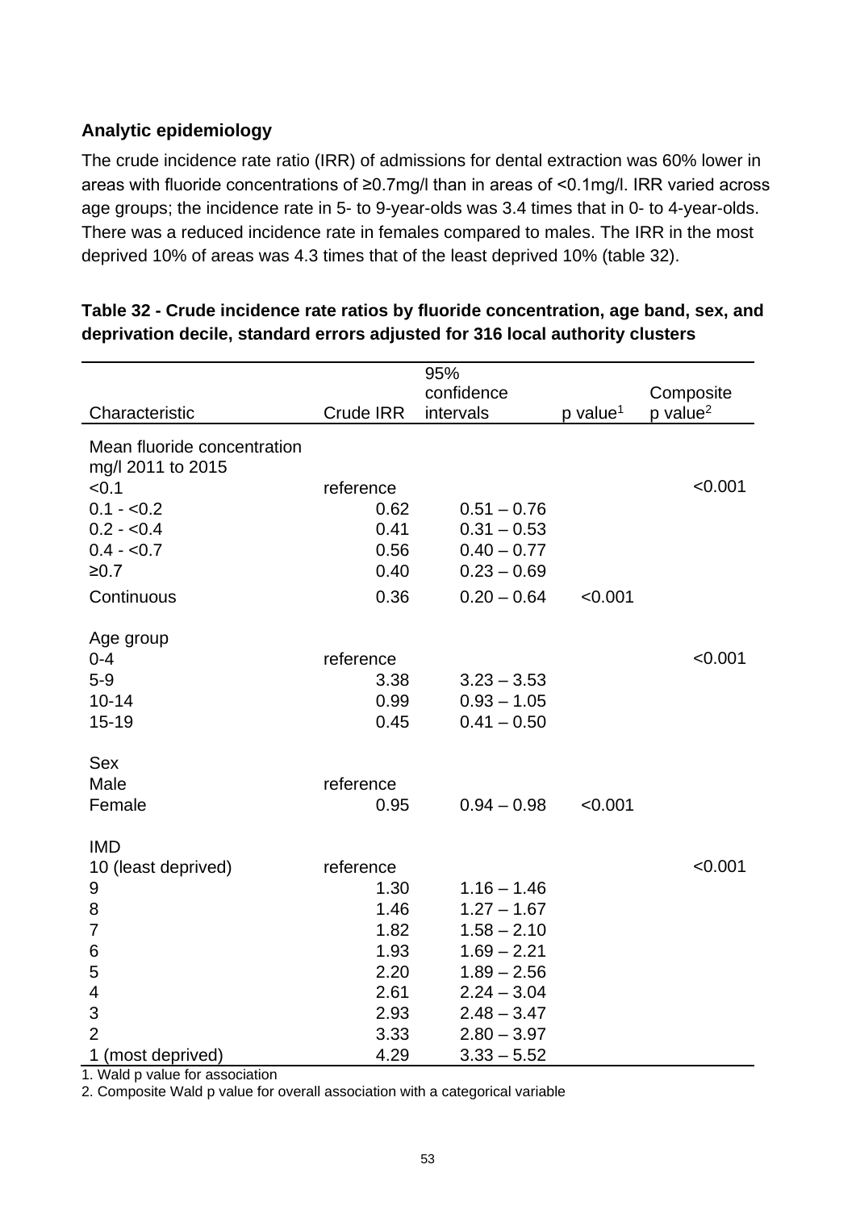### Analytic epidemiology

The crude incidence rate ratio (IRR) of admissions for dental extraction was 60% lower in areas with fluoride concentrations of ≥0.7mg/l than in areas of <0.1mg/l. IRR varied across age groups; the incidence rate in 5- to 9-year-olds was 3.4 times that in 0- to 4-year-olds. There was a reduced incidence rate in females compared to males. The IRR in the most deprived 10% of areas was 4.3 times that of the least deprived 10% (table 32).

**Table 32 - Crude incidence rate ratios by fluoride concentration, age band, sex, and deprivation decile, standard errors adjusted for 316 local authority clusters**

| Characteristic | Crude IRR | 95% confidence intervals | p value[1] | Composite p value[2] |
|---|---|---|---|---|
| Mean fluoride concentration mg/l 2011 to 2015 | | | | |
| <0.1 | reference | | | <0.001 |
| 0.1 - <0.2 | 0.62 | 0.51 – 0.76 | | |
| 0.2 - <0.4 | 0.41 | 0.31 – 0.53 | | |
| 0.4 - <0.7 | 0.56 | 0.40 – 0.77 | | |
| ≥0.7 | 0.40 | 0.23 – 0.69 | | |
| Continuous | 0.36 | 0.20 – 0.64 | <0.001 | |
| Age group | | | | |
| 0-4 | reference | | | <0.001 |
| 5-9 | 3.38 | 3.23 – 3.53 | | |
| 10-14 | 0.99 | 0.93 – 1.05 | | |
| 15-19 | 0.45 | 0.41 – 0.50 | | |
| Sex | | | | |
| Male | reference | | | |
| Female | 0.95 | 0.94 – 0.98 | <0.001 | |
| IMD | | | | |
| 10 (least deprived) | reference | | | <0.001 |
| 9 | 1.30 | 1.16 – 1.46 | | |
| 8 | 1.46 | 1.27 – 1.67 | | |
| 7 | 1.82 | 1.58 – 2.10 | | |
| 6 | 1.93 | 1.69 – 2.21 | | |
| 5 | 2.20 | 1.89 – 2.56 | | |
| 4 | 2.61 | 2.24 – 3.04 | | |
| 3 | 2.93 | 2.48 – 3.47 | | |
| 2 | 3.33 | 2.80 – 3.97 | | |
| 1 (most deprived) | 4.29 | 3.33 – 5.52 | | |

1. Wald p value for association
2. Composite Wald p value for overall association with a categorical variable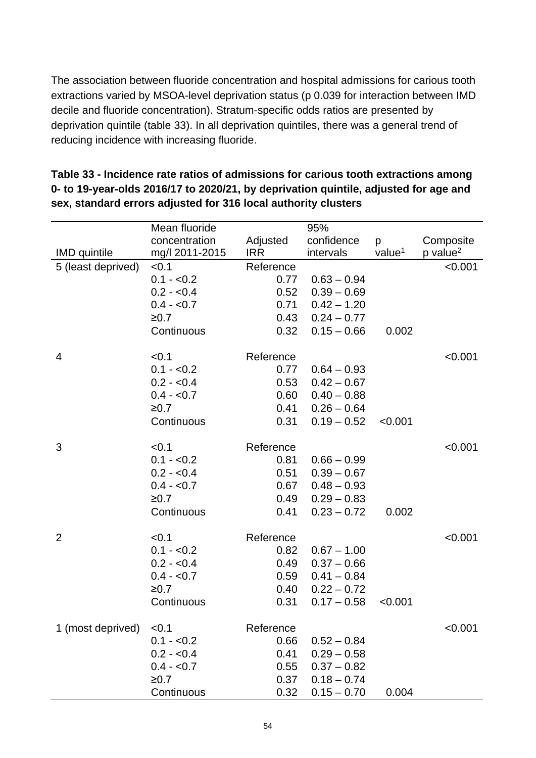The association between fluoride concentration and hospital admissions for carious tooth extractions varied by MSOA-level deprivation status (p 0.039 for interaction between IMD decile and fluoride concentration). Stratum-specific odds ratios are presented by deprivation quintile (table 33). In all deprivation quintiles, there was a general trend of reducing incidence with increasing fluoride.

**Table 33 - Incidence rate ratios of admissions for carious tooth extractions among 0- to 19-year-olds 2016/17 to 2020/21, by deprivation quintile, adjusted for age and sex, standard errors adjusted for 316 local authority clusters**

| IMD quintile | Mean fluoride concentration mg/l 2011-2015 | Adjusted IRR | 95% confidence intervals | p value[1] | Composite p value[2] |
|---|---|---|---|---|---|
| 5 (least deprived) | <0.1 | Reference | | | <0.001 |
| | 0.1 - <0.2 | 0.77 | 0.63 – 0.94 | | |
| | 0.2 - <0.4 | 0.52 | 0.39 – 0.69 | | |
| | 0.4 - <0.7 | 0.71 | 0.42 – 1.20 | | |
| | ≥0.7 | 0.43 | 0.24 – 0.77 | | |
| | Continuous | 0.32 | 0.15 – 0.66 | 0.002 | |
| 4 | <0.1 | Reference | | | <0.001 |
| | 0.1 - <0.2 | 0.77 | 0.64 – 0.93 | | |
| | 0.2 - <0.4 | 0.53 | 0.42 – 0.67 | | |
| | 0.4 - <0.7 | 0.60 | 0.40 – 0.88 | | |
| | ≥0.7 | 0.41 | 0.26 – 0.64 | | |
| | Continuous | 0.31 | 0.19 – 0.52 | <0.001 | |
| 3 | <0.1 | Reference | | | <0.001 |
| | 0.1 - <0.2 | 0.81 | 0.66 – 0.99 | | |
| | 0.2 - <0.4 | 0.51 | 0.39 – 0.67 | | |
| | 0.4 - <0.7 | 0.67 | 0.48 – 0.93 | | |
| | ≥0.7 | 0.49 | 0.29 – 0.83 | | |
| | Continuous | 0.41 | 0.23 – 0.72 | 0.002 | |
| 2 | <0.1 | Reference | | | <0.001 |
| | 0.1 - <0.2 | 0.82 | 0.67 – 1.00 | | |
| | 0.2 - <0.4 | 0.49 | 0.37 – 0.66 | | |
| | 0.4 - <0.7 | 0.59 | 0.41 – 0.84 | | |
| | ≥0.7 | 0.40 | 0.22 – 0.72 | | |
| | Continuous | 0.31 | 0.17 – 0.58 | <0.001 | |
| 1 (most deprived) | <0.1 | Reference | | | <0.001 |
| | 0.1 - <0.2 | 0.66 | 0.52 – 0.84 | | |
| | 0.2 - <0.4 | 0.41 | 0.29 – 0.58 | | |
| | 0.4 - <0.7 | 0.55 | 0.37 – 0.82 | | |
| | ≥0.7 | 0.37 | 0.18 – 0.74 | | |
| | Continuous | 0.32 | 0.15 – 0.70 | 0.004 | |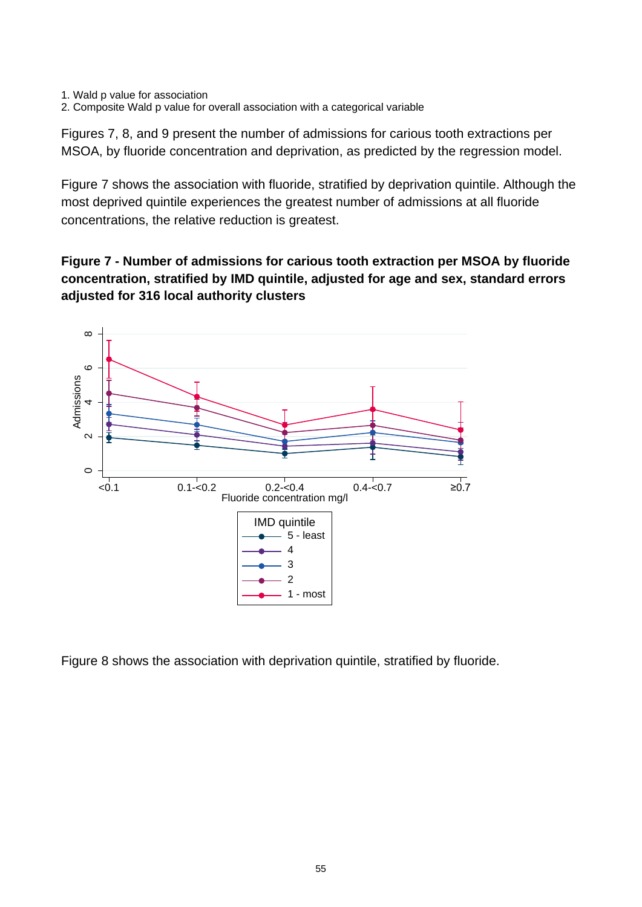1. Wald p value for association
2. Composite Wald p value for overall association with a categorical variable

Figures 7, 8, and 9 present the number of admissions for carious tooth extractions per MSOA, by fluoride concentration and deprivation, as predicted by the regression model.

Figure 7 shows the association with fluoride, stratified by deprivation quintile. Although the most deprived quintile experiences the greatest number of admissions at all fluoride concentrations, the relative reduction is greatest.

**Figure 7 - Number of admissions for carious tooth extraction per MSOA by fluoride concentration, stratified by IMD quintile, adjusted for age and sex, standard errors adjusted for 316 local authority clusters**

Figure 8 shows the association with deprivation quintile, stratified by fluoride.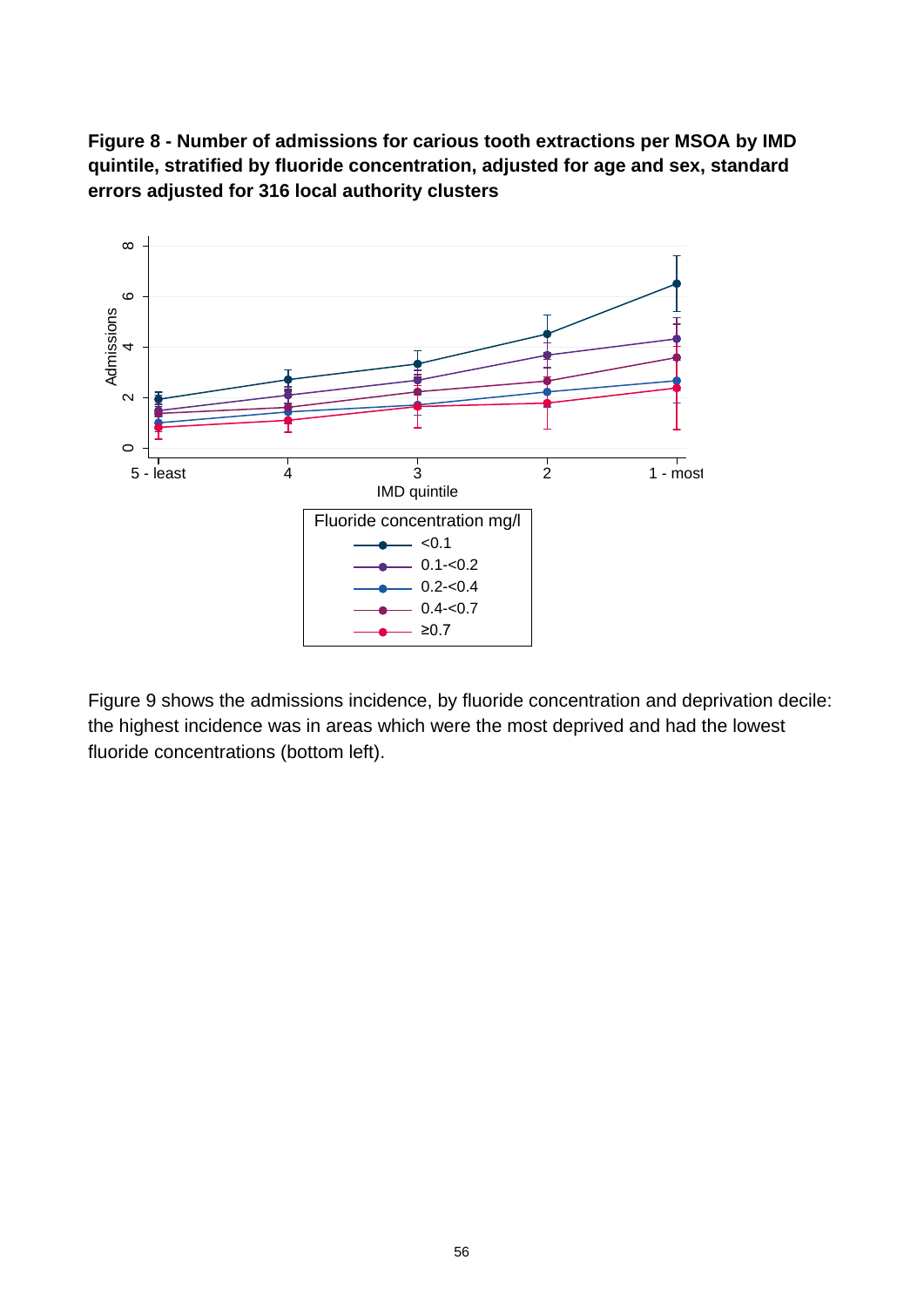**Figure 8 - Number of admissions for carious tooth extractions per MSOA by IMD quintile, stratified by fluoride concentration, adjusted for age and sex, standard errors adjusted for 316 local authority clusters**

Figure 9 shows the admissions incidence, by fluoride concentration and deprivation decile: the highest incidence was in areas which were the most deprived and had the lowest fluoride concentrations (bottom left).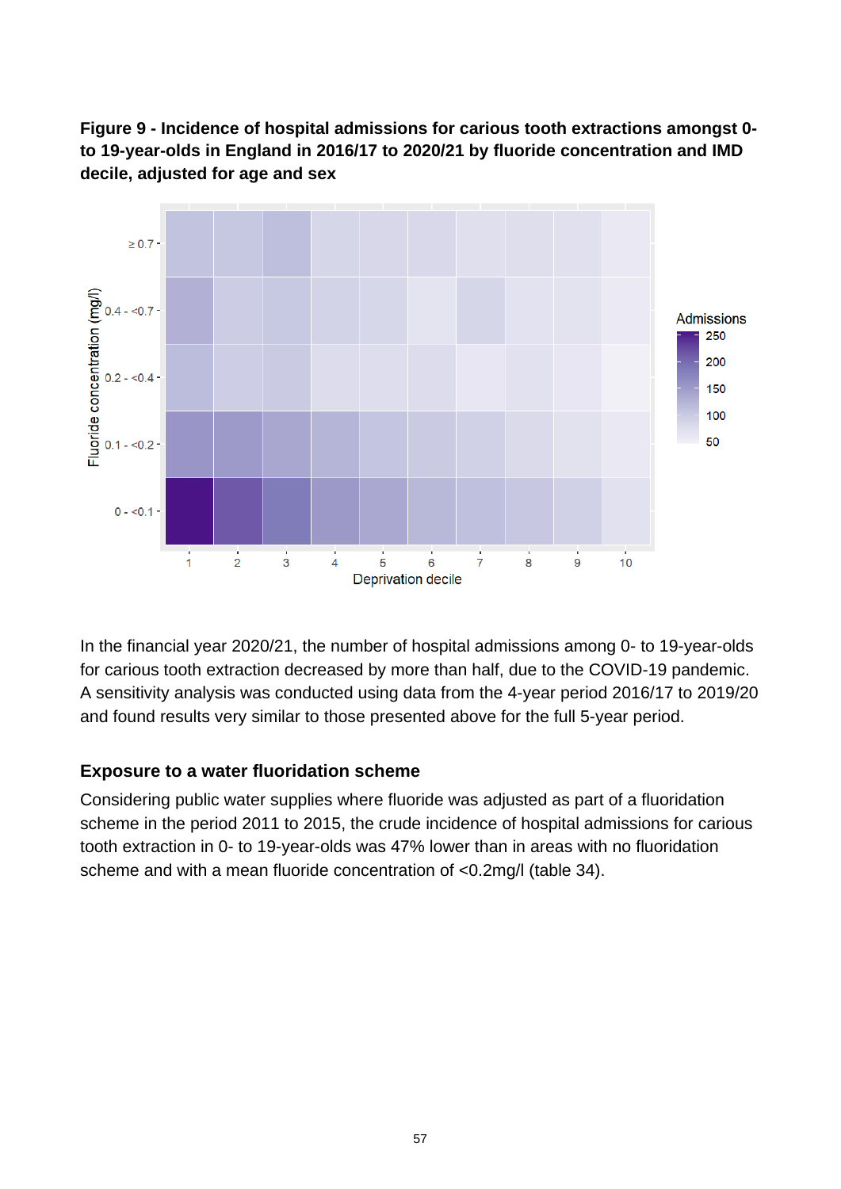**Figure 9 - Incidence of hospital admissions for carious tooth extractions amongst 0- to 19-year-olds in England in 2016/17 to 2020/21 by fluoride concentration and IMD decile, adjusted for age and sex**

In the financial year 2020/21, the number of hospital admissions among 0- to 19-year-olds for carious tooth extraction decreased by more than half, due to the COVID-19 pandemic. A sensitivity analysis was conducted using data from the 4-year period 2016/17 to 2019/20 and found results very similar to those presented above for the full 5-year period.

### Exposure to a water fluoridation scheme

Considering public water supplies where fluoride was adjusted as part of a fluoridation scheme in the period 2011 to 2015, the crude incidence of hospital admissions for carious tooth extraction in 0- to 19-year-olds was 47% lower than in areas with no fluoridation scheme and with a mean fluoride concentration of <0.2mg/l (table 34).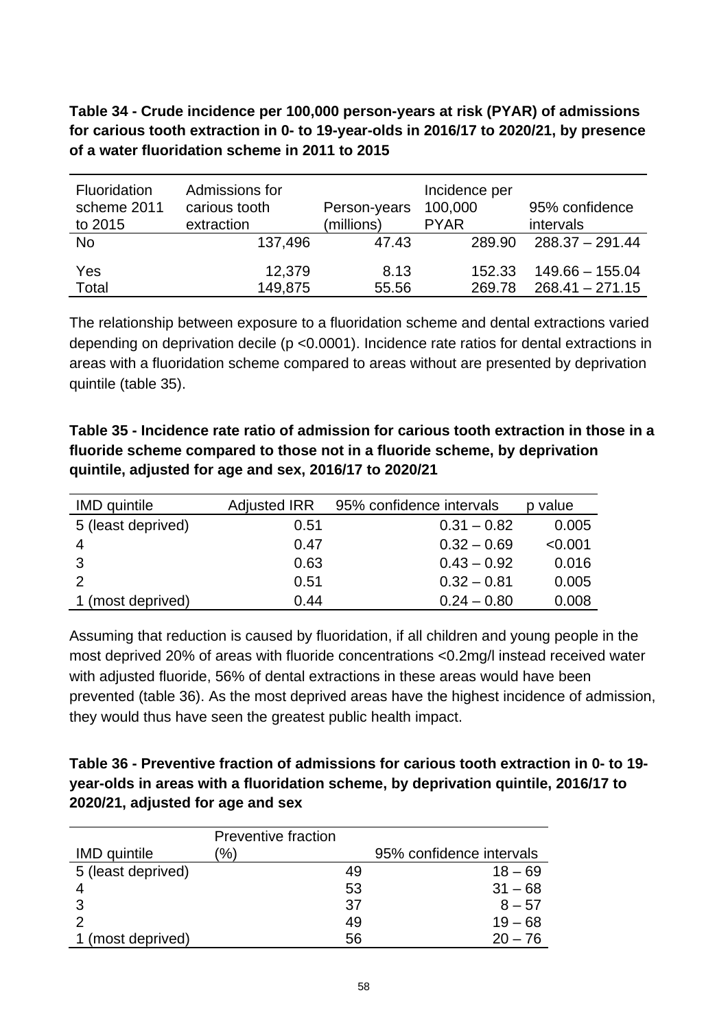**Table 34 - Crude incidence per 100,000 person-years at risk (PYAR) of admissions for carious tooth extraction in 0- to 19-year-olds in 2016/17 to 2020/21, by presence of a water fluoridation scheme in 2011 to 2015**

| Fluoridation scheme 2011 to 2015 | Admissions for carious tooth extraction | Person-years (millions) | Incidence per 100,000 PYAR | 95% confidence intervals |
|---|---|---|---|---|
| No | 137,496 | 47.43 | 289.90 | 288.37 – 291.44 |
| Yes | 12,379 | 8.13 | 152.33 | 149.66 – 155.04 |
| Total | 149,875 | 55.56 | 269.78 | 268.41 – 271.15 |

The relationship between exposure to a fluoridation scheme and dental extractions varied depending on deprivation decile (p <0.0001). Incidence rate ratios for dental extractions in areas with a fluoridation scheme compared to areas without are presented by deprivation quintile (table 35).

**Table 35 - Incidence rate ratio of admission for carious tooth extraction in those in a fluoride scheme compared to those not in a fluoride scheme, by deprivation quintile, adjusted for age and sex, 2016/17 to 2020/21**

| IMD quintile | Adjusted IRR | 95% confidence intervals | p value |
|---|---|---|---|
| 5 (least deprived) | 0.51 | 0.31 – 0.82 | 0.005 |
| 4 | 0.47 | 0.32 – 0.69 | <0.001 |
| 3 | 0.63 | 0.43 – 0.92 | 0.016 |
| 2 | 0.51 | 0.32 – 0.81 | 0.005 |
| 1 (most deprived) | 0.44 | 0.24 – 0.80 | 0.008 |

Assuming that reduction is caused by fluoridation, if all children and young people in the most deprived 20% of areas with fluoride concentrations <0.2mg/l instead received water with adjusted fluoride, 56% of dental extractions in these areas would have been prevented (table 36). As the most deprived areas have the highest incidence of admission, they would thus have seen the greatest public health impact.

**Table 36 - Preventive fraction of admissions for carious tooth extraction in 0- to 19-year-olds in areas with a fluoridation scheme, by deprivation quintile, 2016/17 to 2020/21, adjusted for age and sex**

| IMD quintile | Preventive fraction (%) | 95% confidence intervals |
|---|---|---|
| 5 (least deprived) | 49 | 18 – 69 |
| 4 | 53 | 31 – 68 |
| 3 | 37 | 8 – 57 |
| 2 | 49 | 19 – 68 |
| 1 (most deprived) | 56 | 20 – 76 |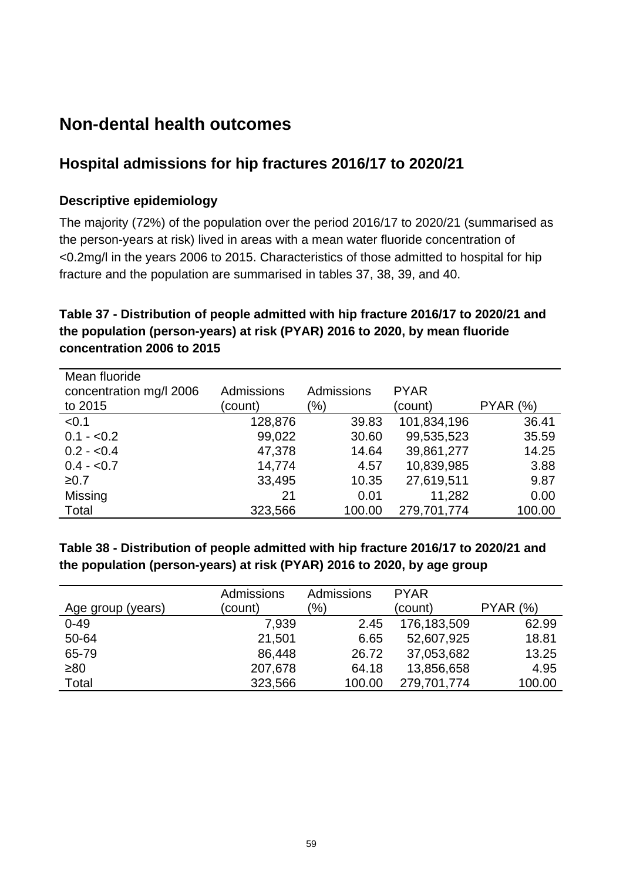# Non-dental health outcomes

## Hospital admissions for hip fractures 2016/17 to 2020/21

### Descriptive epidemiology

The majority (72%) of the population over the period 2016/17 to 2020/21 (summarised as the person-years at risk) lived in areas with a mean water fluoride concentration of <0.2mg/l in the years 2006 to 2015. Characteristics of those admitted to hospital for hip fracture and the population are summarised in tables 37, 38, 39, and 40.

**Table 37 - Distribution of people admitted with hip fracture 2016/17 to 2020/21 and the population (person-years) at risk (PYAR) 2016 to 2020, by mean fluoride concentration 2006 to 2015**

| Mean fluoride concentration mg/l 2006 to 2015 | Admissions (count) | Admissions (%) | PYAR (count) | PYAR (%) |
|---|---|---|---|---|
| <0.1 | 128,876 | 39.83 | 101,834,196 | 36.41 |
| 0.1 - <0.2 | 99,022 | 30.60 | 99,535,523 | 35.59 |
| 0.2 - <0.4 | 47,378 | 14.64 | 39,861,277 | 14.25 |
| 0.4 - <0.7 | 14,774 | 4.57 | 10,839,985 | 3.88 |
| ≥0.7 | 33,495 | 10.35 | 27,619,511 | 9.87 |
| Missing | 21 | 0.01 | 11,282 | 0.00 |
| Total | 323,566 | 100.00 | 279,701,774 | 100.00 |

**Table 38 - Distribution of people admitted with hip fracture 2016/17 to 2020/21 and the population (person-years) at risk (PYAR) 2016 to 2020, by age group**

| Age group (years) | Admissions (count) | Admissions (%) | PYAR (count) | PYAR (%) |
|---|---|---|---|---|
| 0-49 | 7,939 | 2.45 | 176,183,509 | 62.99 |
| 50-64 | 21,501 | 6.65 | 52,607,925 | 18.81 |
| 65-79 | 86,448 | 26.72 | 37,053,682 | 13.25 |
| ≥80 | 207,678 | 64.18 | 13,856,658 | 4.95 |
| Total | 323,566 | 100.00 | 279,701,774 | 100.00 |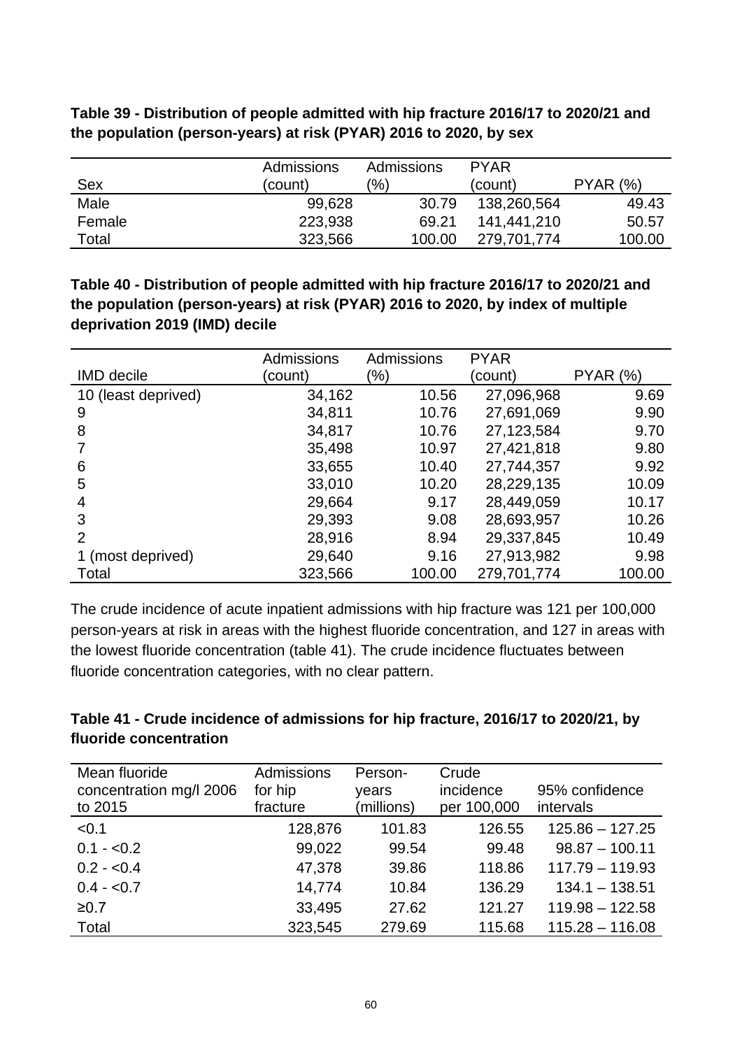**Table 39 - Distribution of people admitted with hip fracture 2016/17 to 2020/21 and the population (person-years) at risk (PYAR) 2016 to 2020, by sex**

| Sex | Admissions (count) | Admissions (%) | PYAR (count) | PYAR (%) |
|---|---|---|---|---|
| Male | 99,628 | 30.79 | 138,260,564 | 49.43 |
| Female | 223,938 | 69.21 | 141,441,210 | 50.57 |
| Total | 323,566 | 100.00 | 279,701,774 | 100.00 |

**Table 40 - Distribution of people admitted with hip fracture 2016/17 to 2020/21 and the population (person-years) at risk (PYAR) 2016 to 2020, by index of multiple deprivation 2019 (IMD) decile**

| IMD decile | Admissions (count) | Admissions (%) | PYAR (count) | PYAR (%) |
|---|---|---|---|---|
| 10 (least deprived) | 34,162 | 10.56 | 27,096,968 | 9.69 |
| 9 | 34,811 | 10.76 | 27,691,069 | 9.90 |
| 8 | 34,817 | 10.76 | 27,123,584 | 9.70 |
| 7 | 35,498 | 10.97 | 27,421,818 | 9.80 |
| 6 | 33,655 | 10.40 | 27,744,357 | 9.92 |
| 5 | 33,010 | 10.20 | 28,229,135 | 10.09 |
| 4 | 29,664 | 9.17 | 28,449,059 | 10.17 |
| 3 | 29,393 | 9.08 | 28,693,957 | 10.26 |
| 2 | 28,916 | 8.94 | 29,337,845 | 10.49 |
| 1 (most deprived) | 29,640 | 9.16 | 27,913,982 | 9.98 |
| Total | 323,566 | 100.00 | 279,701,774 | 100.00 |

The crude incidence of acute inpatient admissions with hip fracture was 121 per 100,000 person-years at risk in areas with the highest fluoride concentration, and 127 in areas with the lowest fluoride concentration (table 41). The crude incidence fluctuates between fluoride concentration categories, with no clear pattern.

**Table 41 - Crude incidence of admissions for hip fracture, 2016/17 to 2020/21, by fluoride concentration**

| Mean fluoride concentration mg/l 2006 to 2015 | Admissions for hip fracture | Person-years (millions) | Crude incidence per 100,000 | 95% confidence intervals |
|---|---|---|---|---|
| <0.1 | 128,876 | 101.83 | 126.55 | 125.86 – 127.25 |
| 0.1 - <0.2 | 99,022 | 99.54 | 99.48 | 98.87 – 100.11 |
| 0.2 - <0.4 | 47,378 | 39.86 | 118.86 | 117.79 – 119.93 |
| 0.4 - <0.7 | 14,774 | 10.84 | 136.29 | 134.1 – 138.51 |
| ≥0.7 | 33,495 | 27.62 | 121.27 | 119.98 – 122.58 |
| Total | 323,545 | 279.69 | 115.68 | 115.28 – 116.08 |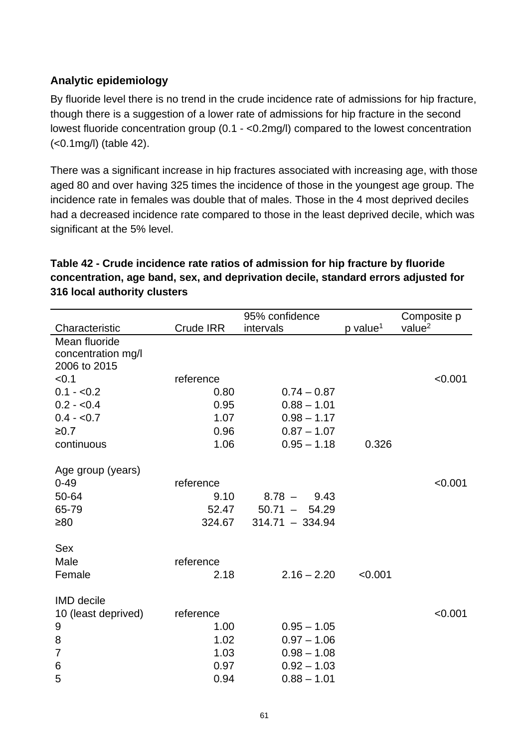### Analytic epidemiology

By fluoride level there is no trend in the crude incidence rate of admissions for hip fracture, though there is a suggestion of a lower rate of admissions for hip fracture in the second lowest fluoride concentration group (0.1 - <0.2mg/l) compared to the lowest concentration (<0.1mg/l) (table 42).

There was a significant increase in hip fractures associated with increasing age, with those aged 80 and over having 325 times the incidence of those in the youngest age group. The incidence rate in females was double that of males. Those in the 4 most deprived deciles had a decreased incidence rate compared to those in the least deprived decile, which was significant at the 5% level.

**Table 42 - Crude incidence rate ratios of admission for hip fracture by fluoride concentration, age band, sex, and deprivation decile, standard errors adjusted for 316 local authority clusters**

| Characteristic | Crude IRR | 95% confidence intervals | p value[1] | Composite p value[2] |
|---|---|---|---|---|
| Mean fluoride concentration mg/l 2006 to 2015 | | | | |
| <0.1 | reference | | | <0.001 |
| 0.1 - <0.2 | 0.80 | 0.74 – 0.87 | | |
| 0.2 - <0.4 | 0.95 | 0.88 – 1.01 | | |
| 0.4 - <0.7 | 1.07 | 0.98 – 1.17 | | |
| ≥0.7 | 0.96 | 0.87 – 1.07 | | |
| continuous | 1.06 | 0.95 – 1.18 | 0.326 | |
| | | | | |
| Age group (years) | | | | |
| 0-49 | reference | | | <0.001 |
| 50-64 | 9.10 | 8.78 – 9.43 | | |
| 65-79 | 52.47 | 50.71 – 54.29 | | |
| ≥80 | 324.67 | 314.71 – 334.94 | | |
| | | | | |
| Sex | | | | |
| Male | reference | | | |
| Female | 2.18 | 2.16 – 2.20 | <0.001 | |
| | | | | |
| IMD decile | | | | |
| 10 (least deprived) | reference | | | <0.001 |
| 9 | 1.00 | 0.95 – 1.05 | | |
| 8 | 1.02 | 0.97 – 1.06 | | |
| 7 | 1.03 | 0.98 – 1.08 | | |
| 6 | 0.97 | 0.92 – 1.03 | | |
| 5 | 0.94 | 0.88 – 1.01 | | |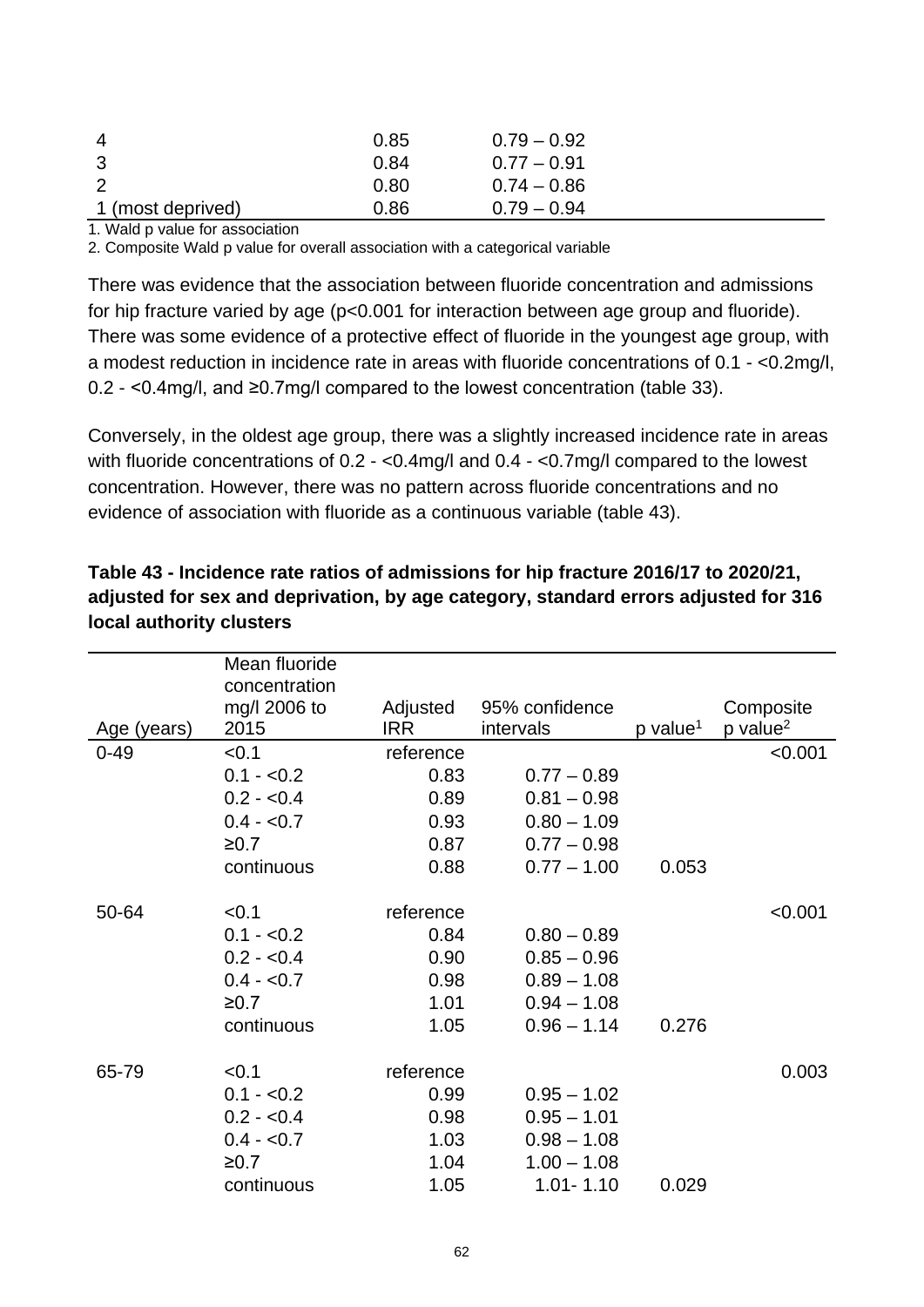| | | |
|---|---|---|
| 4 | 0.85 | 0.79 – 0.92 |
| 3 | 0.84 | 0.77 – 0.91 |
| 2 | 0.80 | 0.74 – 0.86 |
| 1 (most deprived) | 0.86 | 0.79 – 0.94 |

1. Wald p value for association

2. Composite Wald p value for overall association with a categorical variable

There was evidence that the association between fluoride concentration and admissions for hip fracture varied by age (p<0.001 for interaction between age group and fluoride). There was some evidence of a protective effect of fluoride in the youngest age group, with a modest reduction in incidence rate in areas with fluoride concentrations of 0.1 - <0.2mg/l, 0.2 - <0.4mg/l, and ≥0.7mg/l compared to the lowest concentration (table 33).

Conversely, in the oldest age group, there was a slightly increased incidence rate in areas with fluoride concentrations of 0.2 - <0.4mg/l and 0.4 - <0.7mg/l compared to the lowest concentration. However, there was no pattern across fluoride concentrations and no evidence of association with fluoride as a continuous variable (table 43).

**Table 43 - Incidence rate ratios of admissions for hip fracture 2016/17 to 2020/21, adjusted for sex and deprivation, by age category, standard errors adjusted for 316 local authority clusters**

| Age (years) | Mean fluoride concentration mg/l 2006 to 2015 | Adjusted IRR | 95% confidence intervals | p value[1] | Composite p value[2] |
|---|---|---|---|---|---|
| 0-49 | <0.1 | reference | | | <0.001 |
| | 0.1 - <0.2 | 0.83 | 0.77 – 0.89 | | |
| | 0.2 - <0.4 | 0.89 | 0.81 – 0.98 | | |
| | 0.4 - <0.7 | 0.93 | 0.80 – 1.09 | | |
| | ≥0.7 | 0.87 | 0.77 – 0.98 | | |
| | continuous | 0.88 | 0.77 – 1.00 | 0.053 | |
| 50-64 | <0.1 | reference | | | <0.001 |
| | 0.1 - <0.2 | 0.84 | 0.80 – 0.89 | | |
| | 0.2 - <0.4 | 0.90 | 0.85 – 0.96 | | |
| | 0.4 - <0.7 | 0.98 | 0.89 – 1.08 | | |
| | ≥0.7 | 1.01 | 0.94 – 1.08 | | |
| | continuous | 1.05 | 0.96 – 1.14 | 0.276 | |
| 65-79 | <0.1 | reference | | | 0.003 |
| | 0.1 - <0.2 | 0.99 | 0.95 – 1.02 | | |
| | 0.2 - <0.4 | 0.98 | 0.95 – 1.01 | | |
| | 0.4 - <0.7 | 1.03 | 0.98 – 1.08 | | |
| | ≥0.7 | 1.04 | 1.00 – 1.08 | | |
| | continuous | 1.05 | 1.01- 1.10 | 0.029 | |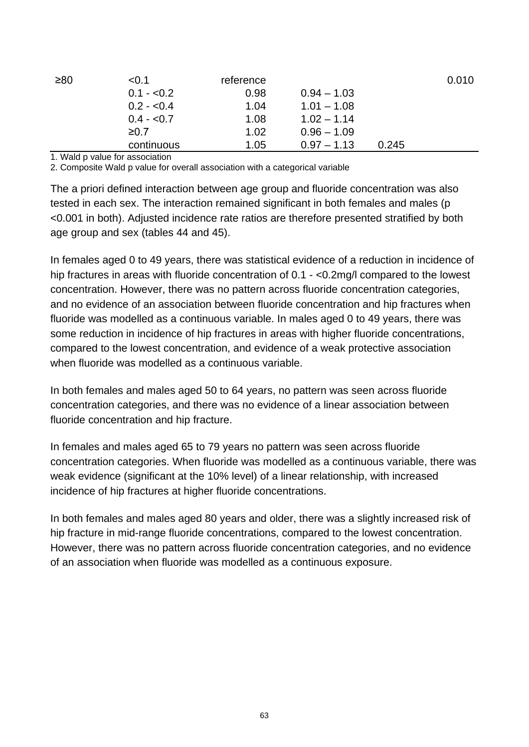| | | | | | |
|---|---|---|---|---|---|
| ≥80 | <0.1 | reference | | | 0.010 |
| | 0.1 - <0.2 | 0.98 | 0.94 – 1.03 | | |
| | 0.2 - <0.4 | 1.04 | 1.01 – 1.08 | | |
| | 0.4 - <0.7 | 1.08 | 1.02 – 1.14 | | |
| | ≥0.7 | 1.02 | 0.96 – 1.09 | | |
| | continuous | 1.05 | 0.97 – 1.13 | 0.245 | |

1. Wald p value for association

2. Composite Wald p value for overall association with a categorical variable

The a priori defined interaction between age group and fluoride concentration was also tested in each sex. The interaction remained significant in both females and males (p <0.001 in both). Adjusted incidence rate ratios are therefore presented stratified by both age group and sex (tables 44 and 45).

In females aged 0 to 49 years, there was statistical evidence of a reduction in incidence of hip fractures in areas with fluoride concentration of 0.1 - <0.2mg/l compared to the lowest concentration. However, there was no pattern across fluoride concentration categories, and no evidence of an association between fluoride concentration and hip fractures when fluoride was modelled as a continuous variable. In males aged 0 to 49 years, there was some reduction in incidence of hip fractures in areas with higher fluoride concentrations, compared to the lowest concentration, and evidence of a weak protective association when fluoride was modelled as a continuous variable.

In both females and males aged 50 to 64 years, no pattern was seen across fluoride concentration categories, and there was no evidence of a linear association between fluoride concentration and hip fracture.

In females and males aged 65 to 79 years no pattern was seen across fluoride concentration categories. When fluoride was modelled as a continuous variable, there was weak evidence (significant at the 10% level) of a linear relationship, with increased incidence of hip fractures at higher fluoride concentrations.

In both females and males aged 80 years and older, there was a slightly increased risk of hip fracture in mid-range fluoride concentrations, compared to the lowest concentration. However, there was no pattern across fluoride concentration categories, and no evidence of an association when fluoride was modelled as a continuous exposure.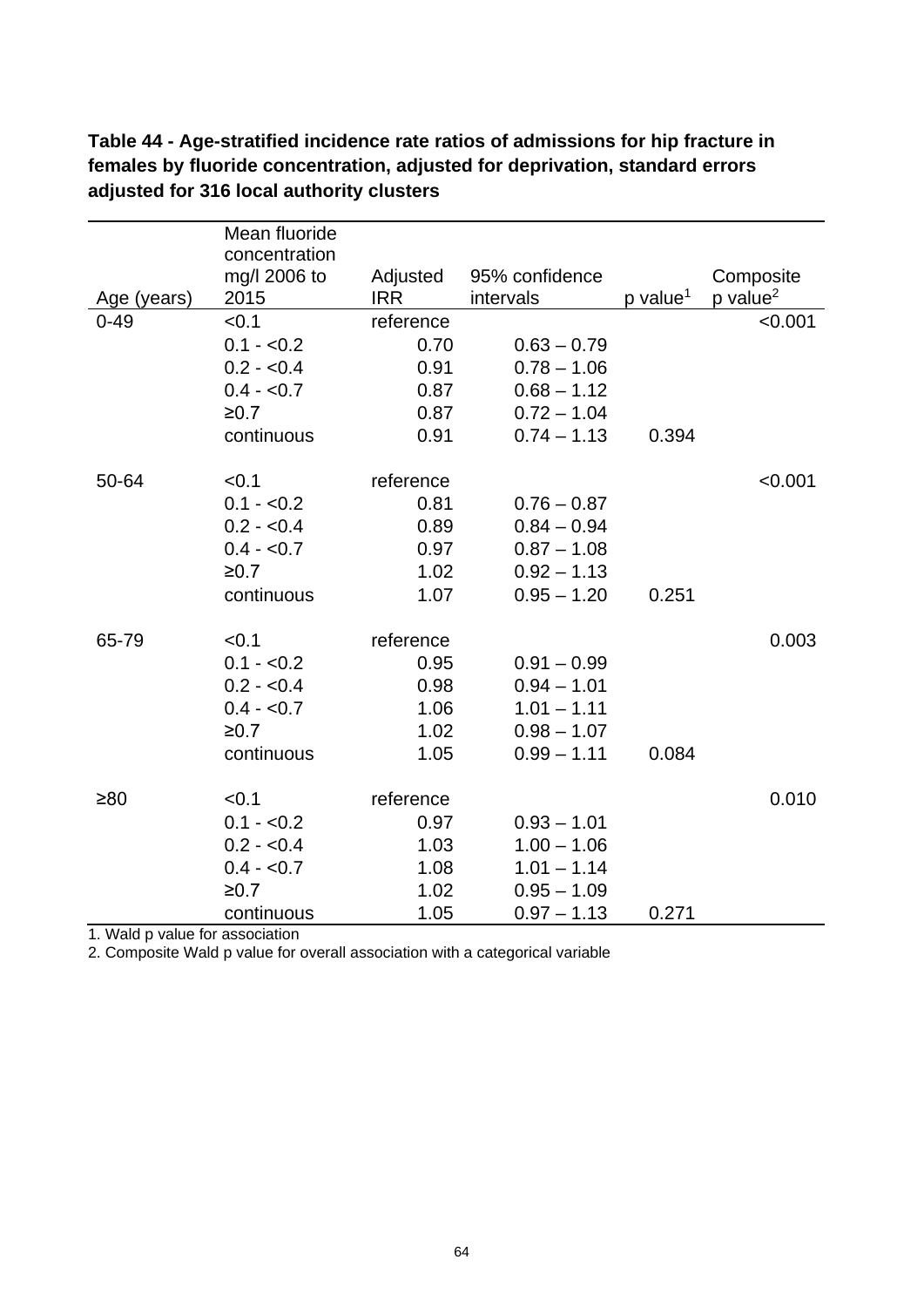**Table 44 - Age-stratified incidence rate ratios of admissions for hip fracture in females by fluoride concentration, adjusted for deprivation, standard errors adjusted for 316 local authority clusters**

| Age (years) | Mean fluoride concentration mg/l 2006 to 2015 | Adjusted IRR | 95% confidence intervals | p value[1] | Composite p value[2] |
|---|---|---|---|---|---|
| 0-49 | <0.1 | reference | | | <0.001 |
| | 0.1 - <0.2 | 0.70 | 0.63 – 0.79 | | |
| | 0.2 - <0.4 | 0.91 | 0.78 – 1.06 | | |
| | 0.4 - <0.7 | 0.87 | 0.68 – 1.12 | | |
| | ≥0.7 | 0.87 | 0.72 – 1.04 | | |
| | continuous | 0.91 | 0.74 – 1.13 | 0.394 | |
| 50-64 | <0.1 | reference | | | <0.001 |
| | 0.1 - <0.2 | 0.81 | 0.76 – 0.87 | | |
| | 0.2 - <0.4 | 0.89 | 0.84 – 0.94 | | |
| | 0.4 - <0.7 | 0.97 | 0.87 – 1.08 | | |
| | ≥0.7 | 1.02 | 0.92 – 1.13 | | |
| | continuous | 1.07 | 0.95 – 1.20 | 0.251 | |
| 65-79 | <0.1 | reference | | | 0.003 |
| | 0.1 - <0.2 | 0.95 | 0.91 – 0.99 | | |
| | 0.2 - <0.4 | 0.98 | 0.94 – 1.01 | | |
| | 0.4 - <0.7 | 1.06 | 1.01 – 1.11 | | |
| | ≥0.7 | 1.02 | 0.98 – 1.07 | | |
| | continuous | 1.05 | 0.99 – 1.11 | 0.084 | |
| ≥80 | <0.1 | reference | | | 0.010 |
| | 0.1 - <0.2 | 0.97 | 0.93 – 1.01 | | |
| | 0.2 - <0.4 | 1.03 | 1.00 – 1.06 | | |
| | 0.4 - <0.7 | 1.08 | 1.01 – 1.14 | | |
| | ≥0.7 | 1.02 | 0.95 – 1.09 | | |
| | continuous | 1.05 | 0.97 – 1.13 | 0.271 | |

1. Wald p value for association

2. Composite Wald p value for overall association with a categorical variable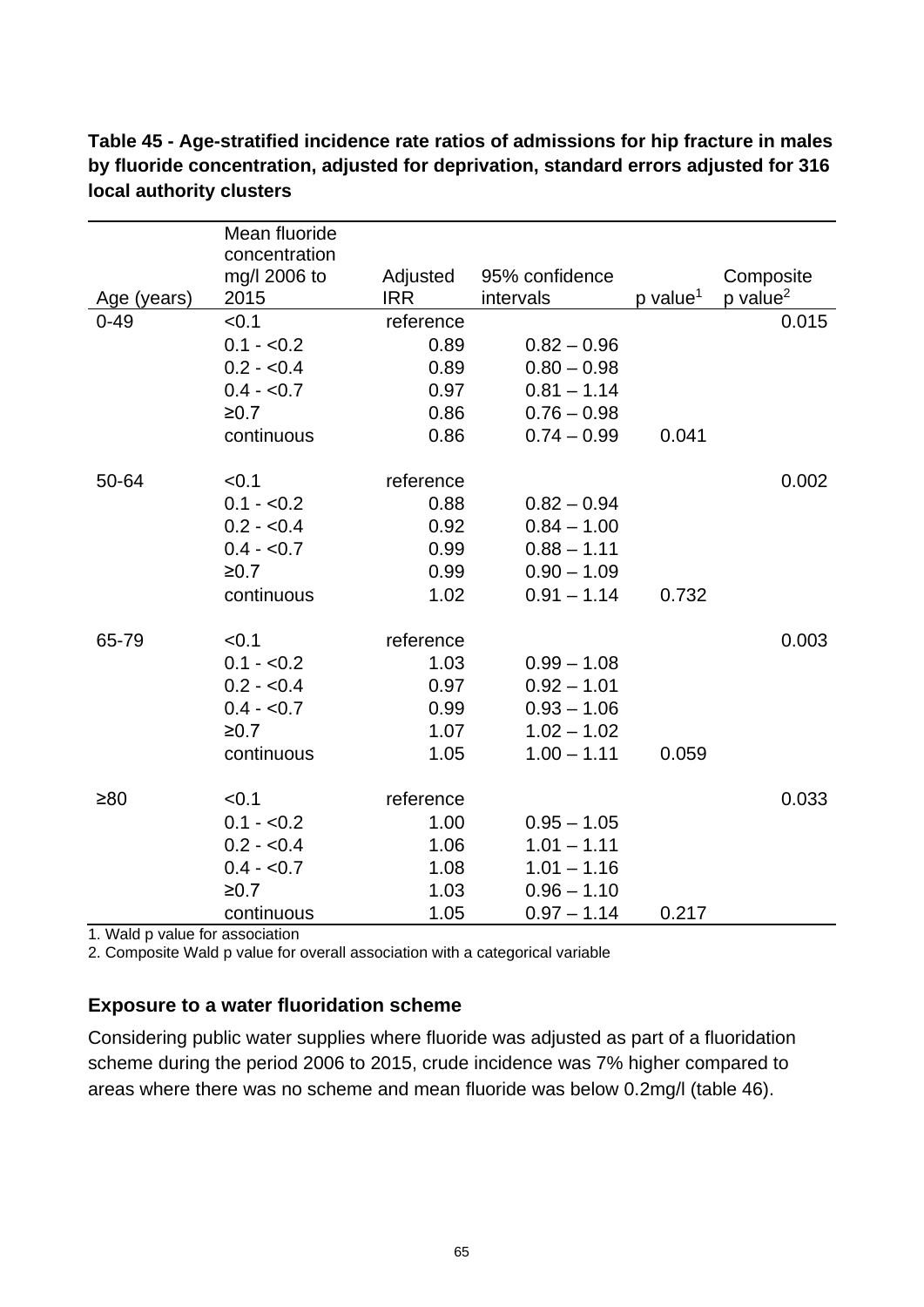**Table 45 - Age-stratified incidence rate ratios of admissions for hip fracture in males by fluoride concentration, adjusted for deprivation, standard errors adjusted for 316 local authority clusters**

| Age (years) | Mean fluoride concentration mg/l 2006 to 2015 | Adjusted IRR | 95% confidence intervals | p value[1] | Composite p value[2] |
|---|---|---|---|---|---|
| 0-49 | <0.1 | reference | | | 0.015 |
| | 0.1 - <0.2 | 0.89 | 0.82 – 0.96 | | |
| | 0.2 - <0.4 | 0.89 | 0.80 – 0.98 | | |
| | 0.4 - <0.7 | 0.97 | 0.81 – 1.14 | | |
| | ≥0.7 | 0.86 | 0.76 – 0.98 | | |
| | continuous | 0.86 | 0.74 – 0.99 | 0.041 | |
| 50-64 | <0.1 | reference | | | 0.002 |
| | 0.1 - <0.2 | 0.88 | 0.82 – 0.94 | | |
| | 0.2 - <0.4 | 0.92 | 0.84 – 1.00 | | |
| | 0.4 - <0.7 | 0.99 | 0.88 – 1.11 | | |
| | ≥0.7 | 0.99 | 0.90 – 1.09 | | |
| | continuous | 1.02 | 0.91 – 1.14 | 0.732 | |
| 65-79 | <0.1 | reference | | | 0.003 |
| | 0.1 - <0.2 | 1.03 | 0.99 – 1.08 | | |
| | 0.2 - <0.4 | 0.97 | 0.92 – 1.01 | | |
| | 0.4 - <0.7 | 0.99 | 0.93 – 1.06 | | |
| | ≥0.7 | 1.07 | 1.02 – 1.02 | | |
| | continuous | 1.05 | 1.00 – 1.11 | 0.059 | |
| ≥80 | <0.1 | reference | | | 0.033 |
| | 0.1 - <0.2 | 1.00 | 0.95 – 1.05 | | |
| | 0.2 - <0.4 | 1.06 | 1.01 – 1.11 | | |
| | 0.4 - <0.7 | 1.08 | 1.01 – 1.16 | | |
| | ≥0.7 | 1.03 | 0.96 – 1.10 | | |
| | continuous | 1.05 | 0.97 – 1.14 | 0.217 | |

1. Wald p value for association
2. Composite Wald p value for overall association with a categorical variable

### Exposure to a water fluoridation scheme

Considering public water supplies where fluoride was adjusted as part of a fluoridation scheme during the period 2006 to 2015, crude incidence was 7% higher compared to areas where there was no scheme and mean fluoride was below 0.2mg/l (table 46).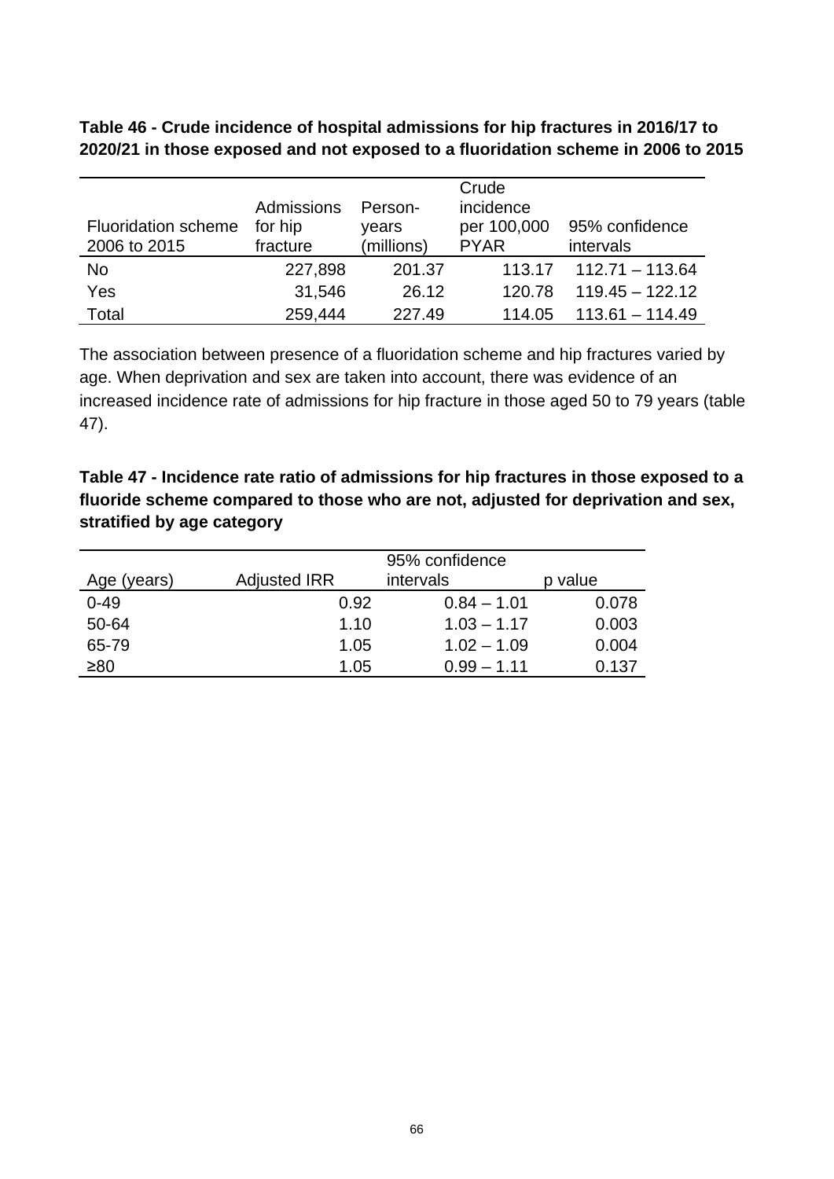**Table 46 - Crude incidence of hospital admissions for hip fractures in 2016/17 to 2020/21 in those exposed and not exposed to a fluoridation scheme in 2006 to 2015**

| Fluoridation scheme 2006 to 2015 | Admissions for hip fracture | Person-years (millions) | Crude incidence per 100,000 PYAR | 95% confidence intervals |
|---|---|---|---|---|
| No | 227,898 | 201.37 | 113.17 | 112.71 – 113.64 |
| Yes | 31,546 | 26.12 | 120.78 | 119.45 – 122.12 |
| Total | 259,444 | 227.49 | 114.05 | 113.61 – 114.49 |

The association between presence of a fluoridation scheme and hip fractures varied by age. When deprivation and sex are taken into account, there was evidence of an increased incidence rate of admissions for hip fracture in those aged 50 to 79 years (table 47).

**Table 47 - Incidence rate ratio of admissions for hip fractures in those exposed to a fluoride scheme compared to those who are not, adjusted for deprivation and sex, stratified by age category**

| Age (years) | Adjusted IRR | 95% confidence intervals | p value |
|---|---|---|---|
| 0-49 | 0.92 | 0.84 – 1.01 | 0.078 |
| 50-64 | 1.10 | 1.03 – 1.17 | 0.003 |
| 65-79 | 1.05 | 1.02 – 1.09 | 0.004 |
| ≥80 | 1.05 | 0.99 – 1.11 | 0.137 |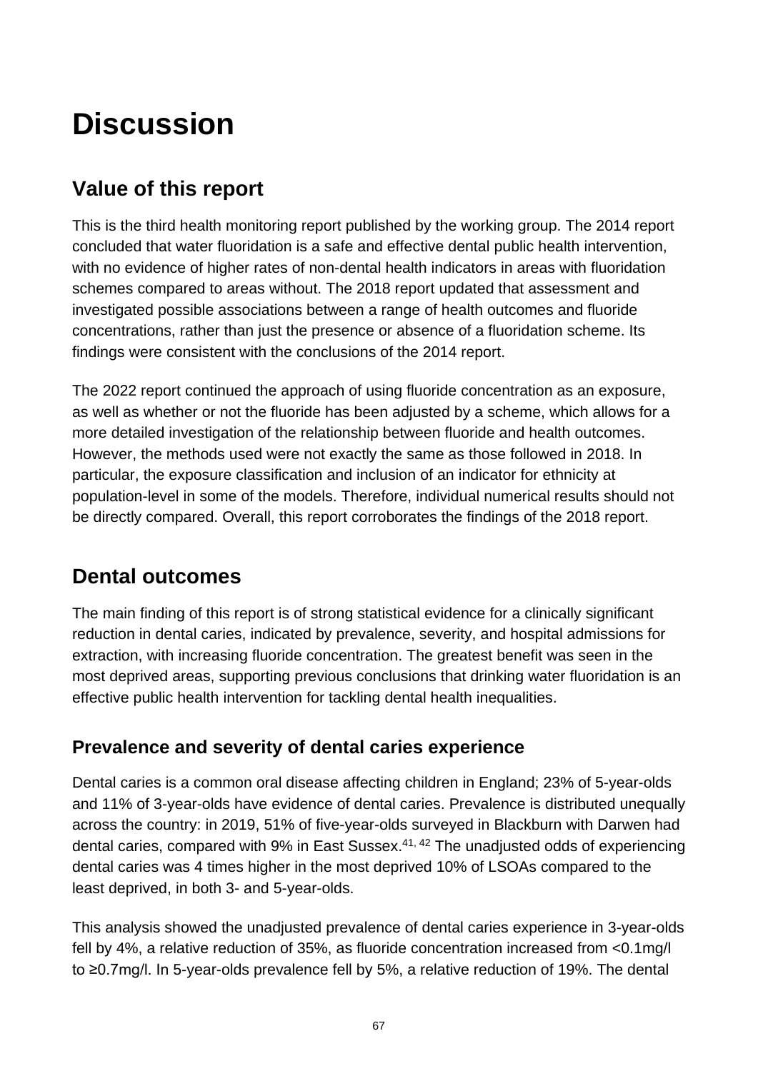# Discussion

## Value of this report

This is the third health monitoring report published by the working group. The 2014 report concluded that water fluoridation is a safe and effective dental public health intervention, with no evidence of higher rates of non-dental health indicators in areas with fluoridation schemes compared to areas without. The 2018 report updated that assessment and investigated possible associations between a range of health outcomes and fluoride concentrations, rather than just the presence or absence of a fluoridation scheme. Its findings were consistent with the conclusions of the 2014 report.

The 2022 report continued the approach of using fluoride concentration as an exposure, as well as whether or not the fluoride has been adjusted by a scheme, which allows for a more detailed investigation of the relationship between fluoride and health outcomes. However, the methods used were not exactly the same as those followed in 2018. In particular, the exposure classification and inclusion of an indicator for ethnicity at population-level in some of the models. Therefore, individual numerical results should not be directly compared. Overall, this report corroborates the findings of the 2018 report.

## Dental outcomes

The main finding of this report is of strong statistical evidence for a clinically significant reduction in dental caries, indicated by prevalence, severity, and hospital admissions for extraction, with increasing fluoride concentration. The greatest benefit was seen in the most deprived areas, supporting previous conclusions that drinking water fluoridation is an effective public health intervention for tackling dental health inequalities.

### Prevalence and severity of dental caries experience

Dental caries is a common oral disease affecting children in England; 23% of 5-year-olds and 11% of 3-year-olds have evidence of dental caries. Prevalence is distributed unequally across the country: in 2019, 51% of five-year-olds surveyed in Blackburn with Darwen had dental caries, compared with 9% in East Sussex.[41, 42] The unadjusted odds of experiencing dental caries was 4 times higher in the most deprived 10% of LSOAs compared to the least deprived, in both 3- and 5-year-olds.

This analysis showed the unadjusted prevalence of dental caries experience in 3-year-olds fell by 4%, a relative reduction of 35%, as fluoride concentration increased from <0.1mg/l to ≥0.7mg/l. In 5-year-olds prevalence fell by 5%, a relative reduction of 19%. The dental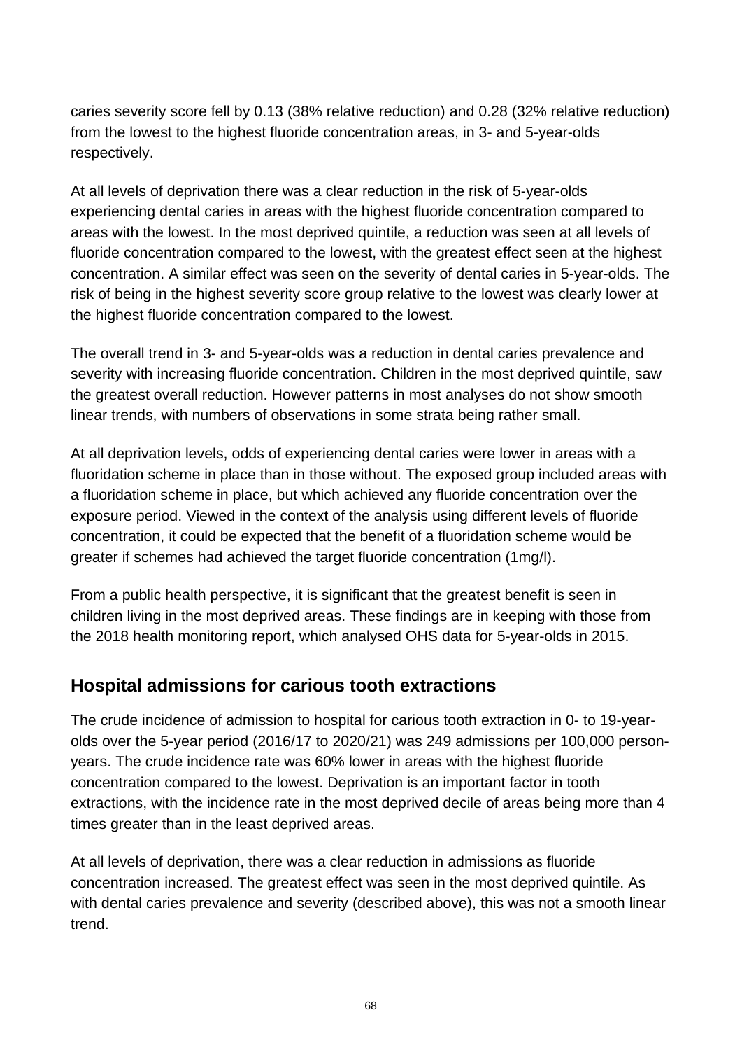caries severity score fell by 0.13 (38% relative reduction) and 0.28 (32% relative reduction) from the lowest to the highest fluoride concentration areas, in 3- and 5-year-olds respectively.

At all levels of deprivation there was a clear reduction in the risk of 5-year-olds experiencing dental caries in areas with the highest fluoride concentration compared to areas with the lowest. In the most deprived quintile, a reduction was seen at all levels of fluoride concentration compared to the lowest, with the greatest effect seen at the highest concentration. A similar effect was seen on the severity of dental caries in 5-year-olds. The risk of being in the highest severity score group relative to the lowest was clearly lower at the highest fluoride concentration compared to the lowest.

The overall trend in 3- and 5-year-olds was a reduction in dental caries prevalence and severity with increasing fluoride concentration. Children in the most deprived quintile, saw the greatest overall reduction. However patterns in most analyses do not show smooth linear trends, with numbers of observations in some strata being rather small.

At all deprivation levels, odds of experiencing dental caries were lower in areas with a fluoridation scheme in place than in those without. The exposed group included areas with a fluoridation scheme in place, but which achieved any fluoride concentration over the exposure period. Viewed in the context of the analysis using different levels of fluoride concentration, it could be expected that the benefit of a fluoridation scheme would be greater if schemes had achieved the target fluoride concentration (1mg/l).

From a public health perspective, it is significant that the greatest benefit is seen in children living in the most deprived areas. These findings are in keeping with those from the 2018 health monitoring report, which analysed OHS data for 5-year-olds in 2015.

## Hospital admissions for carious tooth extractions

The crude incidence of admission to hospital for carious tooth extraction in 0- to 19-year-olds over the 5-year period (2016/17 to 2020/21) was 249 admissions per 100,000 person-years. The crude incidence rate was 60% lower in areas with the highest fluoride concentration compared to the lowest. Deprivation is an important factor in tooth extractions, with the incidence rate in the most deprived decile of areas being more than 4 times greater than in the least deprived areas.

At all levels of deprivation, there was a clear reduction in admissions as fluoride concentration increased. The greatest effect was seen in the most deprived quintile. As with dental caries prevalence and severity (described above), this was not a smooth linear trend.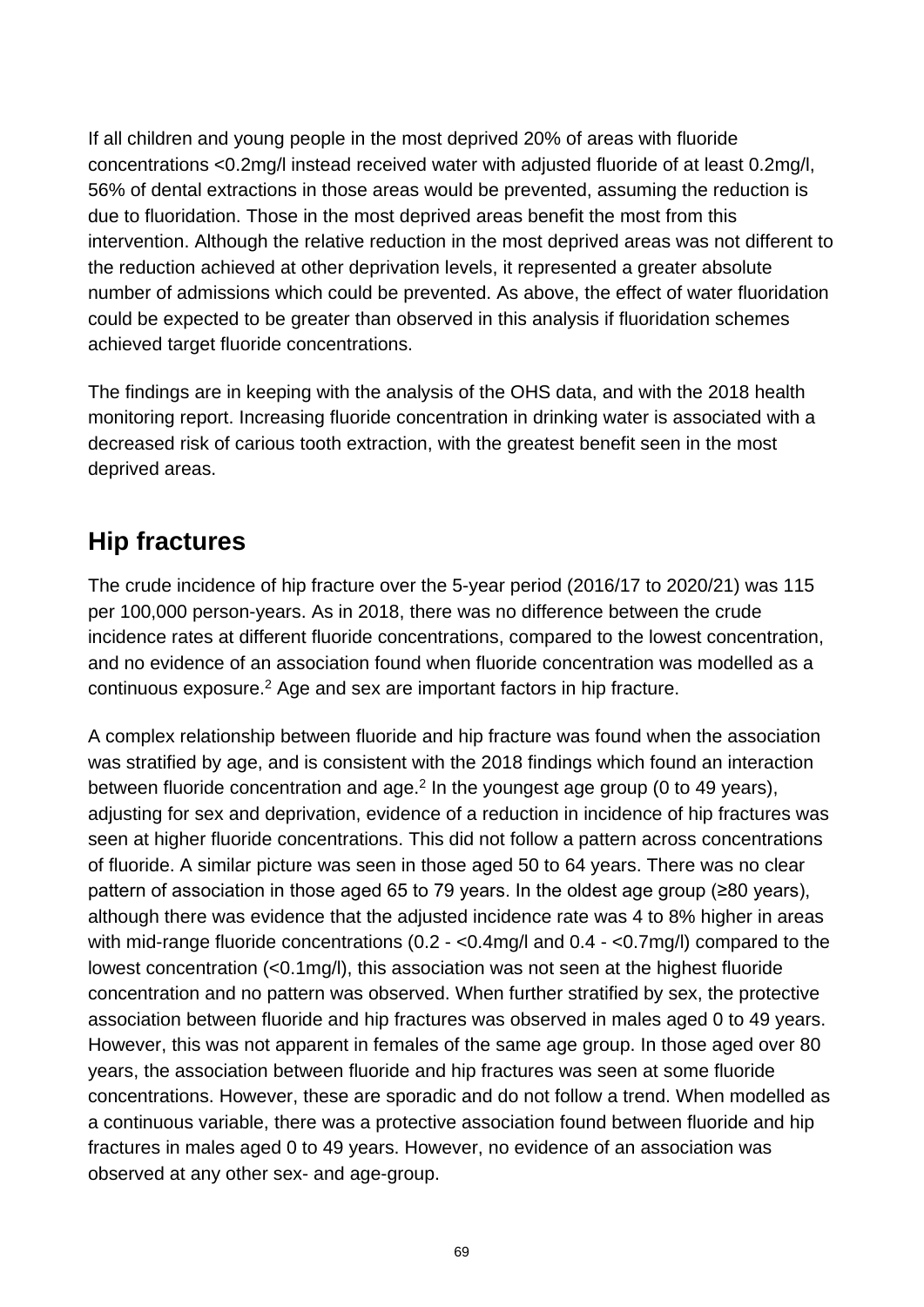If all children and young people in the most deprived 20% of areas with fluoride concentrations <0.2mg/l instead received water with adjusted fluoride of at least 0.2mg/l, 56% of dental extractions in those areas would be prevented, assuming the reduction is due to fluoridation. Those in the most deprived areas benefit the most from this intervention. Although the relative reduction in the most deprived areas was not different to the reduction achieved at other deprivation levels, it represented a greater absolute number of admissions which could be prevented. As above, the effect of water fluoridation could be expected to be greater than observed in this analysis if fluoridation schemes achieved target fluoride concentrations.

The findings are in keeping with the analysis of the OHS data, and with the 2018 health monitoring report. Increasing fluoride concentration in drinking water is associated with a decreased risk of carious tooth extraction, with the greatest benefit seen in the most deprived areas.

## Hip fractures

The crude incidence of hip fracture over the 5-year period (2016/17 to 2020/21) was 115 per 100,000 person-years. As in 2018, there was no difference between the crude incidence rates at different fluoride concentrations, compared to the lowest concentration, and no evidence of an association found when fluoride concentration was modelled as a continuous exposure.[2] Age and sex are important factors in hip fracture.

A complex relationship between fluoride and hip fracture was found when the association was stratified by age, and is consistent with the 2018 findings which found an interaction between fluoride concentration and age.[2] In the youngest age group (0 to 49 years), adjusting for sex and deprivation, evidence of a reduction in incidence of hip fractures was seen at higher fluoride concentrations. This did not follow a pattern across concentrations of fluoride. A similar picture was seen in those aged 50 to 64 years. There was no clear pattern of association in those aged 65 to 79 years. In the oldest age group (≥80 years), although there was evidence that the adjusted incidence rate was 4 to 8% higher in areas with mid-range fluoride concentrations (0.2 - <0.4mg/l and 0.4 - <0.7mg/l) compared to the lowest concentration (<0.1mg/l), this association was not seen at the highest fluoride concentration and no pattern was observed. When further stratified by sex, the protective association between fluoride and hip fractures was observed in males aged 0 to 49 years. However, this was not apparent in females of the same age group. In those aged over 80 years, the association between fluoride and hip fractures was seen at some fluoride concentrations. However, these are sporadic and do not follow a trend. When modelled as a continuous variable, there was a protective association found between fluoride and hip fractures in males aged 0 to 49 years. However, no evidence of an association was observed at any other sex- and age-group.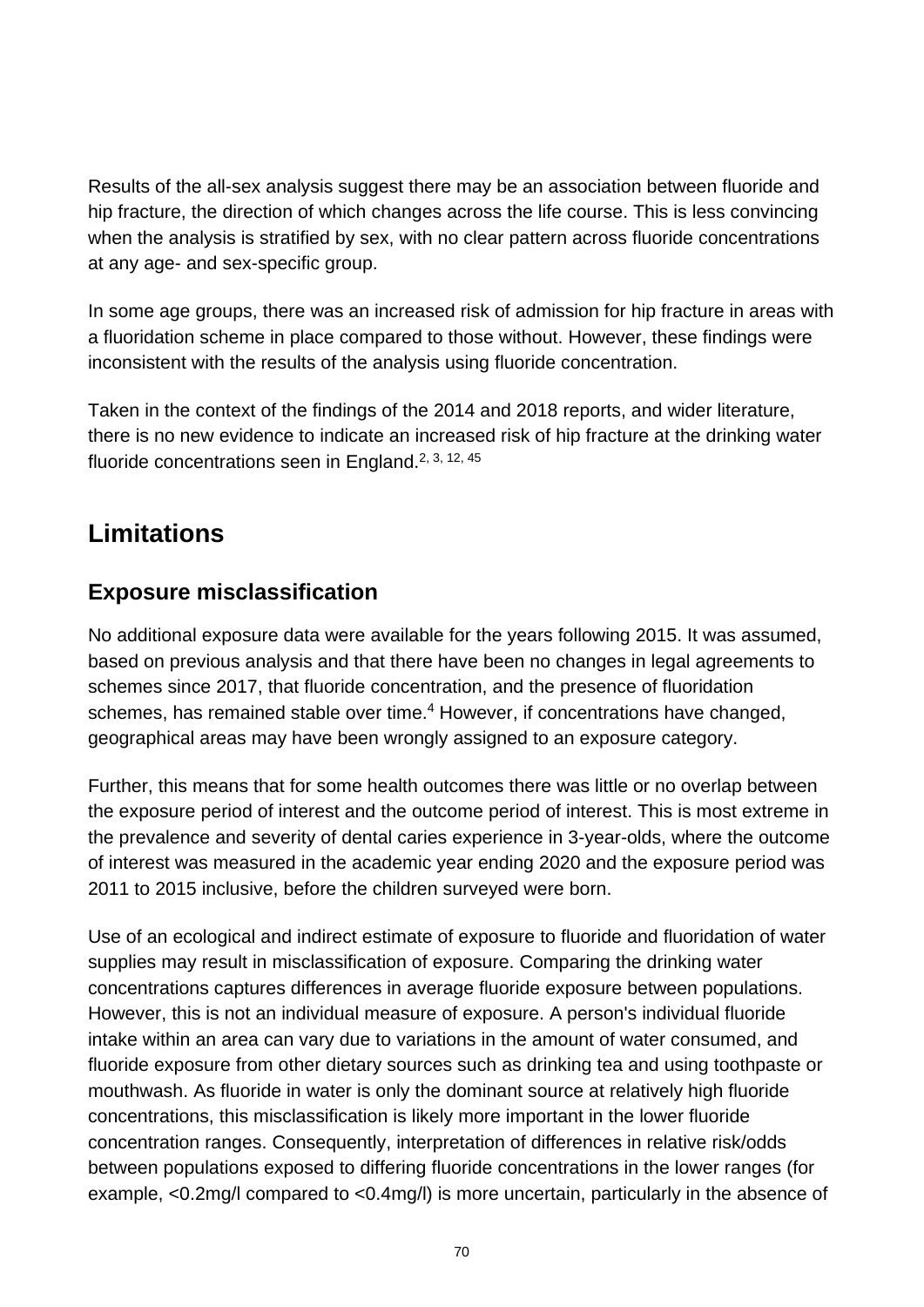Results of the all-sex analysis suggest there may be an association between fluoride and hip fracture, the direction of which changes across the life course. This is less convincing when the analysis is stratified by sex, with no clear pattern across fluoride concentrations at any age- and sex-specific group.

In some age groups, there was an increased risk of admission for hip fracture in areas with a fluoridation scheme in place compared to those without. However, these findings were inconsistent with the results of the analysis using fluoride concentration.

Taken in the context of the findings of the 2014 and 2018 reports, and wider literature, there is no new evidence to indicate an increased risk of hip fracture at the drinking water fluoride concentrations seen in England.[2, 3, 12, 45]

## Limitations

### Exposure misclassification

No additional exposure data were available for the years following 2015. It was assumed, based on previous analysis and that there have been no changes in legal agreements to schemes since 2017, that fluoride concentration, and the presence of fluoridation schemes, has remained stable over time.[4] However, if concentrations have changed, geographical areas may have been wrongly assigned to an exposure category.

Further, this means that for some health outcomes there was little or no overlap between the exposure period of interest and the outcome period of interest. This is most extreme in the prevalence and severity of dental caries experience in 3-year-olds, where the outcome of interest was measured in the academic year ending 2020 and the exposure period was 2011 to 2015 inclusive, before the children surveyed were born.

Use of an ecological and indirect estimate of exposure to fluoride and fluoridation of water supplies may result in misclassification of exposure. Comparing the drinking water concentrations captures differences in average fluoride exposure between populations. However, this is not an individual measure of exposure. A person's individual fluoride intake within an area can vary due to variations in the amount of water consumed, and fluoride exposure from other dietary sources such as drinking tea and using toothpaste or mouthwash. As fluoride in water is only the dominant source at relatively high fluoride concentrations, this misclassification is likely more important in the lower fluoride concentration ranges. Consequently, interpretation of differences in relative risk/odds between populations exposed to differing fluoride concentrations in the lower ranges (for example, <0.2mg/l compared to <0.4mg/l) is more uncertain, particularly in the absence of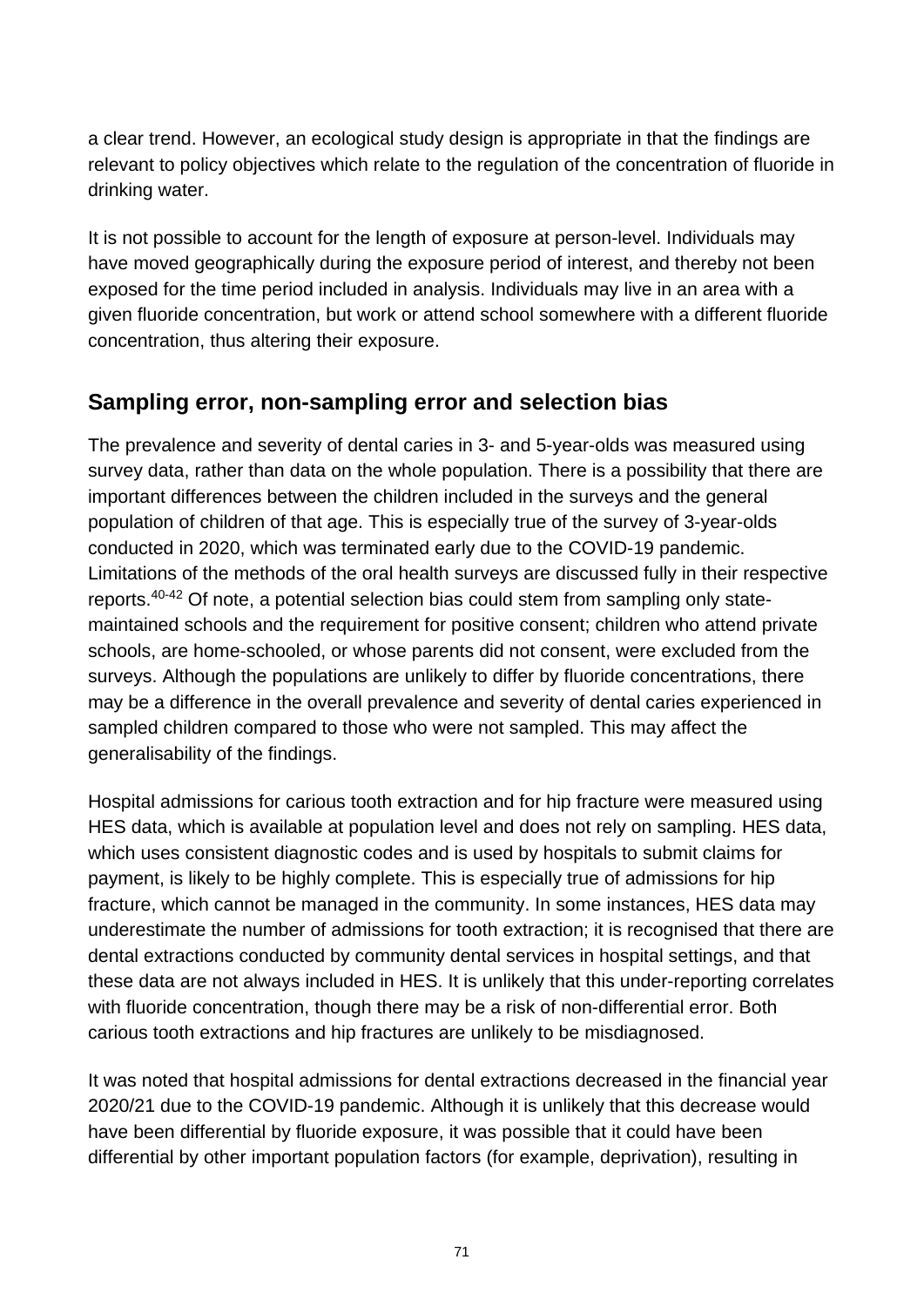a clear trend. However, an ecological study design is appropriate in that the findings are relevant to policy objectives which relate to the regulation of the concentration of fluoride in drinking water.

It is not possible to account for the length of exposure at person-level. Individuals may have moved geographically during the exposure period of interest, and thereby not been exposed for the time period included in analysis. Individuals may live in an area with a given fluoride concentration, but work or attend school somewhere with a different fluoride concentration, thus altering their exposure.

## Sampling error, non-sampling error and selection bias

The prevalence and severity of dental caries in 3- and 5-year-olds was measured using survey data, rather than data on the whole population. There is a possibility that there are important differences between the children included in the surveys and the general population of children of that age. This is especially true of the survey of 3-year-olds conducted in 2020, which was terminated early due to the COVID-19 pandemic. Limitations of the methods of the oral health surveys are discussed fully in their respective reports.[40-42] Of note, a potential selection bias could stem from sampling only state-maintained schools and the requirement for positive consent; children who attend private schools, are home-schooled, or whose parents did not consent, were excluded from the surveys. Although the populations are unlikely to differ by fluoride concentrations, there may be a difference in the overall prevalence and severity of dental caries experienced in sampled children compared to those who were not sampled. This may affect the generalisability of the findings.

Hospital admissions for carious tooth extraction and for hip fracture were measured using HES data, which is available at population level and does not rely on sampling. HES data, which uses consistent diagnostic codes and is used by hospitals to submit claims for payment, is likely to be highly complete. This is especially true of admissions for hip fracture, which cannot be managed in the community. In some instances, HES data may underestimate the number of admissions for tooth extraction; it is recognised that there are dental extractions conducted by community dental services in hospital settings, and that these data are not always included in HES. It is unlikely that this under-reporting correlates with fluoride concentration, though there may be a risk of non-differential error. Both carious tooth extractions and hip fractures are unlikely to be misdiagnosed.

It was noted that hospital admissions for dental extractions decreased in the financial year 2020/21 due to the COVID-19 pandemic. Although it is unlikely that this decrease would have been differential by fluoride exposure, it was possible that it could have been differential by other important population factors (for example, deprivation), resulting in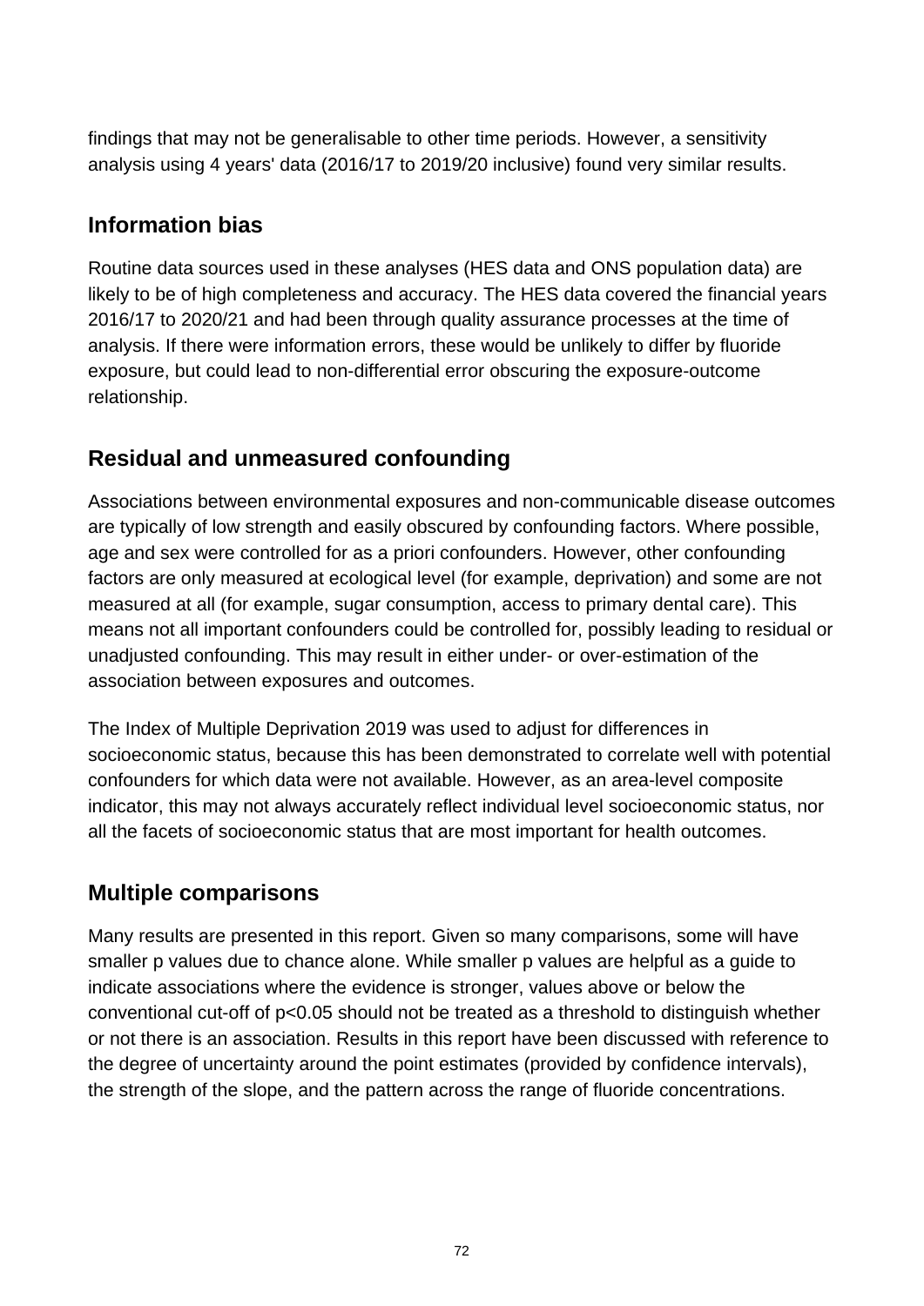findings that may not be generalisable to other time periods. However, a sensitivity analysis using 4 years' data (2016/17 to 2019/20 inclusive) found very similar results.

## Information bias

Routine data sources used in these analyses (HES data and ONS population data) are likely to be of high completeness and accuracy. The HES data covered the financial years 2016/17 to 2020/21 and had been through quality assurance processes at the time of analysis. If there were information errors, these would be unlikely to differ by fluoride exposure, but could lead to non-differential error obscuring the exposure-outcome relationship.

## Residual and unmeasured confounding

Associations between environmental exposures and non-communicable disease outcomes are typically of low strength and easily obscured by confounding factors. Where possible, age and sex were controlled for as a priori confounders. However, other confounding factors are only measured at ecological level (for example, deprivation) and some are not measured at all (for example, sugar consumption, access to primary dental care). This means not all important confounders could be controlled for, possibly leading to residual or unadjusted confounding. This may result in either under- or over-estimation of the association between exposures and outcomes.

The Index of Multiple Deprivation 2019 was used to adjust for differences in socioeconomic status, because this has been demonstrated to correlate well with potential confounders for which data were not available. However, as an area-level composite indicator, this may not always accurately reflect individual level socioeconomic status, nor all the facets of socioeconomic status that are most important for health outcomes.

## Multiple comparisons

Many results are presented in this report. Given so many comparisons, some will have smaller p values due to chance alone. While smaller p values are helpful as a guide to indicate associations where the evidence is stronger, values above or below the conventional cut-off of $p<0.05$ should not be treated as a threshold to distinguish whether or not there is an association. Results in this report have been discussed with reference to the degree of uncertainty around the point estimates (provided by confidence intervals), the strength of the slope, and the pattern across the range of fluoride concentrations.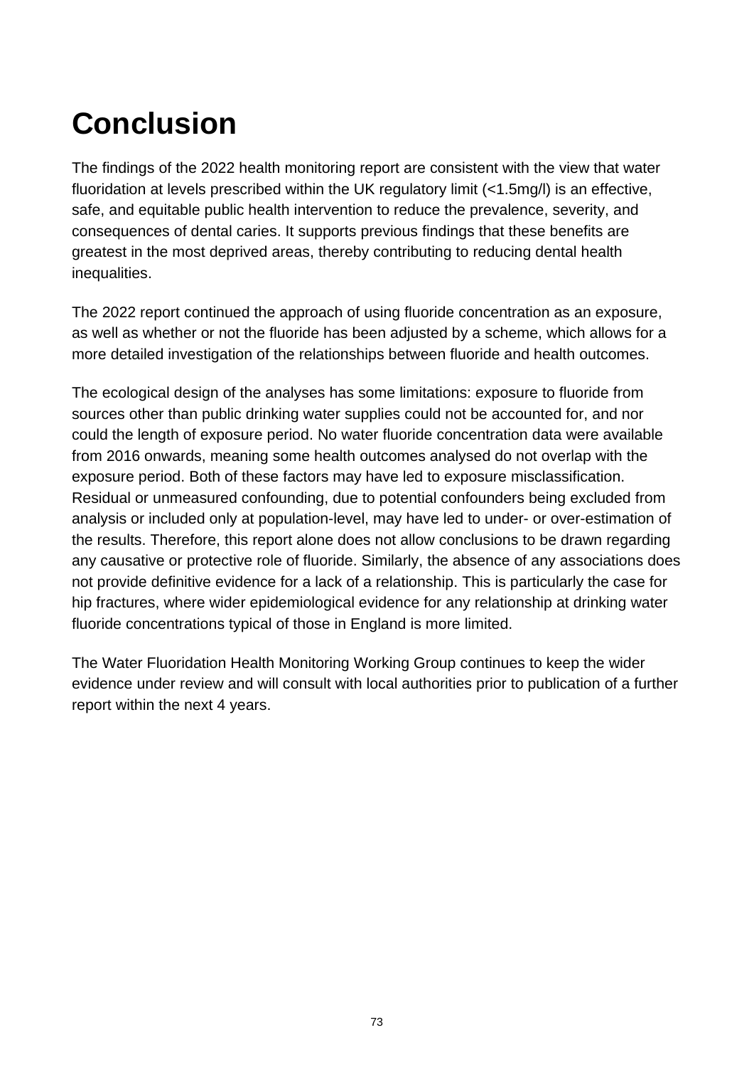# Conclusion

The findings of the 2022 health monitoring report are consistent with the view that water fluoridation at levels prescribed within the UK regulatory limit (<1.5mg/l) is an effective, safe, and equitable public health intervention to reduce the prevalence, severity, and consequences of dental caries. It supports previous findings that these benefits are greatest in the most deprived areas, thereby contributing to reducing dental health inequalities.

The 2022 report continued the approach of using fluoride concentration as an exposure, as well as whether or not the fluoride has been adjusted by a scheme, which allows for a more detailed investigation of the relationships between fluoride and health outcomes.

The ecological design of the analyses has some limitations: exposure to fluoride from sources other than public drinking water supplies could not be accounted for, and nor could the length of exposure period. No water fluoride concentration data were available from 2016 onwards, meaning some health outcomes analysed do not overlap with the exposure period. Both of these factors may have led to exposure misclassification. Residual or unmeasured confounding, due to potential confounders being excluded from analysis or included only at population-level, may have led to under- or over-estimation of the results. Therefore, this report alone does not allow conclusions to be drawn regarding any causative or protective role of fluoride. Similarly, the absence of any associations does not provide definitive evidence for a lack of a relationship. This is particularly the case for hip fractures, where wider epidemiological evidence for any relationship at drinking water fluoride concentrations typical of those in England is more limited.

The Water Fluoridation Health Monitoring Working Group continues to keep the wider evidence under review and will consult with local authorities prior to publication of a further report within the next 4 years.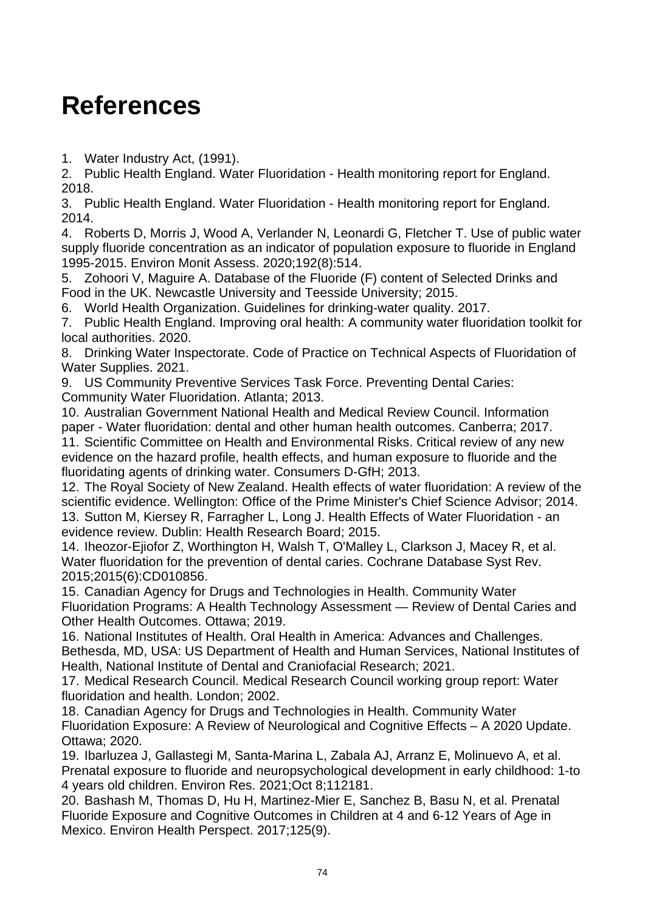# References

1. Water Industry Act, (1991).
2. Public Health England. Water Fluoridation - Health monitoring report for England. 2018.
3. Public Health England. Water Fluoridation - Health monitoring report for England. 2014.
4. Roberts D, Morris J, Wood A, Verlander N, Leonardi G, Fletcher T. Use of public water supply fluoride concentration as an indicator of population exposure to fluoride in England 1995-2015. Environ Monit Assess. 2020;192(8):514.
5. Zohoori V, Maguire A. Database of the Fluoride (F) content of Selected Drinks and Food in the UK. Newcastle University and Teesside University; 2015.
6. World Health Organization. Guidelines for drinking-water quality. 2017.
7. Public Health England. Improving oral health: A community water fluoridation toolkit for local authorities. 2020.
8. Drinking Water Inspectorate. Code of Practice on Technical Aspects of Fluoridation of Water Supplies. 2021.
9. US Community Preventive Services Task Force. Preventing Dental Caries: Community Water Fluoridation. Atlanta; 2013.
10. Australian Government National Health and Medical Review Council. Information paper - Water fluoridation: dental and other human health outcomes. Canberra; 2017.
11. Scientific Committee on Health and Environmental Risks. Critical review of any new evidence on the hazard profile, health effects, and human exposure to fluoride and the fluoridating agents of drinking water. Consumers D-GfH; 2013.
12. The Royal Society of New Zealand. Health effects of water fluoridation: A review of the scientific evidence. Wellington: Office of the Prime Minister's Chief Science Advisor; 2014.
13. Sutton M, Kiersey R, Farragher L, Long J. Health Effects of Water Fluoridation - an evidence review. Dublin: Health Research Board; 2015.
14. Iheozor-Ejiofor Z, Worthington H, Walsh T, O'Malley L, Clarkson J, Macey R, et al. Water fluoridation for the prevention of dental caries. Cochrane Database Syst Rev. 2015;2015(6):CD010856.
15. Canadian Agency for Drugs and Technologies in Health. Community Water Fluoridation Programs: A Health Technology Assessment — Review of Dental Caries and Other Health Outcomes. Ottawa; 2019.
16. National Institutes of Health. Oral Health in America: Advances and Challenges. Bethesda, MD, USA: US Department of Health and Human Services, National Institutes of Health, National Institute of Dental and Craniofacial Research; 2021.
17. Medical Research Council. Medical Research Council working group report: Water fluoridation and health. London; 2002.
18. Canadian Agency for Drugs and Technologies in Health. Community Water Fluoridation Exposure: A Review of Neurological and Cognitive Effects – A 2020 Update. Ottawa; 2020.
19. Ibarluzea J, Gallastegi M, Santa-Marina L, Zabala AJ, Arranz E, Molinuevo A, et al. Prenatal exposure to fluoride and neuropsychological development in early childhood: 1-to 4 years old children. Environ Res. 2021;Oct 8;112181.
20. Bashash M, Thomas D, Hu H, Martinez-Mier E, Sanchez B, Basu N, et al. Prenatal Fluoride Exposure and Cognitive Outcomes in Children at 4 and 6-12 Years of Age in Mexico. Environ Health Perspect. 2017;125(9).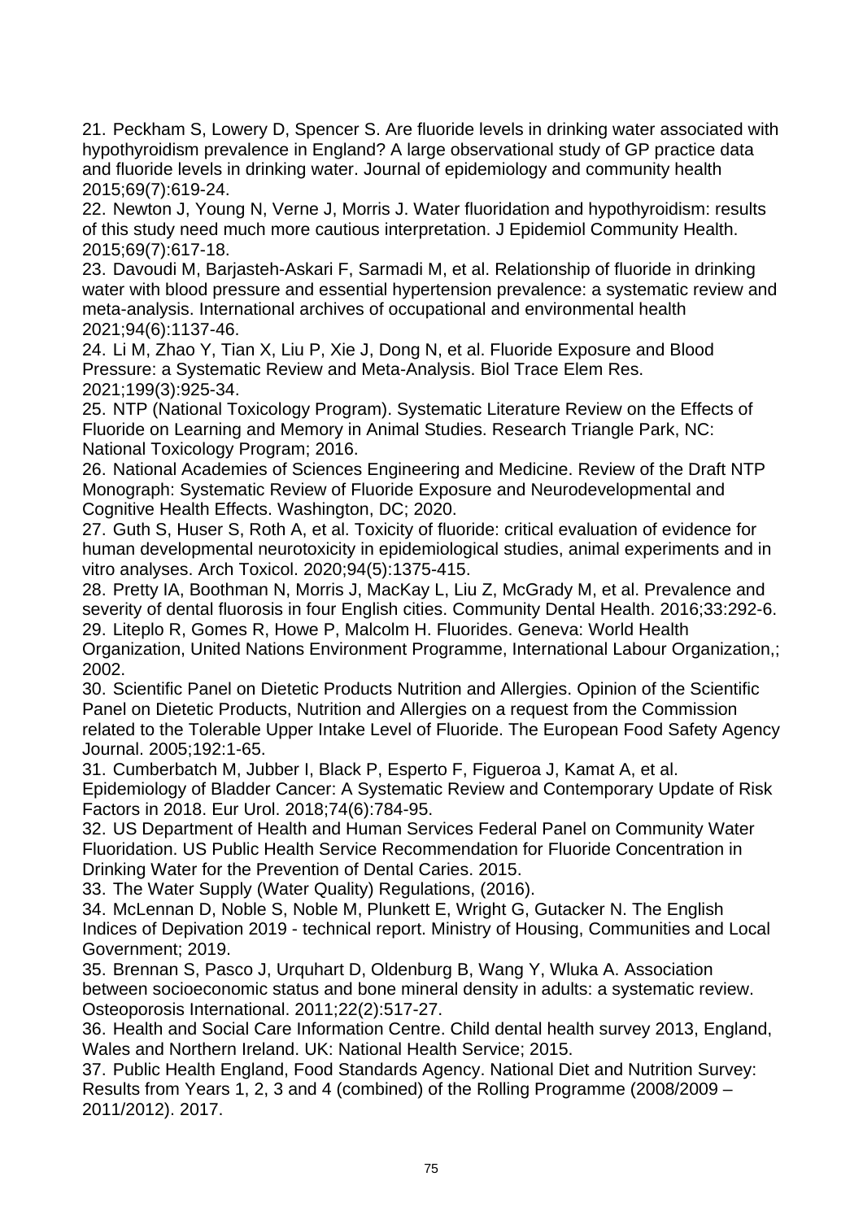21. Peckham S, Lowery D, Spencer S. Are fluoride levels in drinking water associated with hypothyroidism prevalence in England? A large observational study of GP practice data and fluoride levels in drinking water. Journal of epidemiology and community health 2015;69(7):619-24.
22. Newton J, Young N, Verne J, Morris J. Water fluoridation and hypothyroidism: results of this study need much more cautious interpretation. J Epidemiol Community Health. 2015;69(7):617-18.
23. Davoudi M, Barjasteh-Askari F, Sarmadi M, et al. Relationship of fluoride in drinking water with blood pressure and essential hypertension prevalence: a systematic review and meta-analysis. International archives of occupational and environmental health 2021;94(6):1137-46.
24. Li M, Zhao Y, Tian X, Liu P, Xie J, Dong N, et al. Fluoride Exposure and Blood Pressure: a Systematic Review and Meta-Analysis. Biol Trace Elem Res. 2021;199(3):925-34.
25. NTP (National Toxicology Program). Systematic Literature Review on the Effects of Fluoride on Learning and Memory in Animal Studies. Research Triangle Park, NC: National Toxicology Program; 2016.
26. National Academies of Sciences Engineering and Medicine. Review of the Draft NTP Monograph: Systematic Review of Fluoride Exposure and Neurodevelopmental and Cognitive Health Effects. Washington, DC; 2020.
27. Guth S, Huser S, Roth A, et al. Toxicity of fluoride: critical evaluation of evidence for human developmental neurotoxicity in epidemiological studies, animal experiments and in vitro analyses. Arch Toxicol. 2020;94(5):1375-415.
28. Pretty IA, Boothman N, Morris J, MacKay L, Liu Z, McGrady M, et al. Prevalence and severity of dental fluorosis in four English cities. Community Dental Health. 2016;33:292-6.
29. Liteplo R, Gomes R, Howe P, Malcolm H. Fluorides. Geneva: World Health Organization, United Nations Environment Programme, International Labour Organization,; 2002.
30. Scientific Panel on Dietetic Products Nutrition and Allergies. Opinion of the Scientific Panel on Dietetic Products, Nutrition and Allergies on a request from the Commission related to the Tolerable Upper Intake Level of Fluoride. The European Food Safety Agency Journal. 2005;192:1-65.
31. Cumberbatch M, Jubber I, Black P, Esperto F, Figueroa J, Kamat A, et al. Epidemiology of Bladder Cancer: A Systematic Review and Contemporary Update of Risk Factors in 2018. Eur Urol. 2018;74(6):784-95.
32. US Department of Health and Human Services Federal Panel on Community Water Fluoridation. US Public Health Service Recommendation for Fluoride Concentration in Drinking Water for the Prevention of Dental Caries. 2015.
33. The Water Supply (Water Quality) Regulations, (2016).
34. McLennan D, Noble S, Noble M, Plunkett E, Wright G, Gutacker N. The English Indices of Depivation 2019 - technical report. Ministry of Housing, Communities and Local Government; 2019.
35. Brennan S, Pasco J, Urquhart D, Oldenburg B, Wang Y, Wluka A. Association between socioeconomic status and bone mineral density in adults: a systematic review. Osteoporosis International. 2011;22(2):517-27.
36. Health and Social Care Information Centre. Child dental health survey 2013, England, Wales and Northern Ireland. UK: National Health Service; 2015.
37. Public Health England, Food Standards Agency. National Diet and Nutrition Survey: Results from Years 1, 2, 3 and 4 (combined) of the Rolling Programme (2008/2009 – 2011/2012). 2017.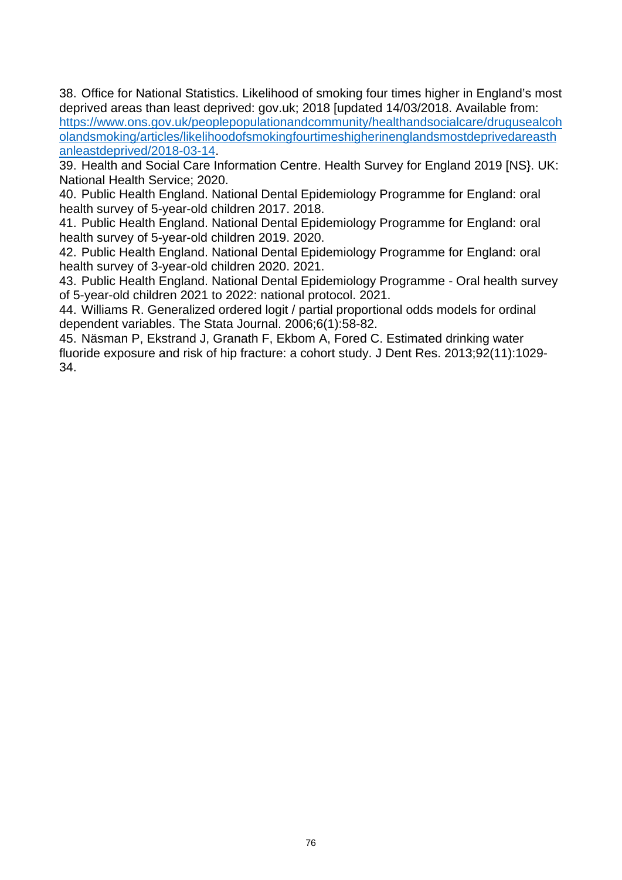38. Office for National Statistics. Likelihood of smoking four times higher in England's most deprived areas than least deprived: gov.uk; 2018 [updated 14/03/2018. Available from: [https://www.ons.gov.uk/peoplepopulationandcommunity/healthandsocialcare/drugusealcoholandsmoking/articles/likelihoodofsmokingfourtimeshigherinenglandsmostdeprivedareasthanleastdeprived/2018-03-14](https://www.ons.gov.uk/peoplepopulationandcommunity/healthandsocialcare/drugusealcoholandsmoking/articles/likelihoodofsmokingfourtimeshigherinenglandsmostdeprivedareasthanleastdeprived/2018-03-14).

39. Health and Social Care Information Centre. Health Survey for England 2019 [NS}. UK: National Health Service; 2020.

40. Public Health England. National Dental Epidemiology Programme for England: oral health survey of 5-year-old children 2017. 2018.

41. Public Health England. National Dental Epidemiology Programme for England: oral health survey of 5-year-old children 2019. 2020.

42. Public Health England. National Dental Epidemiology Programme for England: oral health survey of 3-year-old children 2020. 2021.

43. Public Health England. National Dental Epidemiology Programme - Oral health survey of 5-year-old children 2021 to 2022: national protocol. 2021.

44. Williams R. Generalized ordered logit / partial proportional odds models for ordinal dependent variables. The Stata Journal. 2006;6(1):58-82.

45. Näsman P, Ekstrand J, Granath F, Ekbom A, Fored C. Estimated drinking water fluoride exposure and risk of hip fracture: a cohort study. J Dent Res. 2013;92(11):1029-34.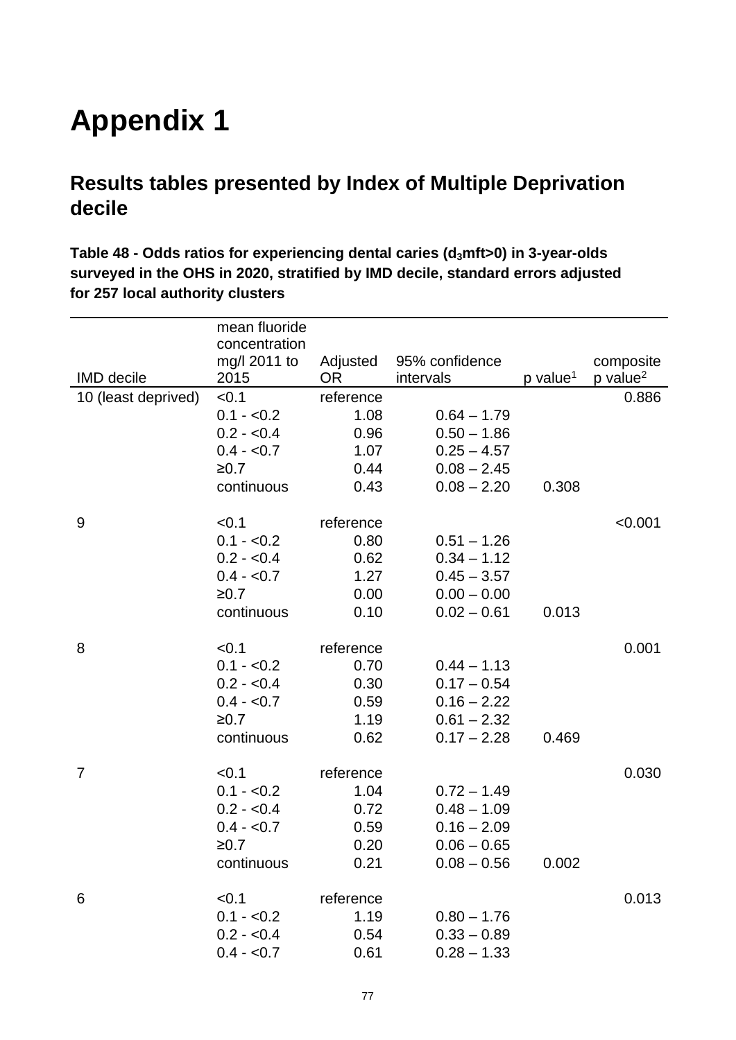# Appendix 1

## Results tables presented by Index of Multiple Deprivation decile

**Table 48 - Odds ratios for experiencing dental caries ($d_3$mft>0) in 3-year-olds surveyed in the OHS in 2020, stratified by IMD decile, standard errors adjusted for 257 local authority clusters**

| IMD decile | mean fluoride concentration mg/l 2011 to 2015 | Adjusted OR | 95% confidence intervals | p value[1] | composite p value[2] |
|---|---|---|---|---|---|
| 10 (least deprived) | <0.1 | reference | | | 0.886 |
| | 0.1 - <0.2 | 1.08 | 0.64 – 1.79 | | |
| | 0.2 - <0.4 | 0.96 | 0.50 – 1.86 | | |
| | 0.4 - <0.7 | 1.07 | 0.25 – 4.57 | | |
| | ≥0.7 | 0.44 | 0.08 – 2.45 | | |
| | continuous | 0.43 | 0.08 – 2.20 | 0.308 | |
| 9 | <0.1 | reference | | | <0.001 |
| | 0.1 - <0.2 | 0.80 | 0.51 – 1.26 | | |
| | 0.2 - <0.4 | 0.62 | 0.34 – 1.12 | | |
| | 0.4 - <0.7 | 1.27 | 0.45 – 3.57 | | |
| | ≥0.7 | 0.00 | 0.00 – 0.00 | | |
| | continuous | 0.10 | 0.02 – 0.61 | 0.013 | |
| 8 | <0.1 | reference | | | 0.001 |
| | 0.1 - <0.2 | 0.70 | 0.44 – 1.13 | | |
| | 0.2 - <0.4 | 0.30 | 0.17 – 0.54 | | |
| | 0.4 - <0.7 | 0.59 | 0.16 – 2.22 | | |
| | ≥0.7 | 1.19 | 0.61 – 2.32 | | |
| | continuous | 0.62 | 0.17 – 2.28 | 0.469 | |
| 7 | <0.1 | reference | | | 0.030 |
| | 0.1 - <0.2 | 1.04 | 0.72 – 1.49 | | |
| | 0.2 - <0.4 | 0.72 | 0.48 – 1.09 | | |
| | 0.4 - <0.7 | 0.59 | 0.16 – 2.09 | | |
| | ≥0.7 | 0.20 | 0.06 – 0.65 | | |
| | continuous | 0.21 | 0.08 – 0.56 | 0.002 | |
| 6 | <0.1 | reference | | | 0.013 |
| | 0.1 - <0.2 | 1.19 | 0.80 – 1.76 | | |
| | 0.2 - <0.4 | 0.54 | 0.33 – 0.89 | | |
| | 0.4 - <0.7 | 0.61 | 0.28 – 1.33 | | |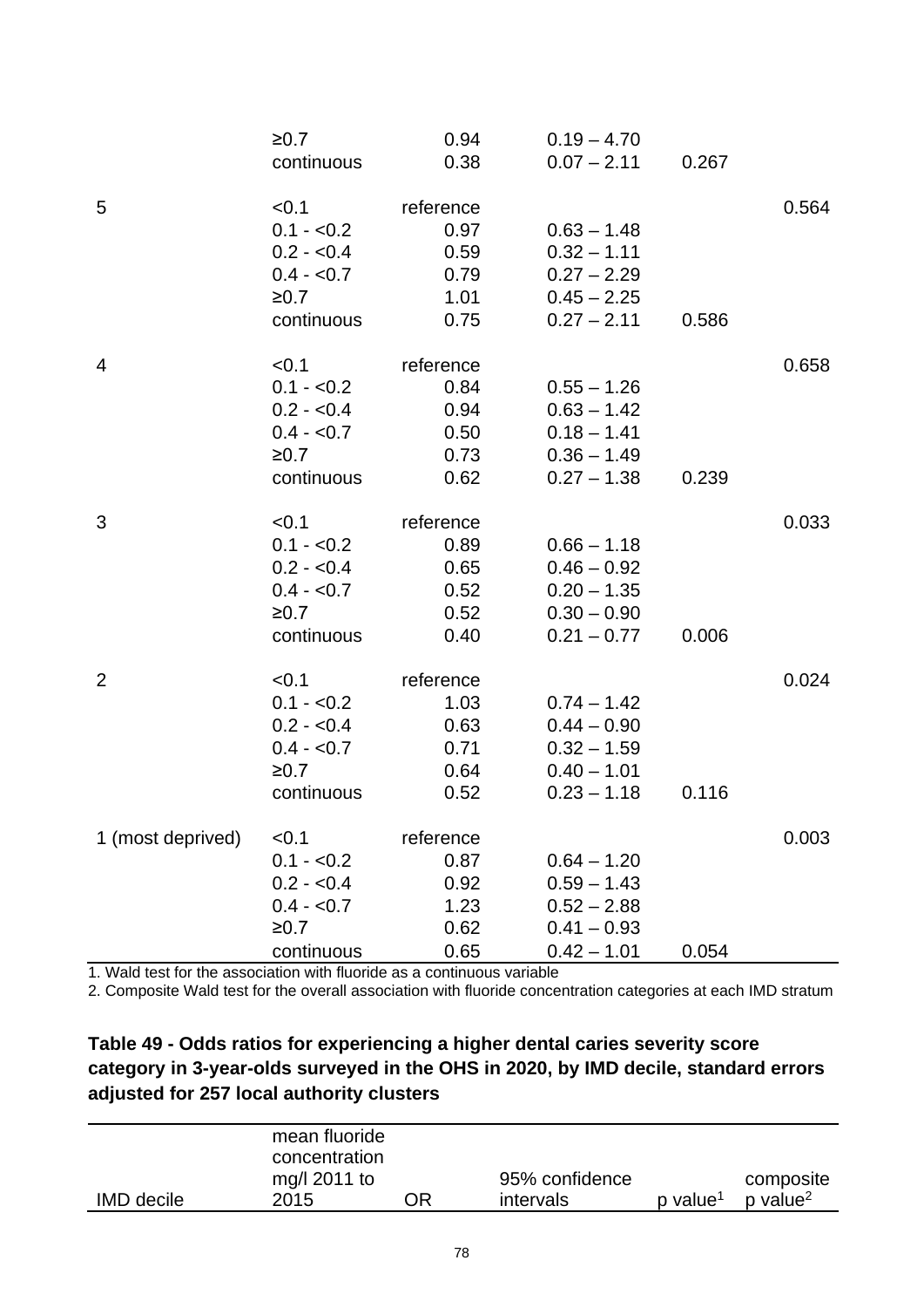| | | | | | |
|---|---|---|---|---|---|
| | ≥0.7 | 0.94 | 0.19 – 4.70 | | |
| | continuous | 0.38 | 0.07 – 2.11 | 0.267 | |
| 5 | <0.1 | reference | | | 0.564 |
| | 0.1 - <0.2 | 0.97 | 0.63 – 1.48 | | |
| | 0.2 - <0.4 | 0.59 | 0.32 – 1.11 | | |
| | 0.4 - <0.7 | 0.79 | 0.27 – 2.29 | | |
| | ≥0.7 | 1.01 | 0.45 – 2.25 | | |
| | continuous | 0.75 | 0.27 – 2.11 | 0.586 | |
| 4 | <0.1 | reference | | | 0.658 |
| | 0.1 - <0.2 | 0.84 | 0.55 – 1.26 | | |
| | 0.2 - <0.4 | 0.94 | 0.63 – 1.42 | | |
| | 0.4 - <0.7 | 0.50 | 0.18 – 1.41 | | |
| | ≥0.7 | 0.73 | 0.36 – 1.49 | | |
| | continuous | 0.62 | 0.27 – 1.38 | 0.239 | |
| 3 | <0.1 | reference | | | 0.033 |
| | 0.1 - <0.2 | 0.89 | 0.66 – 1.18 | | |
| | 0.2 - <0.4 | 0.65 | 0.46 – 0.92 | | |
| | 0.4 - <0.7 | 0.52 | 0.20 – 1.35 | | |
| | ≥0.7 | 0.52 | 0.30 – 0.90 | | |
| | continuous | 0.40 | 0.21 – 0.77 | 0.006 | |
| 2 | <0.1 | reference | | | 0.024 |
| | 0.1 - <0.2 | 1.03 | 0.74 – 1.42 | | |
| | 0.2 - <0.4 | 0.63 | 0.44 – 0.90 | | |
| | 0.4 - <0.7 | 0.71 | 0.32 – 1.59 | | |
| | ≥0.7 | 0.64 | 0.40 – 1.01 | | |
| | continuous | 0.52 | 0.23 – 1.18 | 0.116 | |
| 1 (most deprived) | <0.1 | reference | | | 0.003 |
| | 0.1 - <0.2 | 0.87 | 0.64 – 1.20 | | |
| | 0.2 - <0.4 | 0.92 | 0.59 – 1.43 | | |
| | 0.4 - <0.7 | 1.23 | 0.52 – 2.88 | | |
| | ≥0.7 | 0.62 | 0.41 – 0.93 | | |
| | continuous | 0.65 | 0.42 – 1.01 | 0.054 | |

1. Wald test for the association with fluoride as a continuous variable
2. Composite Wald test for the overall association with fluoride concentration categories at each IMD stratum

**Table 49 - Odds ratios for experiencing a higher dental caries severity score category in 3-year-olds surveyed in the OHS in 2020, by IMD decile, standard errors adjusted for 257 local authority clusters**

| IMD decile | mean fluoride concentration mg/l 2011 to 2015 | OR | 95% confidence intervals | p value[1] | composite p value[2] |
|---|---|---|---|---|---|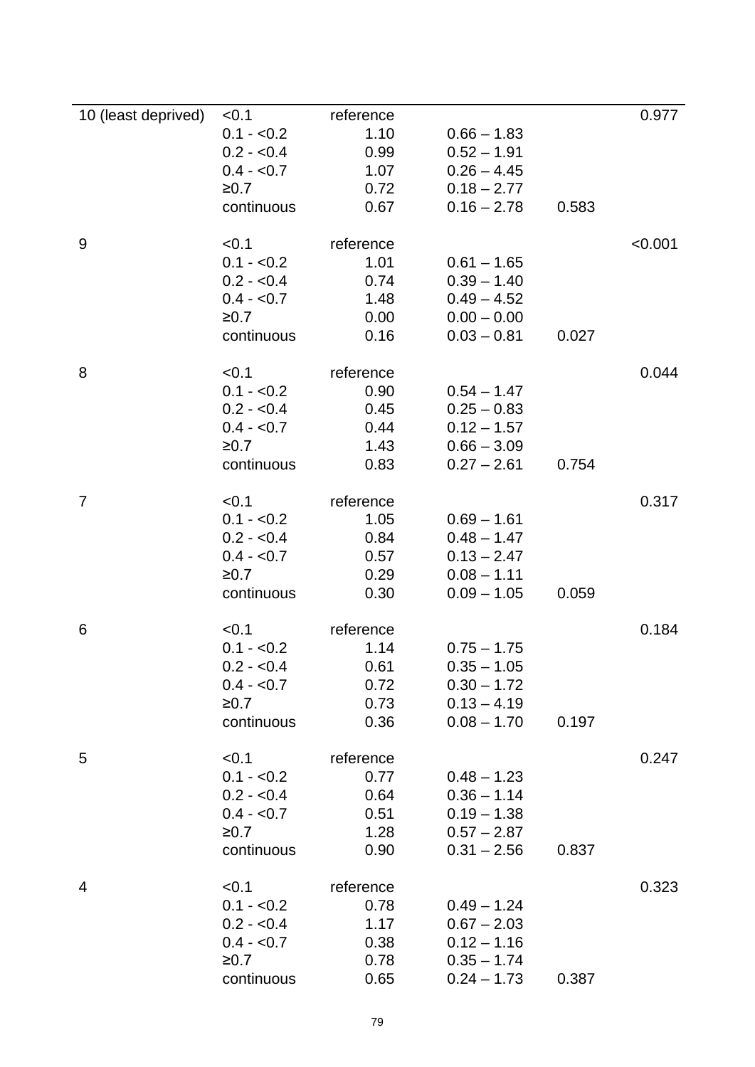| | | | | | |
|---|---|---|---|---|---|
| 10 (least deprived) | <0.1 | reference | | | 0.977 |
| | 0.1 - <0.2 | 1.10 | 0.66 – 1.83 | | |
| | 0.2 - <0.4 | 0.99 | 0.52 – 1.91 | | |
| | 0.4 - <0.7 | 1.07 | 0.26 – 4.45 | | |
| | ≥0.7 | 0.72 | 0.18 – 2.77 | | |
| | continuous | 0.67 | 0.16 – 2.78 | 0.583 | |
| 9 | <0.1 | reference | | | <0.001 |
| | 0.1 - <0.2 | 1.01 | 0.61 – 1.65 | | |
| | 0.2 - <0.4 | 0.74 | 0.39 – 1.40 | | |
| | 0.4 - <0.7 | 1.48 | 0.49 – 4.52 | | |
| | ≥0.7 | 0.00 | 0.00 – 0.00 | | |
| | continuous | 0.16 | 0.03 – 0.81 | 0.027 | |
| 8 | <0.1 | reference | | | 0.044 |
| | 0.1 - <0.2 | 0.90 | 0.54 – 1.47 | | |
| | 0.2 - <0.4 | 0.45 | 0.25 – 0.83 | | |
| | 0.4 - <0.7 | 0.44 | 0.12 – 1.57 | | |
| | ≥0.7 | 1.43 | 0.66 – 3.09 | | |
| | continuous | 0.83 | 0.27 – 2.61 | 0.754 | |
| 7 | <0.1 | reference | | | 0.317 |
| | 0.1 - <0.2 | 1.05 | 0.69 – 1.61 | | |
| | 0.2 - <0.4 | 0.84 | 0.48 – 1.47 | | |
| | 0.4 - <0.7 | 0.57 | 0.13 – 2.47 | | |
| | ≥0.7 | 0.29 | 0.08 – 1.11 | | |
| | continuous | 0.30 | 0.09 – 1.05 | 0.059 | |
| 6 | <0.1 | reference | | | 0.184 |
| | 0.1 - <0.2 | 1.14 | 0.75 – 1.75 | | |
| | 0.2 - <0.4 | 0.61 | 0.35 – 1.05 | | |
| | 0.4 - <0.7 | 0.72 | 0.30 – 1.72 | | |
| | ≥0.7 | 0.73 | 0.13 – 4.19 | | |
| | continuous | 0.36 | 0.08 – 1.70 | 0.197 | |
| 5 | <0.1 | reference | | | 0.247 |
| | 0.1 - <0.2 | 0.77 | 0.48 – 1.23 | | |
| | 0.2 - <0.4 | 0.64 | 0.36 – 1.14 | | |
| | 0.4 - <0.7 | 0.51 | 0.19 – 1.38 | | |
| | ≥0.7 | 1.28 | 0.57 – 2.87 | | |
| | continuous | 0.90 | 0.31 – 2.56 | 0.837 | |
| 4 | <0.1 | reference | | | 0.323 |
| | 0.1 - <0.2 | 0.78 | 0.49 – 1.24 | | |
| | 0.2 - <0.4 | 1.17 | 0.67 – 2.03 | | |
| | 0.4 - <0.7 | 0.38 | 0.12 – 1.16 | | |
| | ≥0.7 | 0.78 | 0.35 – 1.74 | | |
| | continuous | 0.65 | 0.24 – 1.73 | 0.387 | |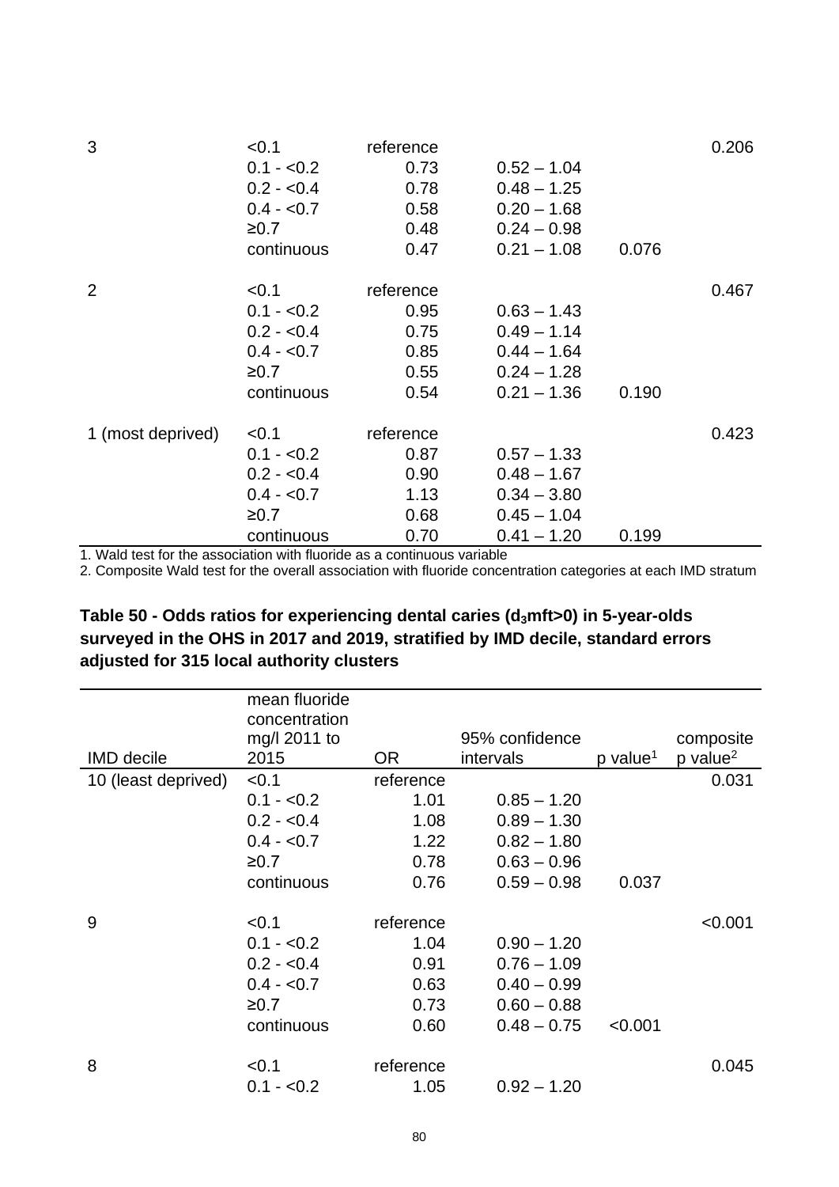| | | | | | |
|---|---|---|---|---|---|
| 3 | <0.1 | reference | | | 0.206 |
| | 0.1 - <0.2 | 0.73 | 0.52 – 1.04 | | |
| | 0.2 - <0.4 | 0.78 | 0.48 – 1.25 | | |
| | 0.4 - <0.7 | 0.58 | 0.20 – 1.68 | | |
| | ≥0.7 | 0.48 | 0.24 – 0.98 | | |
| | continuous | 0.47 | 0.21 – 1.08 | 0.076 | |
| 2 | <0.1 | reference | | | 0.467 |
| | 0.1 - <0.2 | 0.95 | 0.63 – 1.43 | | |
| | 0.2 - <0.4 | 0.75 | 0.49 – 1.14 | | |
| | 0.4 - <0.7 | 0.85 | 0.44 – 1.64 | | |
| | ≥0.7 | 0.55 | 0.24 – 1.28 | | |
| | continuous | 0.54 | 0.21 – 1.36 | 0.190 | |
| 1 (most deprived) | <0.1 | reference | | | 0.423 |
| | 0.1 - <0.2 | 0.87 | 0.57 – 1.33 | | |
| | 0.2 - <0.4 | 0.90 | 0.48 – 1.67 | | |
| | 0.4 - <0.7 | 1.13 | 0.34 – 3.80 | | |
| | ≥0.7 | 0.68 | 0.45 – 1.04 | | |
| | continuous | 0.70 | 0.41 – 1.20 | 0.199 | |

1. Wald test for the association with fluoride as a continuous variable
2. Composite Wald test for the overall association with fluoride concentration categories at each IMD stratum

**Table 50 - Odds ratios for experiencing dental caries ($d_3$mft>0) in 5-year-olds surveyed in the OHS in 2017 and 2019, stratified by IMD decile, standard errors adjusted for 315 local authority clusters**

| IMD decile | mean fluoride concentration mg/l 2011 to 2015 | OR | 95% confidence intervals | p value[1] | composite p value[2] |
|---|---|---|---|---|---|
| 10 (least deprived) | <0.1 | reference | | | 0.031 |
| | 0.1 - <0.2 | 1.01 | 0.85 – 1.20 | | |
| | 0.2 - <0.4 | 1.08 | 0.89 – 1.30 | | |
| | 0.4 - <0.7 | 1.22 | 0.82 – 1.80 | | |
| | ≥0.7 | 0.78 | 0.63 – 0.96 | | |
| | continuous | 0.76 | 0.59 – 0.98 | 0.037 | |
| 9 | <0.1 | reference | | | <0.001 |
| | 0.1 - <0.2 | 1.04 | 0.90 – 1.20 | | |
| | 0.2 - <0.4 | 0.91 | 0.76 – 1.09 | | |
| | 0.4 - <0.7 | 0.63 | 0.40 – 0.99 | | |
| | ≥0.7 | 0.73 | 0.60 – 0.88 | | |
| | continuous | 0.60 | 0.48 – 0.75 | <0.001 | |
| 8 | <0.1 | reference | | | 0.045 |
| | 0.1 - <0.2 | 1.05 | 0.92 – 1.20 | | |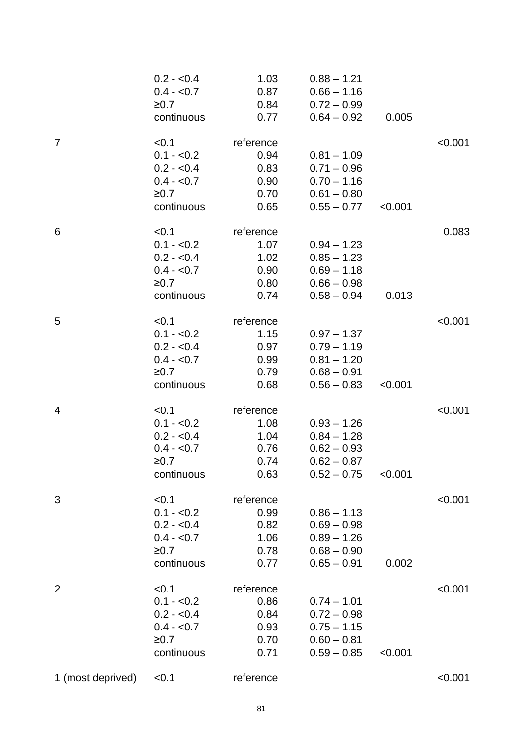| | | | | | |
|---|---|---|---|---|---|
| | 0.2 - <0.4 | 1.03 | 0.88 – 1.21 | | |
| | 0.4 - <0.7 | 0.87 | 0.66 – 1.16 | | |
| | ≥0.7 | 0.84 | 0.72 – 0.99 | | |
| | continuous | 0.77 | 0.64 – 0.92 | 0.005 | |
| 7 | <0.1 | reference | | | <0.001 |
| | 0.1 - <0.2 | 0.94 | 0.81 – 1.09 | | |
| | 0.2 - <0.4 | 0.83 | 0.71 – 0.96 | | |
| | 0.4 - <0.7 | 0.90 | 0.70 – 1.16 | | |
| | ≥0.7 | 0.70 | 0.61 – 0.80 | | |
| | continuous | 0.65 | 0.55 – 0.77 | <0.001 | |
| 6 | <0.1 | reference | | | 0.083 |
| | 0.1 - <0.2 | 1.07 | 0.94 – 1.23 | | |
| | 0.2 - <0.4 | 1.02 | 0.85 – 1.23 | | |
| | 0.4 - <0.7 | 0.90 | 0.69 – 1.18 | | |
| | ≥0.7 | 0.80 | 0.66 – 0.98 | | |
| | continuous | 0.74 | 0.58 – 0.94 | 0.013 | |
| 5 | <0.1 | reference | | | <0.001 |
| | 0.1 - <0.2 | 1.15 | 0.97 – 1.37 | | |
| | 0.2 - <0.4 | 0.97 | 0.79 – 1.19 | | |
| | 0.4 - <0.7 | 0.99 | 0.81 – 1.20 | | |
| | ≥0.7 | 0.79 | 0.68 – 0.91 | | |
| | continuous | 0.68 | 0.56 – 0.83 | <0.001 | |
| 4 | <0.1 | reference | | | <0.001 |
| | 0.1 - <0.2 | 1.08 | 0.93 – 1.26 | | |
| | 0.2 - <0.4 | 1.04 | 0.84 – 1.28 | | |
| | 0.4 - <0.7 | 0.76 | 0.62 – 0.93 | | |
| | ≥0.7 | 0.74 | 0.62 – 0.87 | | |
| | continuous | 0.63 | 0.52 – 0.75 | <0.001 | |
| 3 | <0.1 | reference | | | <0.001 |
| | 0.1 - <0.2 | 0.99 | 0.86 – 1.13 | | |
| | 0.2 - <0.4 | 0.82 | 0.69 – 0.98 | | |
| | 0.4 - <0.7 | 1.06 | 0.89 – 1.26 | | |
| | ≥0.7 | 0.78 | 0.68 – 0.90 | | |
| | continuous | 0.77 | 0.65 – 0.91 | 0.002 | |
| 2 | <0.1 | reference | | | <0.001 |
| | 0.1 - <0.2 | 0.86 | 0.74 – 1.01 | | |
| | 0.2 - <0.4 | 0.84 | 0.72 – 0.98 | | |
| | 0.4 - <0.7 | 0.93 | 0.75 – 1.15 | | |
| | ≥0.7 | 0.70 | 0.60 – 0.81 | | |
| | continuous | 0.71 | 0.59 – 0.85 | <0.001 | |
| 1 (most deprived) | <0.1 | reference | | | <0.001 |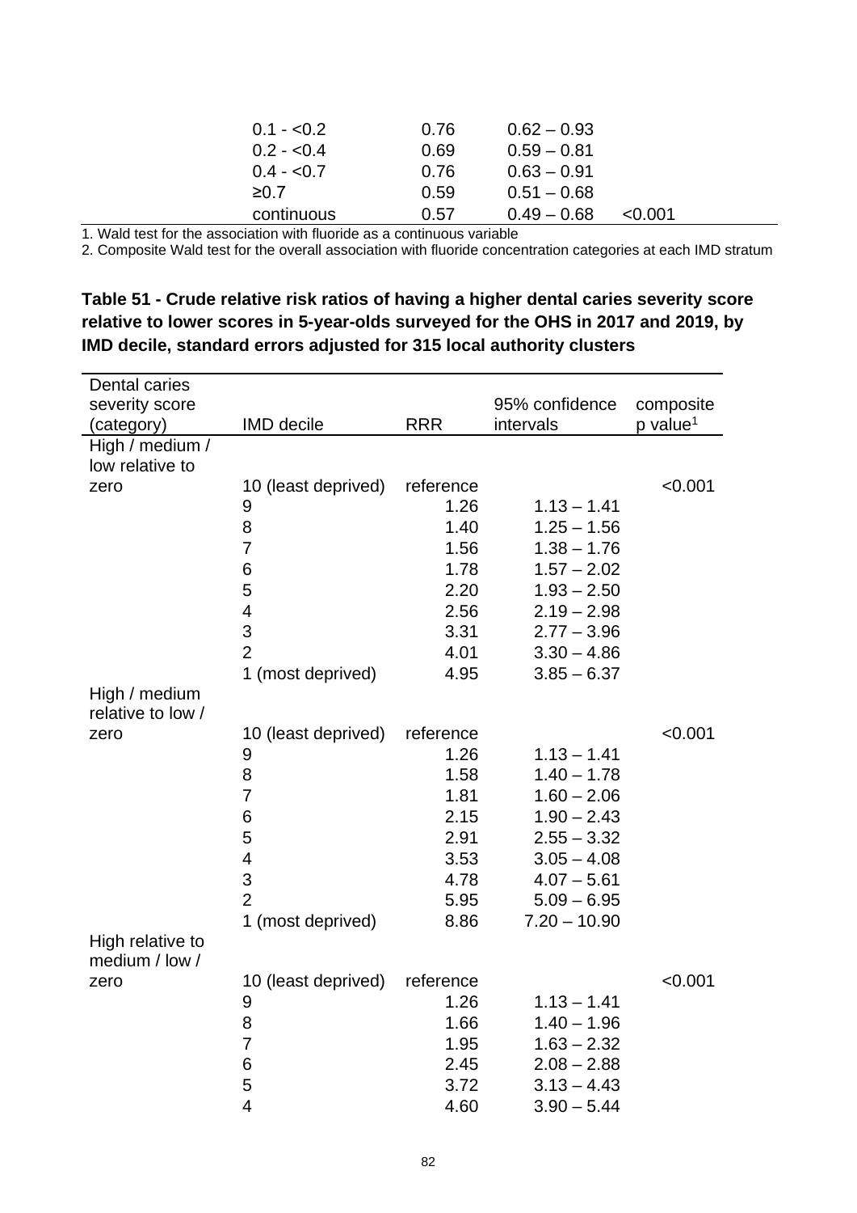| | | | | |
|---|---|---|---|---|
| | 0.1 - <0.2 | 0.76 | 0.62 – 0.93 | |
| | 0.2 - <0.4 | 0.69 | 0.59 – 0.81 | |
| | 0.4 - <0.7 | 0.76 | 0.63 – 0.91 | |
| | ≥0.7 | 0.59 | 0.51 – 0.68 | |
| | continuous | 0.57 | 0.49 – 0.68 | <0.001 |

1. Wald test for the association with fluoride as a continuous variable
2. Composite Wald test for the overall association with fluoride concentration categories at each IMD stratum

**Table 51 - Crude relative risk ratios of having a higher dental caries severity score relative to lower scores in 5-year-olds surveyed for the OHS in 2017 and 2019, by IMD decile, standard errors adjusted for 315 local authority clusters**

| Dental caries severity score (category) | IMD decile | RRR | 95% confidence intervals | composite p value[1] |
|---|---|---|---|---|
| High / medium / low relative to zero | 10 (least deprived) | reference | | <0.001 |
| | 9 | 1.26 | 1.13 – 1.41 | |
| | 8 | 1.40 | 1.25 – 1.56 | |
| | 7 | 1.56 | 1.38 – 1.76 | |
| | 6 | 1.78 | 1.57 – 2.02 | |
| | 5 | 2.20 | 1.93 – 2.50 | |
| | 4 | 2.56 | 2.19 – 2.98 | |
| | 3 | 3.31 | 2.77 – 3.96 | |
| | 2 | 4.01 | 3.30 – 4.86 | |
| | 1 (most deprived) | 4.95 | 3.85 – 6.37 | |
| High / medium relative to low / zero | 10 (least deprived) | reference | | <0.001 |
| | 9 | 1.26 | 1.13 – 1.41 | |
| | 8 | 1.58 | 1.40 – 1.78 | |
| | 7 | 1.81 | 1.60 – 2.06 | |
| | 6 | 2.15 | 1.90 – 2.43 | |
| | 5 | 2.91 | 2.55 – 3.32 | |
| | 4 | 3.53 | 3.05 – 4.08 | |
| | 3 | 4.78 | 4.07 – 5.61 | |
| | 2 | 5.95 | 5.09 – 6.95 | |
| | 1 (most deprived) | 8.86 | 7.20 – 10.90 | |
| High relative to medium / low / zero | 10 (least deprived) | reference | | <0.001 |
| | 9 | 1.26 | 1.13 – 1.41 | |
| | 8 | 1.66 | 1.40 – 1.96 | |
| | 7 | 1.95 | 1.63 – 2.32 | |
| | 6 | 2.45 | 2.08 – 2.88 | |
| | 5 | 3.72 | 3.13 – 4.43 | |
| | 4 | 4.60 | 3.90 – 5.44 | |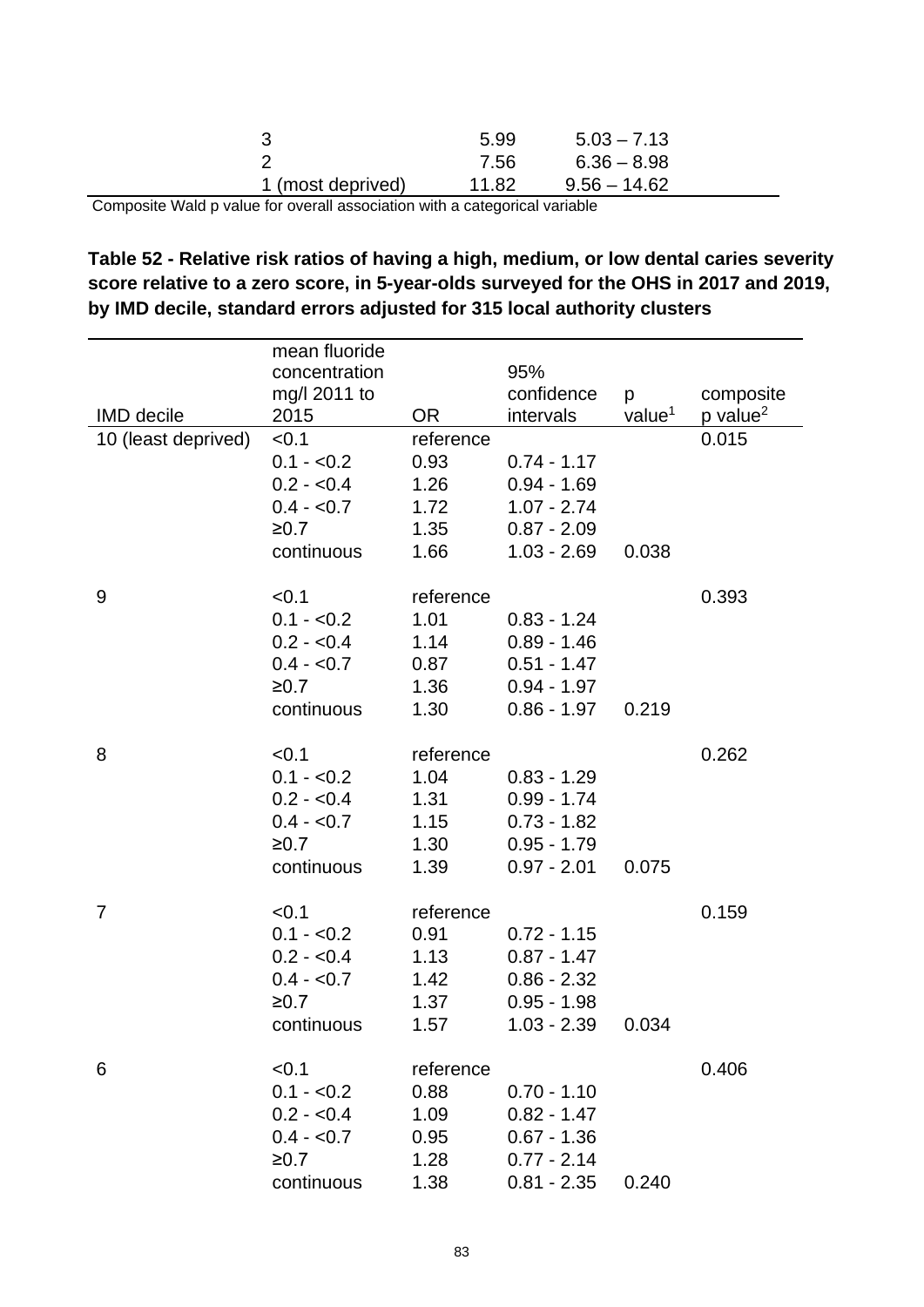| | | |
|---|---|---|
| 3 | 5.99 | 5.03 – 7.13 |
| 2 | 7.56 | 6.36 – 8.98 |
| 1 (most deprived) | 11.82 | 9.56 – 14.62 |

Composite Wald p value for overall association with a categorical variable

**Table 52 - Relative risk ratios of having a high, medium, or low dental caries severity score relative to a zero score, in 5-year-olds surveyed for the OHS in 2017 and 2019, by IMD decile, standard errors adjusted for 315 local authority clusters**

| IMD decile | mean fluoride concentration mg/l 2011 to 2015 | OR | 95% confidence intervals | p value[1] | composite p value[2] |
|---|---|---|---|---|---|
| 10 (least deprived) | <0.1 | reference | | | 0.015 |
| | 0.1 - <0.2 | 0.93 | 0.74 - 1.17 | | |
| | 0.2 - <0.4 | 1.26 | 0.94 - 1.69 | | |
| | 0.4 - <0.7 | 1.72 | 1.07 - 2.74 | | |
| | ≥0.7 | 1.35 | 0.87 - 2.09 | | |
| | continuous | 1.66 | 1.03 - 2.69 | 0.038 | |
| 9 | <0.1 | reference | | | 0.393 |
| | 0.1 - <0.2 | 1.01 | 0.83 - 1.24 | | |
| | 0.2 - <0.4 | 1.14 | 0.89 - 1.46 | | |
| | 0.4 - <0.7 | 0.87 | 0.51 - 1.47 | | |
| | ≥0.7 | 1.36 | 0.94 - 1.97 | | |
| | continuous | 1.30 | 0.86 - 1.97 | 0.219 | |
| 8 | <0.1 | reference | | | 0.262 |
| | 0.1 - <0.2 | 1.04 | 0.83 - 1.29 | | |
| | 0.2 - <0.4 | 1.31 | 0.99 - 1.74 | | |
| | 0.4 - <0.7 | 1.15 | 0.73 - 1.82 | | |
| | ≥0.7 | 1.30 | 0.95 - 1.79 | | |
| | continuous | 1.39 | 0.97 - 2.01 | 0.075 | |
| 7 | <0.1 | reference | | | 0.159 |
| | 0.1 - <0.2 | 0.91 | 0.72 - 1.15 | | |
| | 0.2 - <0.4 | 1.13 | 0.87 - 1.47 | | |
| | 0.4 - <0.7 | 1.42 | 0.86 - 2.32 | | |
| | ≥0.7 | 1.37 | 0.95 - 1.98 | | |
| | continuous | 1.57 | 1.03 - 2.39 | 0.034 | |
| 6 | <0.1 | reference | | | 0.406 |
| | 0.1 - <0.2 | 0.88 | 0.70 - 1.10 | | |
| | 0.2 - <0.4 | 1.09 | 0.82 - 1.47 | | |
| | 0.4 - <0.7 | 0.95 | 0.67 - 1.36 | | |
| | ≥0.7 | 1.28 | 0.77 - 2.14 | | |
| | continuous | 1.38 | 0.81 - 2.35 | 0.240 | |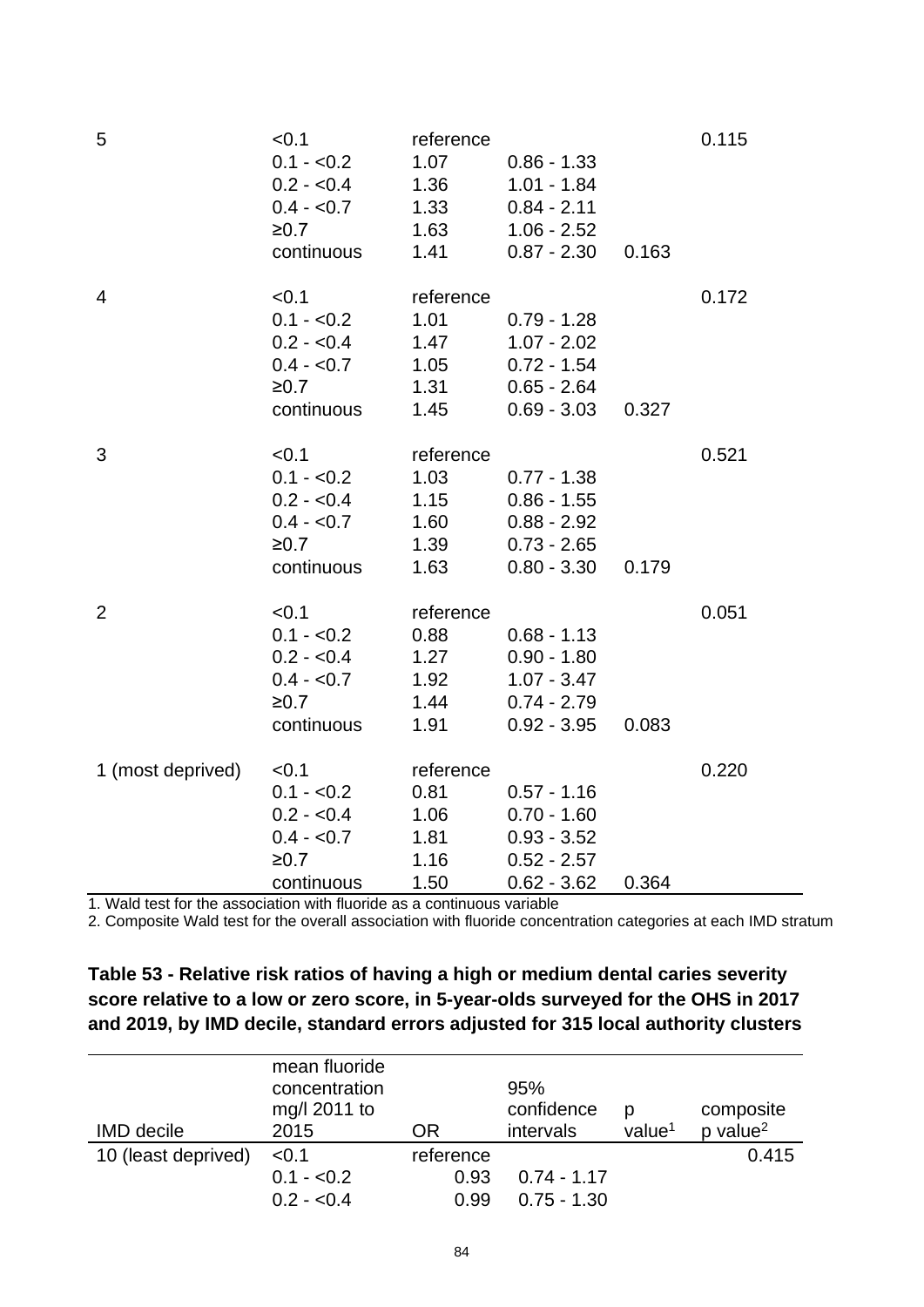| IMD decile | mean fluoride concentration mg/l 2011 to 2015 | OR | 95% confidence intervals | p value[1] | composite p value[2] |
|---|---|---|---|---|---|
| 5 | <0.1 | reference | | | 0.115 |
| | 0.1 - <0.2 | 1.07 | 0.86 - 1.33 | | |
| | 0.2 - <0.4 | 1.36 | 1.01 - 1.84 | | |
| | 0.4 - <0.7 | 1.33 | 0.84 - 2.11 | | |
| | ≥0.7 | 1.63 | 1.06 - 2.52 | | |
| | continuous | 1.41 | 0.87 - 2.30 | 0.163 | |
| 4 | <0.1 | reference | | | 0.172 |
| | 0.1 - <0.2 | 1.01 | 0.79 - 1.28 | | |
| | 0.2 - <0.4 | 1.47 | 1.07 - 2.02 | | |
| | 0.4 - <0.7 | 1.05 | 0.72 - 1.54 | | |
| | ≥0.7 | 1.31 | 0.65 - 2.64 | | |
| | continuous | 1.45 | 0.69 - 3.03 | 0.327 | |
| 3 | <0.1 | reference | | | 0.521 |
| | 0.1 - <0.2 | 1.03 | 0.77 - 1.38 | | |
| | 0.2 - <0.4 | 1.15 | 0.86 - 1.55 | | |
| | 0.4 - <0.7 | 1.60 | 0.88 - 2.92 | | |
| | ≥0.7 | 1.39 | 0.73 - 2.65 | | |
| | continuous | 1.63 | 0.80 - 3.30 | 0.179 | |
| 2 | <0.1 | reference | | | 0.051 |
| | 0.1 - <0.2 | 0.88 | 0.68 - 1.13 | | |
| | 0.2 - <0.4 | 1.27 | 0.90 - 1.80 | | |
| | 0.4 - <0.7 | 1.92 | 1.07 - 3.47 | | |
| | ≥0.7 | 1.44 | 0.74 - 2.79 | | |
| | continuous | 1.91 | 0.92 - 3.95 | 0.083 | |
| 1 (most deprived) | <0.1 | reference | | | 0.220 |
| | 0.1 - <0.2 | 0.81 | 0.57 - 1.16 | | |
| | 0.2 - <0.4 | 1.06 | 0.70 - 1.60 | | |
| | 0.4 - <0.7 | 1.81 | 0.93 - 3.52 | | |
| | ≥0.7 | 1.16 | 0.52 - 2.57 | | |
| | continuous | 1.50 | 0.62 - 3.62 | 0.364 | |

1. Wald test for the association with fluoride as a continuous variable
2. Composite Wald test for the overall association with fluoride concentration categories at each IMD stratum

**Table 53 - Relative risk ratios of having a high or medium dental caries severity score relative to a low or zero score, in 5-year-olds surveyed for the OHS in 2017 and 2019, by IMD decile, standard errors adjusted for 315 local authority clusters**

| IMD decile | mean fluoride concentration mg/l 2011 to 2015 | OR | 95% confidence intervals | p value[1] | composite p value[2] |
|---|---|---|---|---|---|
| 10 (least deprived) | <0.1 | reference | | | 0.415 |
| | 0.1 - <0.2 | 0.93 | 0.74 - 1.17 | | |
| | 0.2 - <0.4 | 0.99 | 0.75 - 1.30 | | |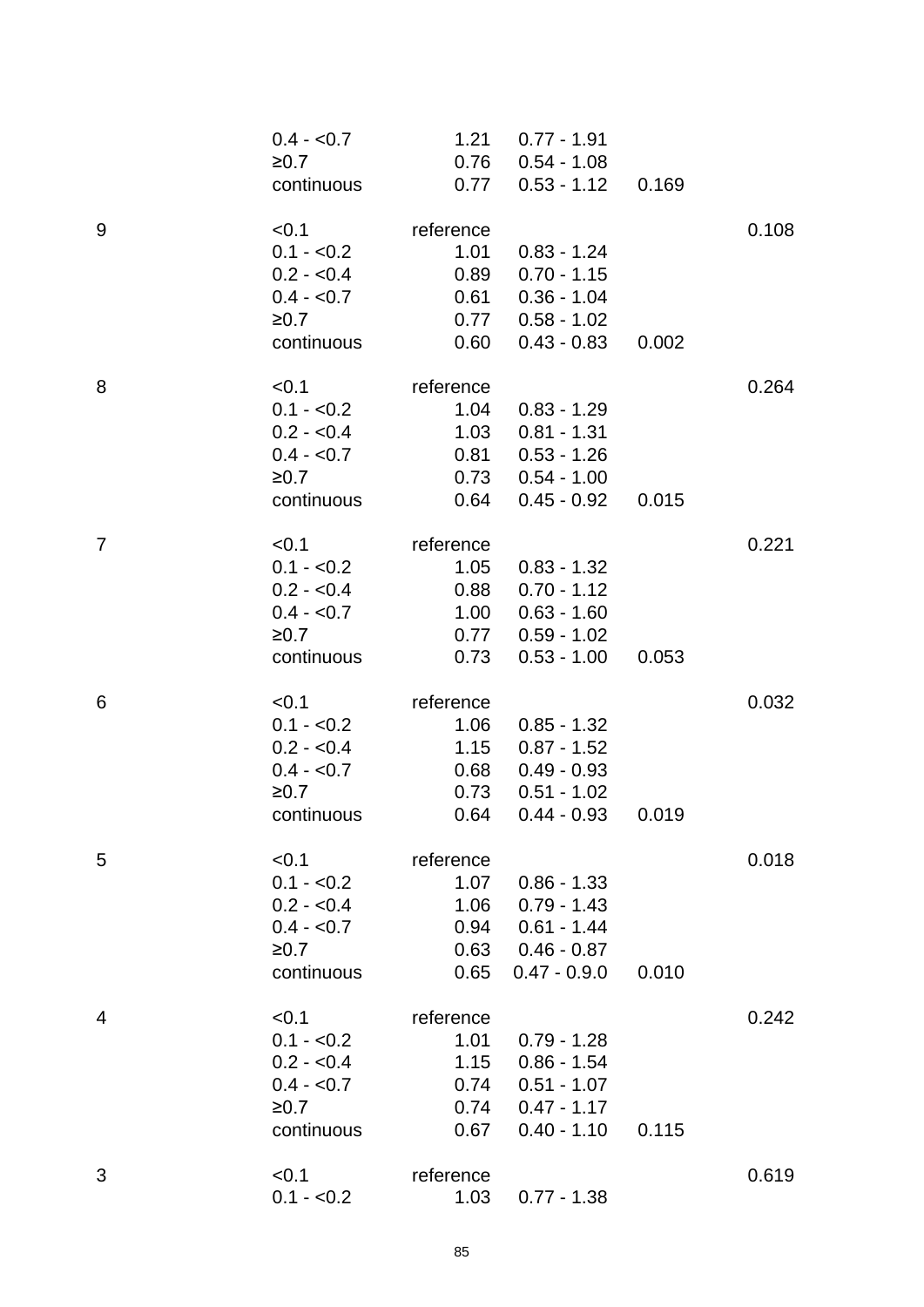| | | | | | |
|---|---|---|---|---|---|
| | 0.4 - <0.7 | 1.21 | 0.77 - 1.91 | | |
| | ≥0.7 | 0.76 | 0.54 - 1.08 | | |
| | continuous | 0.77 | 0.53 - 1.12 | 0.169 | |
| | | | | | |
| 9 | <0.1 | reference | | | 0.108 |
| | 0.1 - <0.2 | 1.01 | 0.83 - 1.24 | | |
| | 0.2 - <0.4 | 0.89 | 0.70 - 1.15 | | |
| | 0.4 - <0.7 | 0.61 | 0.36 - 1.04 | | |
| | ≥0.7 | 0.77 | 0.58 - 1.02 | | |
| | continuous | 0.60 | 0.43 - 0.83 | 0.002 | |
| | | | | | |
| 8 | <0.1 | reference | | | 0.264 |
| | 0.1 - <0.2 | 1.04 | 0.83 - 1.29 | | |
| | 0.2 - <0.4 | 1.03 | 0.81 - 1.31 | | |
| | 0.4 - <0.7 | 0.81 | 0.53 - 1.26 | | |
| | ≥0.7 | 0.73 | 0.54 - 1.00 | | |
| | continuous | 0.64 | 0.45 - 0.92 | 0.015 | |
| | | | | | |
| 7 | <0.1 | reference | | | 0.221 |
| | 0.1 - <0.2 | 1.05 | 0.83 - 1.32 | | |
| | 0.2 - <0.4 | 0.88 | 0.70 - 1.12 | | |
| | 0.4 - <0.7 | 1.00 | 0.63 - 1.60 | | |
| | ≥0.7 | 0.77 | 0.59 - 1.02 | | |
| | continuous | 0.73 | 0.53 - 1.00 | 0.053 | |
| | | | | | |
| 6 | <0.1 | reference | | | 0.032 |
| | 0.1 - <0.2 | 1.06 | 0.85 - 1.32 | | |
| | 0.2 - <0.4 | 1.15 | 0.87 - 1.52 | | |
| | 0.4 - <0.7 | 0.68 | 0.49 - 0.93 | | |
| | ≥0.7 | 0.73 | 0.51 - 1.02 | | |
| | continuous | 0.64 | 0.44 - 0.93 | 0.019 | |
| | | | | | |
| 5 | <0.1 | reference | | | 0.018 |
| | 0.1 - <0.2 | 1.07 | 0.86 - 1.33 | | |
| | 0.2 - <0.4 | 1.06 | 0.79 - 1.43 | | |
| | 0.4 - <0.7 | 0.94 | 0.61 - 1.44 | | |
| | ≥0.7 | 0.63 | 0.46 - 0.87 | | |
| | continuous | 0.65 | 0.47 - 0.9.0 | 0.010 | |
| | | | | | |
| 4 | <0.1 | reference | | | 0.242 |
| | 0.1 - <0.2 | 1.01 | 0.79 - 1.28 | | |
| | 0.2 - <0.4 | 1.15 | 0.86 - 1.54 | | |
| | 0.4 - <0.7 | 0.74 | 0.51 - 1.07 | | |
| | ≥0.7 | 0.74 | 0.47 - 1.17 | | |
| | continuous | 0.67 | 0.40 - 1.10 | 0.115 | |
| | | | | | |
| 3 | <0.1 | reference | | | 0.619 |
| | 0.1 - <0.2 | 1.03 | 0.77 - 1.38 | | |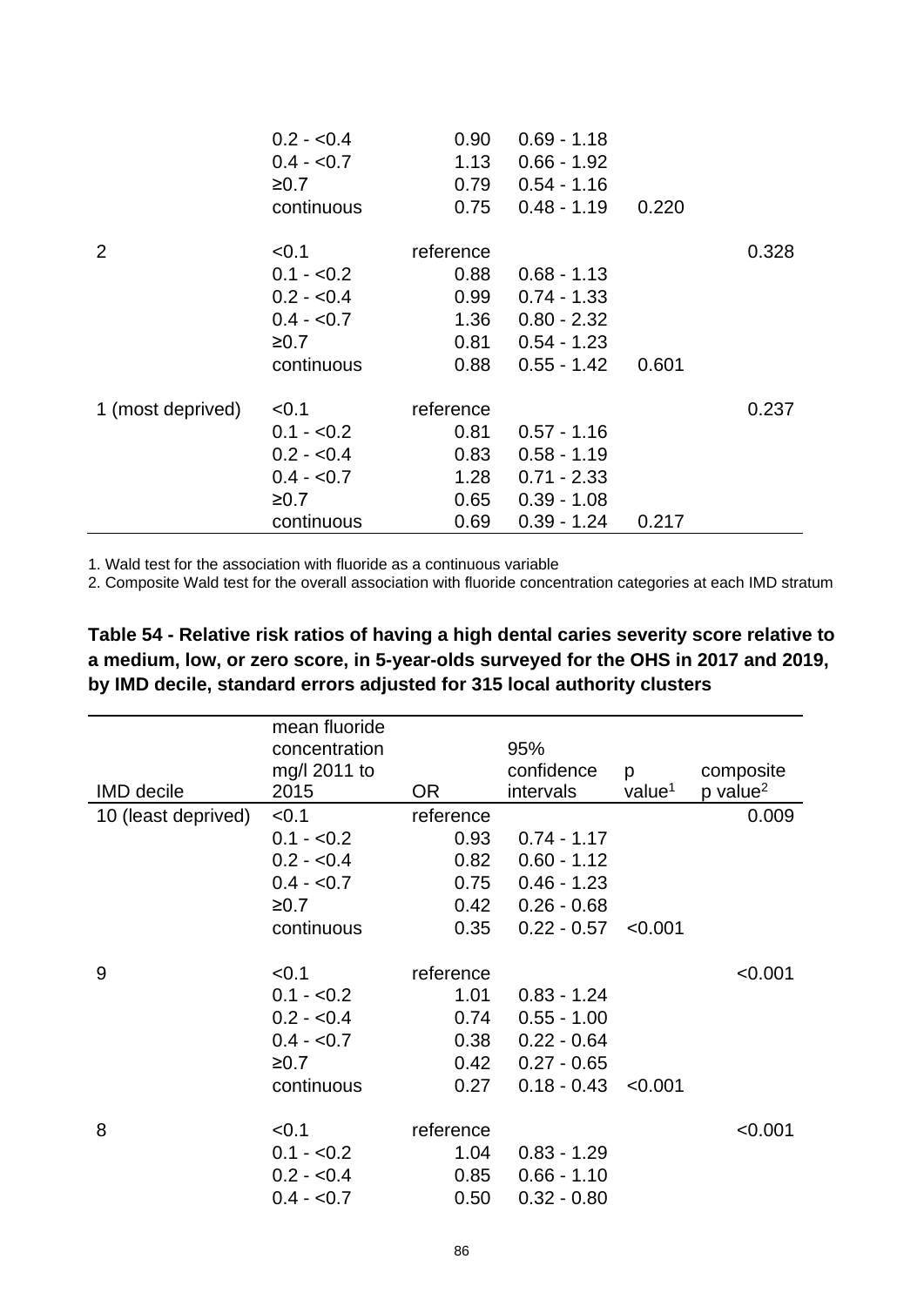| | 0.2 - <0.4 | 0.90 | 0.69 - 1.18 | | |
|---|---|---|---|---|---|
| | 0.4 - <0.7 | 1.13 | 0.66 - 1.92 | | |
| | ≥0.7 | 0.79 | 0.54 - 1.16 | | |
| | continuous | 0.75 | 0.48 - 1.19 | 0.220 | |
| 2 | <0.1 | reference | | | 0.328 |
| | 0.1 - <0.2 | 0.88 | 0.68 - 1.13 | | |
| | 0.2 - <0.4 | 0.99 | 0.74 - 1.33 | | |
| | 0.4 - <0.7 | 1.36 | 0.80 - 2.32 | | |
| | ≥0.7 | 0.81 | 0.54 - 1.23 | | |
| | continuous | 0.88 | 0.55 - 1.42 | 0.601 | |
| 1 (most deprived) | <0.1 | reference | | | 0.237 |
| | 0.1 - <0.2 | 0.81 | 0.57 - 1.16 | | |
| | 0.2 - <0.4 | 0.83 | 0.58 - 1.19 | | |
| | 0.4 - <0.7 | 1.28 | 0.71 - 2.33 | | |
| | ≥0.7 | 0.65 | 0.39 - 1.08 | | |
| | continuous | 0.69 | 0.39 - 1.24 | 0.217 | |

1. Wald test for the association with fluoride as a continuous variable
2. Composite Wald test for the overall association with fluoride concentration categories at each IMD stratum

**Table 54 - Relative risk ratios of having a high dental caries severity score relative to a medium, low, or zero score, in 5-year-olds surveyed for the OHS in 2017 and 2019, by IMD decile, standard errors adjusted for 315 local authority clusters**

| IMD decile | mean fluoride concentration mg/l 2011 to 2015 | OR | 95% confidence intervals | p value[1] | composite p value[2] |
|---|---|---|---|---|---|
| 10 (least deprived) | <0.1 | reference | | | 0.009 |
| | 0.1 - <0.2 | 0.93 | 0.74 - 1.17 | | |
| | 0.2 - <0.4 | 0.82 | 0.60 - 1.12 | | |
| | 0.4 - <0.7 | 0.75 | 0.46 - 1.23 | | |
| | ≥0.7 | 0.42 | 0.26 - 0.68 | | |
| | continuous | 0.35 | 0.22 - 0.57 | <0.001 | |
| 9 | <0.1 | reference | | | <0.001 |
| | 0.1 - <0.2 | 1.01 | 0.83 - 1.24 | | |
| | 0.2 - <0.4 | 0.74 | 0.55 - 1.00 | | |
| | 0.4 - <0.7 | 0.38 | 0.22 - 0.64 | | |
| | ≥0.7 | 0.42 | 0.27 - 0.65 | | |
| | continuous | 0.27 | 0.18 - 0.43 | <0.001 | |
| 8 | <0.1 | reference | | | <0.001 |
| | 0.1 - <0.2 | 1.04 | 0.83 - 1.29 | | |
| | 0.2 - <0.4 | 0.85 | 0.66 - 1.10 | | |
| | 0.4 - <0.7 | 0.50 | 0.32 - 0.80 | | |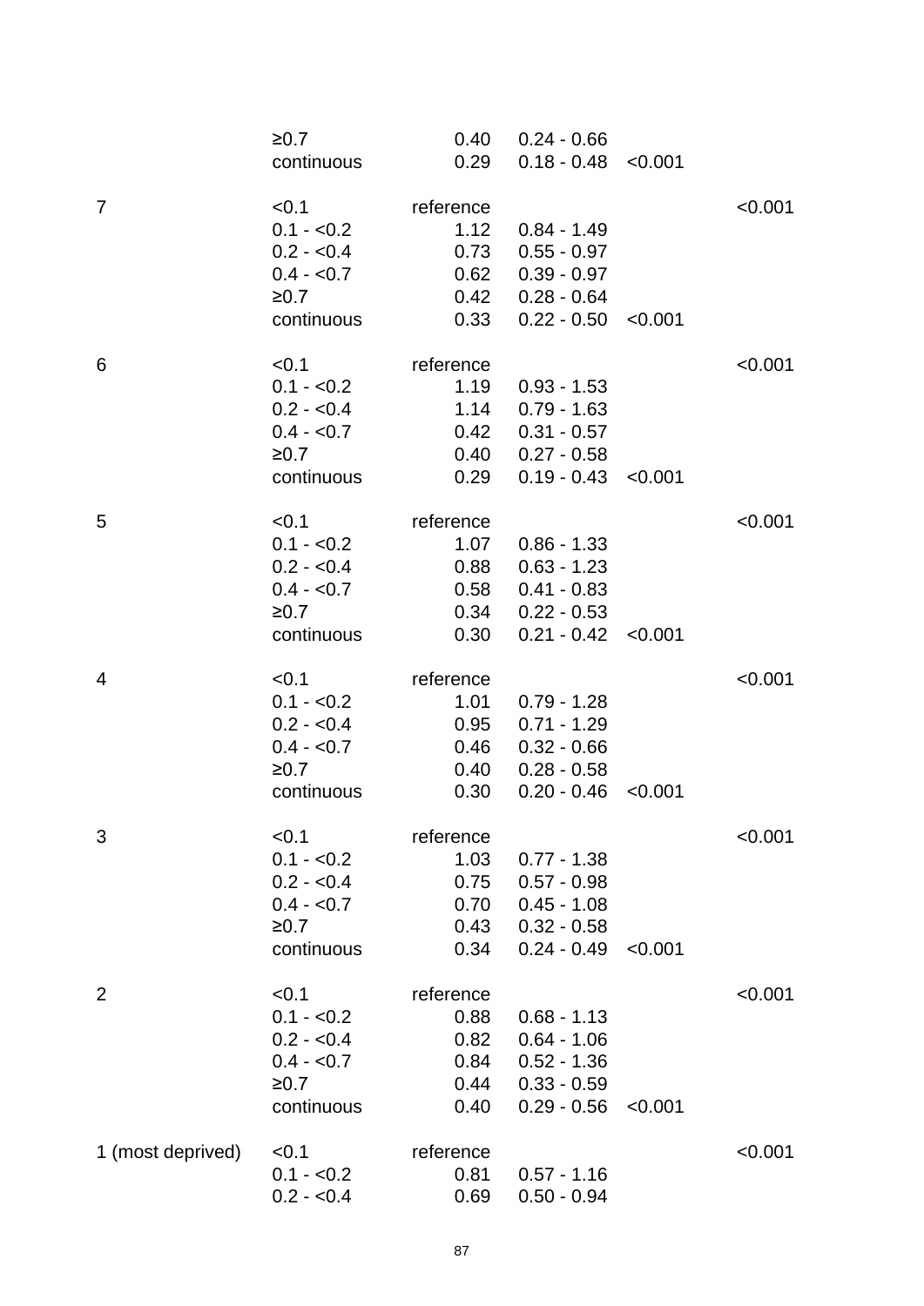| | | | | | |
|---|---|---|---|---|---|
| | ≥0.7 | 0.40 | 0.24 - 0.66 | | |
| | continuous | 0.29 | 0.18 - 0.48 | <0.001 | |
| | | | | | |
| 7 | <0.1 | reference | | | <0.001 |
| | 0.1 - <0.2 | 1.12 | 0.84 - 1.49 | | |
| | 0.2 - <0.4 | 0.73 | 0.55 - 0.97 | | |
| | 0.4 - <0.7 | 0.62 | 0.39 - 0.97 | | |
| | ≥0.7 | 0.42 | 0.28 - 0.64 | | |
| | continuous | 0.33 | 0.22 - 0.50 | <0.001 | |
| | | | | | |
| 6 | <0.1 | reference | | | <0.001 |
| | 0.1 - <0.2 | 1.19 | 0.93 - 1.53 | | |
| | 0.2 - <0.4 | 1.14 | 0.79 - 1.63 | | |
| | 0.4 - <0.7 | 0.42 | 0.31 - 0.57 | | |
| | ≥0.7 | 0.40 | 0.27 - 0.58 | | |
| | continuous | 0.29 | 0.19 - 0.43 | <0.001 | |
| | | | | | |
| 5 | <0.1 | reference | | | <0.001 |
| | 0.1 - <0.2 | 1.07 | 0.86 - 1.33 | | |
| | 0.2 - <0.4 | 0.88 | 0.63 - 1.23 | | |
| | 0.4 - <0.7 | 0.58 | 0.41 - 0.83 | | |
| | ≥0.7 | 0.34 | 0.22 - 0.53 | | |
| | continuous | 0.30 | 0.21 - 0.42 | <0.001 | |
| | | | | | |
| 4 | <0.1 | reference | | | <0.001 |
| | 0.1 - <0.2 | 1.01 | 0.79 - 1.28 | | |
| | 0.2 - <0.4 | 0.95 | 0.71 - 1.29 | | |
| | 0.4 - <0.7 | 0.46 | 0.32 - 0.66 | | |
| | ≥0.7 | 0.40 | 0.28 - 0.58 | | |
| | continuous | 0.30 | 0.20 - 0.46 | <0.001 | |
| | | | | | |
| 3 | <0.1 | reference | | | <0.001 |
| | 0.1 - <0.2 | 1.03 | 0.77 - 1.38 | | |
| | 0.2 - <0.4 | 0.75 | 0.57 - 0.98 | | |
| | 0.4 - <0.7 | 0.70 | 0.45 - 1.08 | | |
| | ≥0.7 | 0.43 | 0.32 - 0.58 | | |
| | continuous | 0.34 | 0.24 - 0.49 | <0.001 | |
| | | | | | |
| 2 | <0.1 | reference | | | <0.001 |
| | 0.1 - <0.2 | 0.88 | 0.68 - 1.13 | | |
| | 0.2 - <0.4 | 0.82 | 0.64 - 1.06 | | |
| | 0.4 - <0.7 | 0.84 | 0.52 - 1.36 | | |
| | ≥0.7 | 0.44 | 0.33 - 0.59 | | |
| | continuous | 0.40 | 0.29 - 0.56 | <0.001 | |
| | | | | | |
| 1 (most deprived) | <0.1 | reference | | | <0.001 |
| | 0.1 - <0.2 | 0.81 | 0.57 - 1.16 | | |
| | 0.2 - <0.4 | 0.69 | 0.50 - 0.94 | | |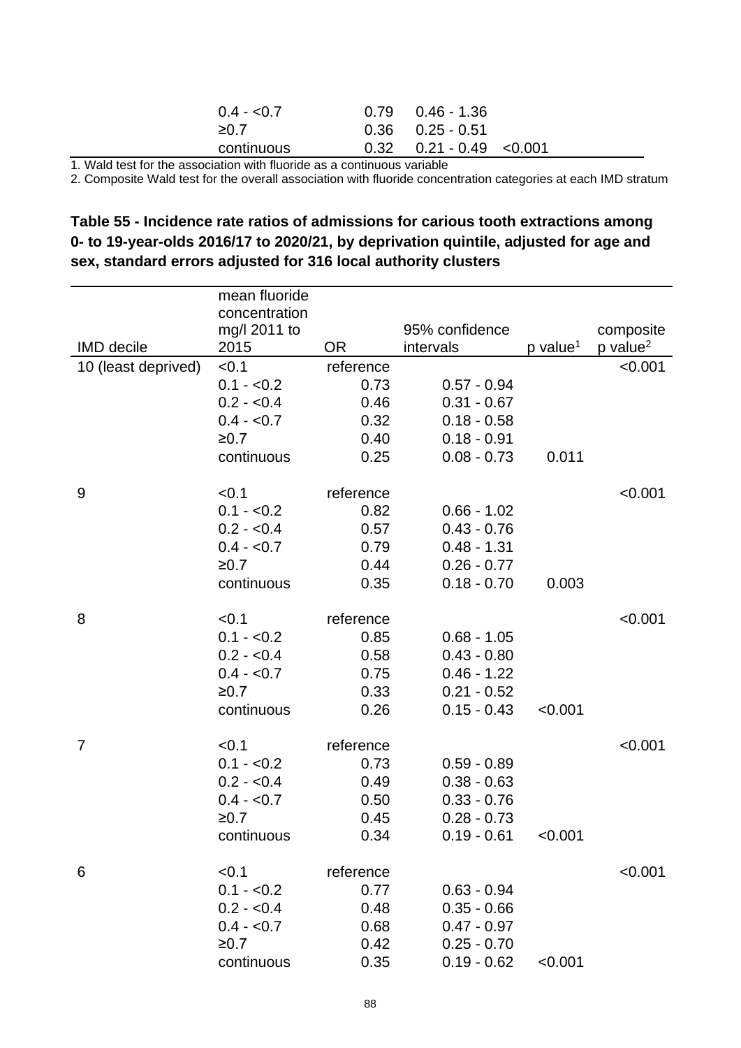| | | | | | |
|---|---|---|---|---|---|
| | 0.4 - <0.7 | 0.79 | 0.46 - 1.36 | | |
| | ≥0.7 | 0.36 | 0.25 - 0.51 | | |
| | continuous | 0.32 | 0.21 - 0.49 | <0.001 | |

1. Wald test for the association with fluoride as a continuous variable

2. Composite Wald test for the overall association with fluoride concentration categories at each IMD stratum

**Table 55 - Incidence rate ratios of admissions for carious tooth extractions among 0- to 19-year-olds 2016/17 to 2020/21, by deprivation quintile, adjusted for age and sex, standard errors adjusted for 316 local authority clusters**

| IMD decile | mean fluoride concentration mg/l 2011 to 2015 | OR | 95% confidence intervals | p value[1] | composite p value[2] |
|---|---|---|---|---|---|
| 10 (least deprived) | <0.1 | reference | | | <0.001 |
| | 0.1 - <0.2 | 0.73 | 0.57 - 0.94 | | |
| | 0.2 - <0.4 | 0.46 | 0.31 - 0.67 | | |
| | 0.4 - <0.7 | 0.32 | 0.18 - 0.58 | | |
| | ≥0.7 | 0.40 | 0.18 - 0.91 | | |
| | continuous | 0.25 | 0.08 - 0.73 | 0.011 | |
| 9 | <0.1 | reference | | | <0.001 |
| | 0.1 - <0.2 | 0.82 | 0.66 - 1.02 | | |
| | 0.2 - <0.4 | 0.57 | 0.43 - 0.76 | | |
| | 0.4 - <0.7 | 0.79 | 0.48 - 1.31 | | |
| | ≥0.7 | 0.44 | 0.26 - 0.77 | | |
| | continuous | 0.35 | 0.18 - 0.70 | 0.003 | |
| 8 | <0.1 | reference | | | <0.001 |
| | 0.1 - <0.2 | 0.85 | 0.68 - 1.05 | | |
| | 0.2 - <0.4 | 0.58 | 0.43 - 0.80 | | |
| | 0.4 - <0.7 | 0.75 | 0.46 - 1.22 | | |
| | ≥0.7 | 0.33 | 0.21 - 0.52 | | |
| | continuous | 0.26 | 0.15 - 0.43 | <0.001 | |
| 7 | <0.1 | reference | | | <0.001 |
| | 0.1 - <0.2 | 0.73 | 0.59 - 0.89 | | |
| | 0.2 - <0.4 | 0.49 | 0.38 - 0.63 | | |
| | 0.4 - <0.7 | 0.50 | 0.33 - 0.76 | | |
| | ≥0.7 | 0.45 | 0.28 - 0.73 | | |
| | continuous | 0.34 | 0.19 - 0.61 | <0.001 | |
| 6 | <0.1 | reference | | | <0.001 |
| | 0.1 - <0.2 | 0.77 | 0.63 - 0.94 | | |
| | 0.2 - <0.4 | 0.48 | 0.35 - 0.66 | | |
| | 0.4 - <0.7 | 0.68 | 0.47 - 0.97 | | |
| | ≥0.7 | 0.42 | 0.25 - 0.70 | | |
| | continuous | 0.35 | 0.19 - 0.62 | <0.001 | |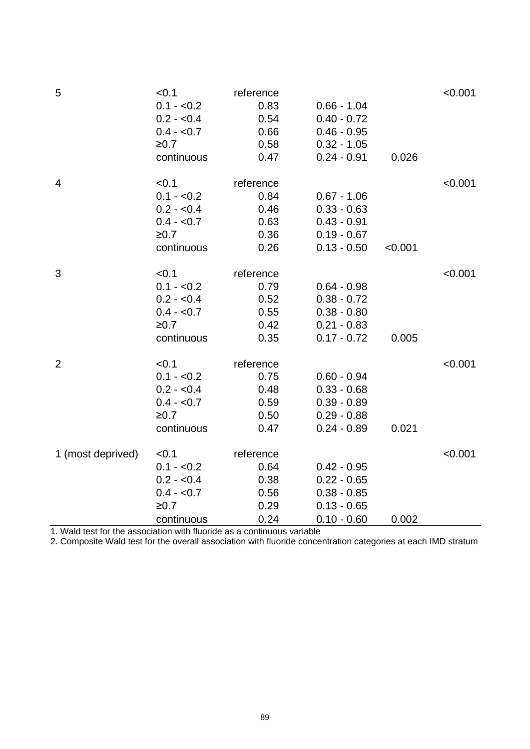| | | | | | |
|---|---|---|---|---|---|
| 5 | <0.1 | reference | | | <0.001 |
| | 0.1 - <0.2 | 0.83 | 0.66 - 1.04 | | |
| | 0.2 - <0.4 | 0.54 | 0.40 - 0.72 | | |
| | 0.4 - <0.7 | 0.66 | 0.46 - 0.95 | | |
| | ≥0.7 | 0.58 | 0.32 - 1.05 | | |
| | continuous | 0.47 | 0.24 - 0.91 | 0.026 | |
| 4 | <0.1 | reference | | | <0.001 |
| | 0.1 - <0.2 | 0.84 | 0.67 - 1.06 | | |
| | 0.2 - <0.4 | 0.46 | 0.33 - 0.63 | | |
| | 0.4 - <0.7 | 0.63 | 0.43 - 0.91 | | |
| | ≥0.7 | 0.36 | 0.19 - 0.67 | | |
| | continuous | 0.26 | 0.13 - 0.50 | <0.001 | |
| 3 | <0.1 | reference | | | <0.001 |
| | 0.1 - <0.2 | 0.79 | 0.64 - 0.98 | | |
| | 0.2 - <0.4 | 0.52 | 0.38 - 0.72 | | |
| | 0.4 - <0.7 | 0.55 | 0.38 - 0.80 | | |
| | ≥0.7 | 0.42 | 0.21 - 0.83 | | |
| | continuous | 0.35 | 0.17 - 0.72 | 0.005 | |
| 2 | <0.1 | reference | | | <0.001 |
| | 0.1 - <0.2 | 0.75 | 0.60 - 0.94 | | |
| | 0.2 - <0.4 | 0.48 | 0.33 - 0.68 | | |
| | 0.4 - <0.7 | 0.59 | 0.39 - 0.89 | | |
| | ≥0.7 | 0.50 | 0.29 - 0.88 | | |
| | continuous | 0.47 | 0.24 - 0.89 | 0.021 | |
| 1 (most deprived) | <0.1 | reference | | | <0.001 |
| | 0.1 - <0.2 | 0.64 | 0.42 - 0.95 | | |
| | 0.2 - <0.4 | 0.38 | 0.22 - 0.65 | | |
| | 0.4 - <0.7 | 0.56 | 0.38 - 0.85 | | |
| | ≥0.7 | 0.29 | 0.13 - 0.65 | | |
| | continuous | 0.24 | 0.10 - 0.60 | 0.002 | |

1. Wald test for the association with fluoride as a continuous variable
2. Composite Wald test for the overall association with fluoride concentration categories at each IMD stratum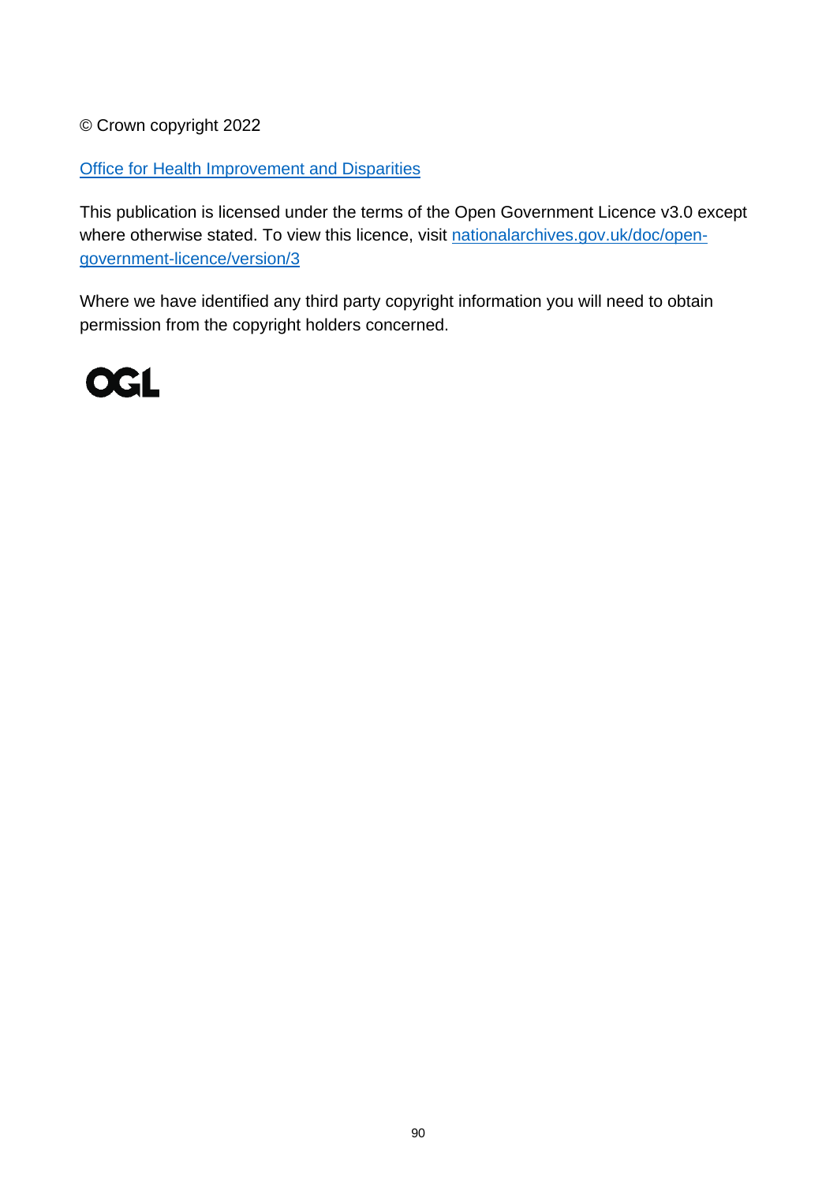© Crown copyright 2022

[Office for Health Improvement and Disparities](#)

This publication is licensed under the terms of the Open Government Licence v3.0 except where otherwise stated. To view this licence, visit [nationalarchives.gov.uk/doc/open-government-licence/version/3](https://www.nationalarchives.gov.uk/doc/open-government-licence/version/3)

Where we have identified any third party copyright information you will need to obtain permission from the copyright holders concerned.

OGL